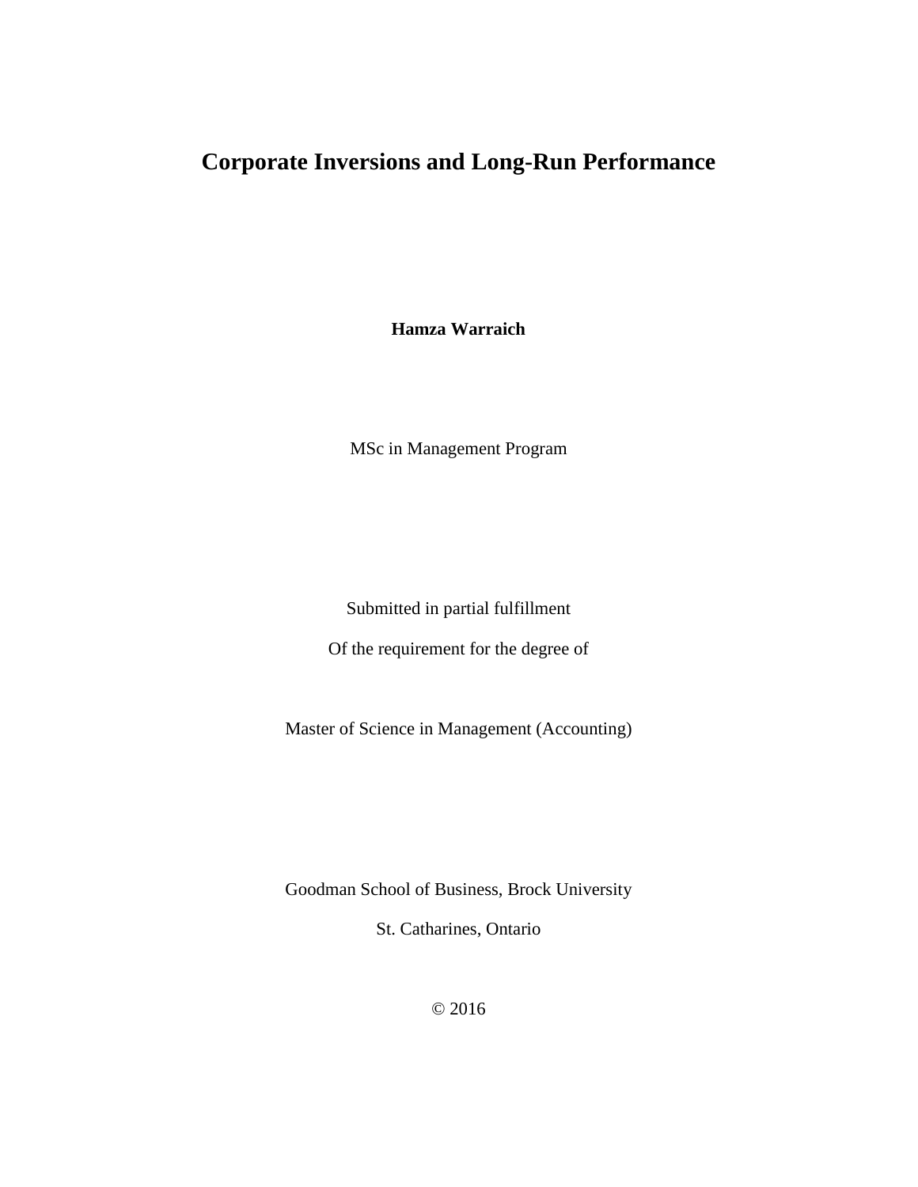# Corporate Inversions and Long-Run Performance

**Hamza Warraich**

MSc in Management Program

Submitted in partial fulfillment

Of the requirement for the degree of

Master of Science in Management (Accounting)

Goodman School of Business, Brock University

St. Catharines, Ontario

© 2016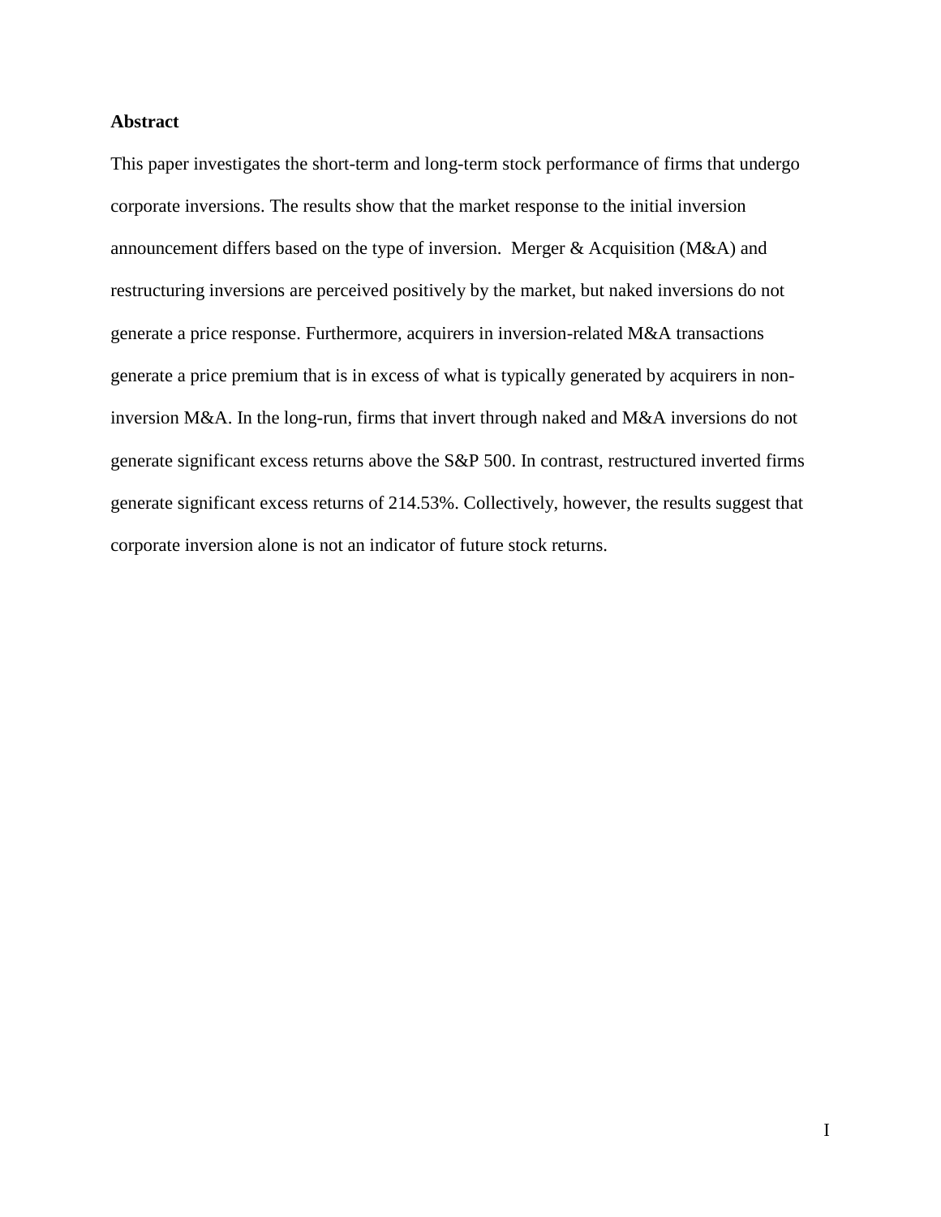**Abstract**

This paper investigates the short-term and long-term stock performance of firms that undergo corporate inversions. The results show that the market response to the initial inversion announcement differs based on the type of inversion. Merger & Acquisition (M&A) and restructuring inversions are perceived positively by the market, but naked inversions do not generate a price response. Furthermore, acquirers in inversion-related M&A transactions generate a price premium that is in excess of what is typically generated by acquirers in non-inversion M&A. In the long-run, firms that invert through naked and M&A inversions do not generate significant excess returns above the S&P 500. In contrast, restructured inverted firms generate significant excess returns of 214.53%. Collectively, however, the results suggest that corporate inversion alone is not an indicator of future stock returns.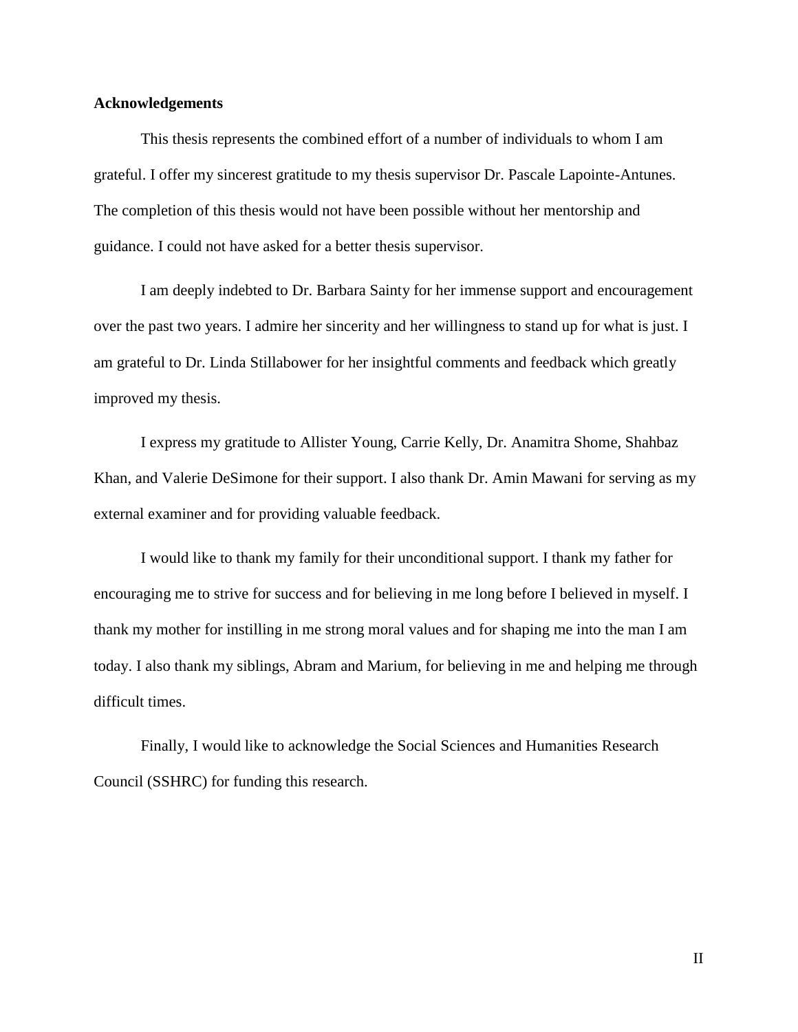## Acknowledgements

This thesis represents the combined effort of a number of individuals to whom I am grateful. I offer my sincerest gratitude to my thesis supervisor Dr. Pascale Lapointe-Antunes. The completion of this thesis would not have been possible without her mentorship and guidance. I could not have asked for a better thesis supervisor.

I am deeply indebted to Dr. Barbara Sainty for her immense support and encouragement over the past two years. I admire her sincerity and her willingness to stand up for what is just. I am grateful to Dr. Linda Stillabower for her insightful comments and feedback which greatly improved my thesis.

I express my gratitude to Allister Young, Carrie Kelly, Dr. Anamitra Shome, Shahbaz Khan, and Valerie DeSimone for their support. I also thank Dr. Amin Mawani for serving as my external examiner and for providing valuable feedback.

I would like to thank my family for their unconditional support. I thank my father for encouraging me to strive for success and for believing in me long before I believed in myself. I thank my mother for instilling in me strong moral values and for shaping me into the man I am today. I also thank my siblings, Abram and Marium, for believing in me and helping me through difficult times.

Finally, I would like to acknowledge the Social Sciences and Humanities Research Council (SSHRC) for funding this research.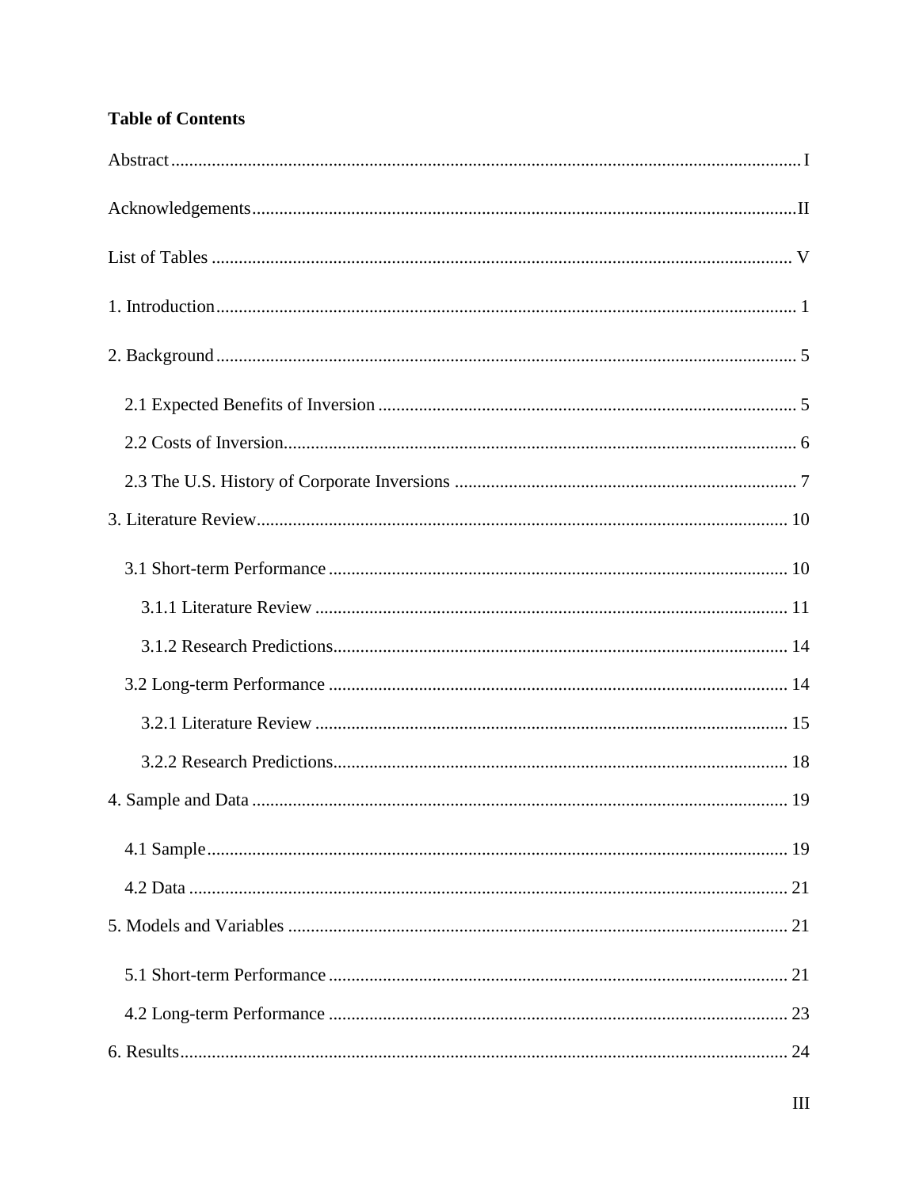**Table of Contents**

Abstract ........................................................................................................................ I

Acknowledgements .................................................................................................... II

List of Tables ............................................................................................................. V

1. Introduction ............................................................................................................. 1

2. Background ............................................................................................................. 5

  2.1 Expected Benefits of Inversion ........................................................................... 5

  2.2 Costs of Inversion ................................................................................................ 6

  2.3 The U.S. History of Corporate Inversions ........................................................... 7

3. Literature Review ................................................................................................... 10

  3.1 Short-term Performance ..................................................................................... 10

    3.1.1 Literature Review ........................................................................................ 11

    3.1.2 Research Predictions .................................................................................... 14

  3.2 Long-term Performance ..................................................................................... 14

    3.2.1 Literature Review ........................................................................................ 15

    3.2.2 Research Predictions .................................................................................... 18

4. Sample and Data ..................................................................................................... 19

  4.1 Sample ................................................................................................................ 19

  4.2 Data .................................................................................................................... 21

5. Models and Variables .............................................................................................. 21

  5.1 Short-term Performance ..................................................................................... 21

  4.2 Long-term Performance ..................................................................................... 23

6. Results ..................................................................................................................... 24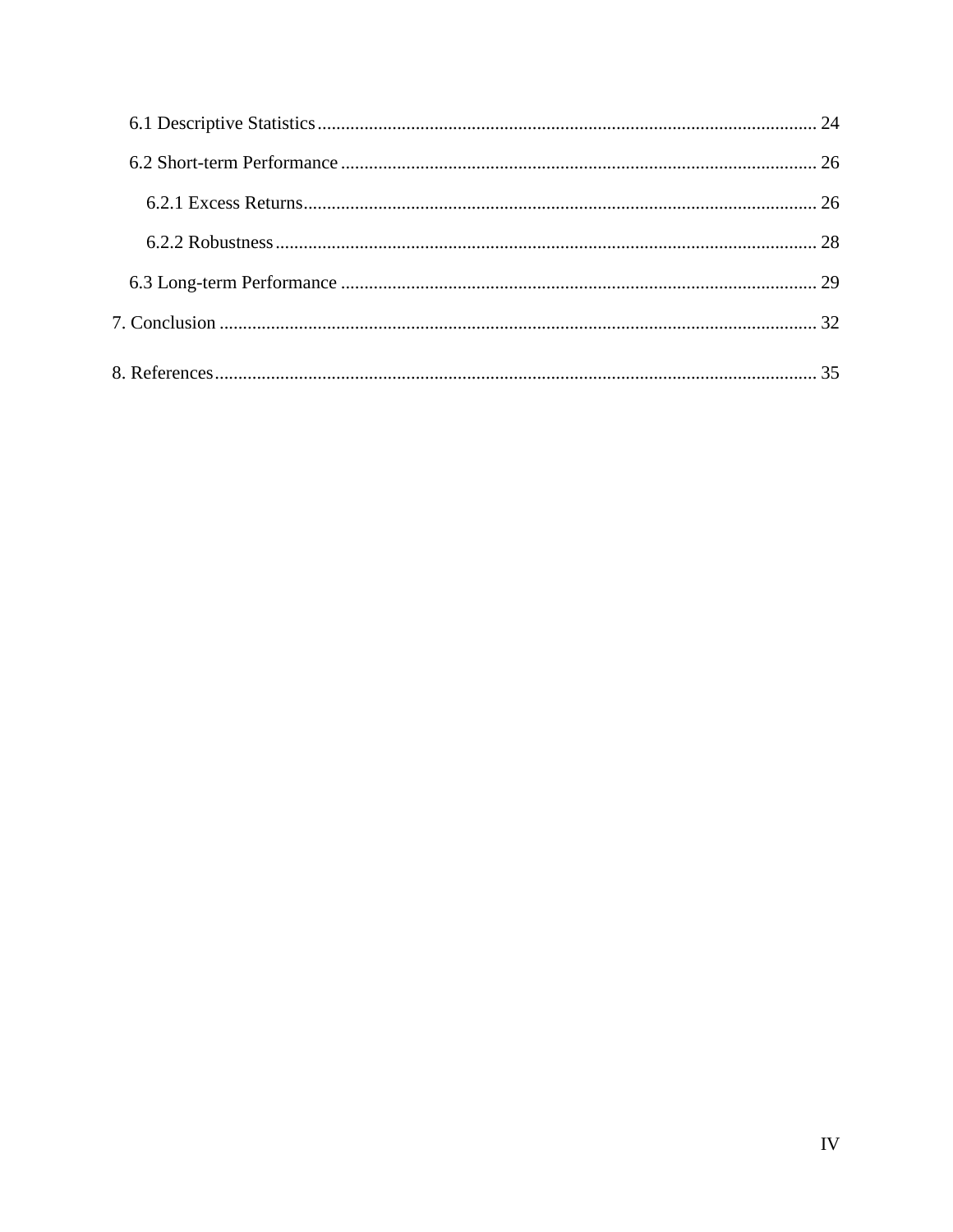6.1 Descriptive Statistics .......................................................................................................... 24

6.2 Short-term Performance ..................................................................................................... 26

6.2.1 Excess Returns............................................................................................................. 26

6.2.2 Robustness................................................................................................................... 28

6.3 Long-term Performance ..................................................................................................... 29

7. Conclusion .............................................................................................................................. 32

8. References................................................................................................................................ 35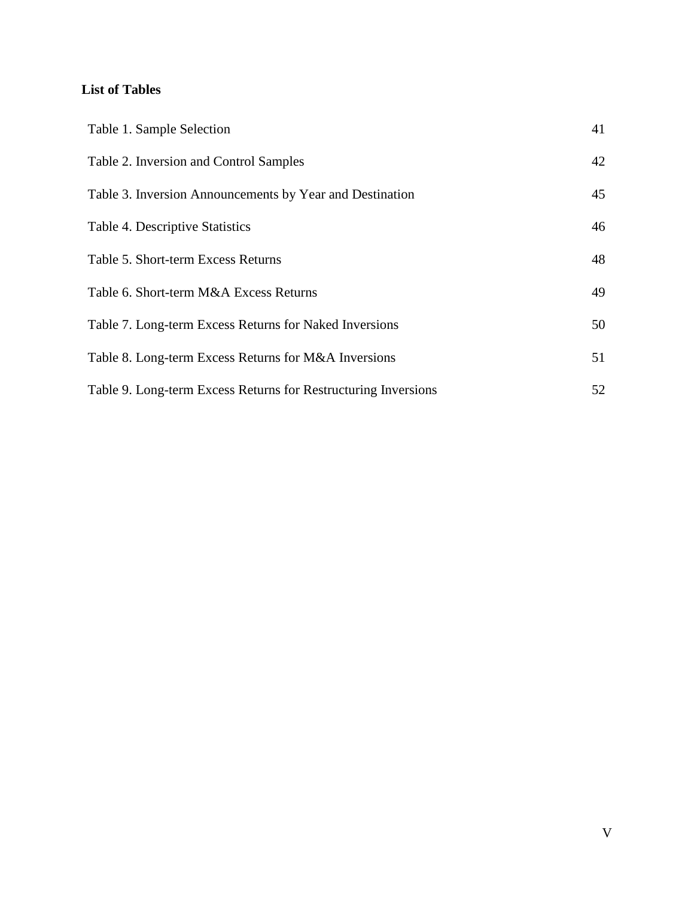**List of Tables**

| | |
|---|---|
| Table 1. Sample Selection | 41 |
| Table 2. Inversion and Control Samples | 42 |
| Table 3. Inversion Announcements by Year and Destination | 45 |
| Table 4. Descriptive Statistics | 46 |
| Table 5. Short-term Excess Returns | 48 |
| Table 6. Short-term M&A Excess Returns | 49 |
| Table 7. Long-term Excess Returns for Naked Inversions | 50 |
| Table 8. Long-term Excess Returns for M&A Inversions | 51 |
| Table 9. Long-term Excess Returns for Restructuring Inversions | 52 |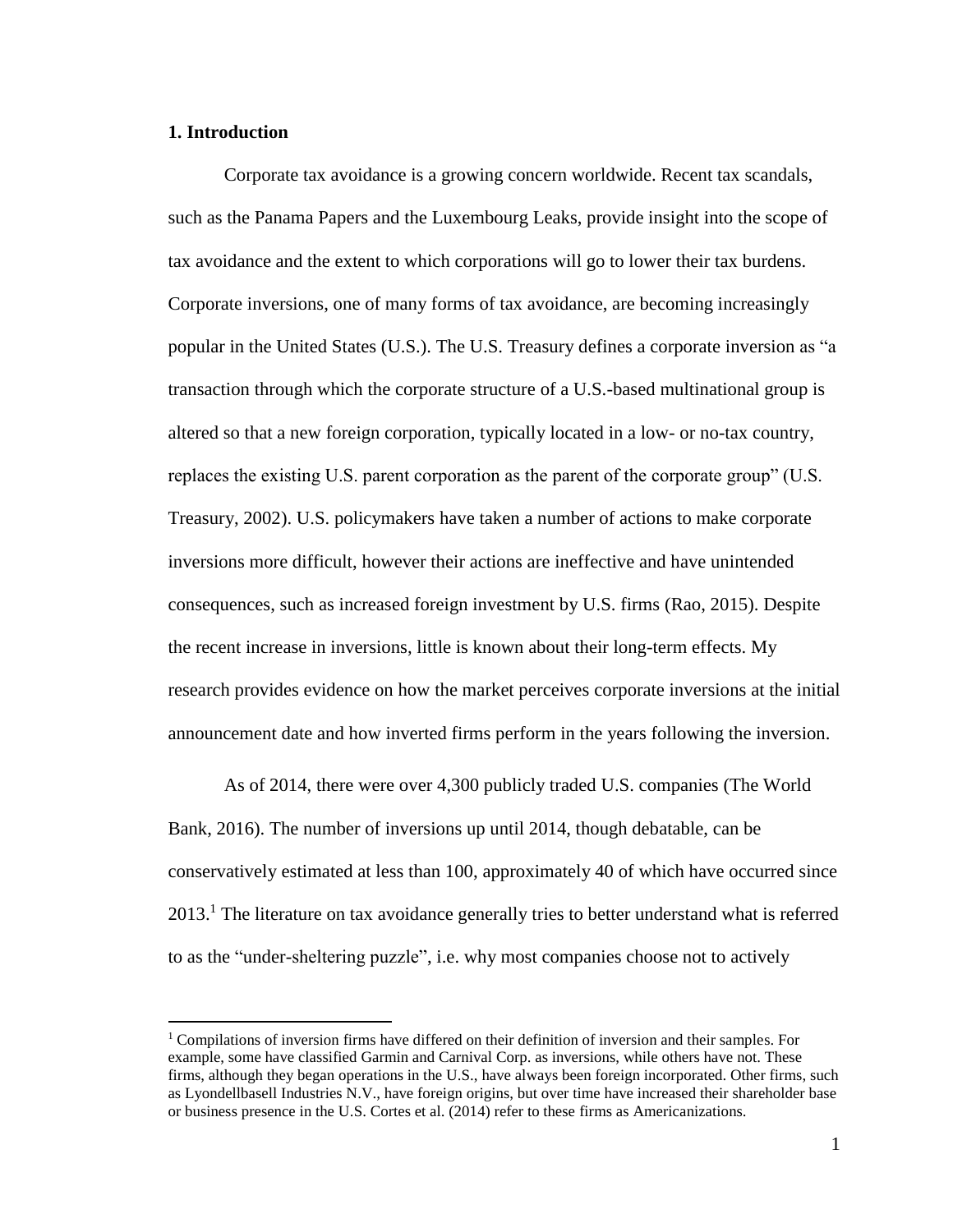## 1. Introduction

Corporate tax avoidance is a growing concern worldwide. Recent tax scandals, such as the Panama Papers and the Luxembourg Leaks, provide insight into the scope of tax avoidance and the extent to which corporations will go to lower their tax burdens. Corporate inversions, one of many forms of tax avoidance, are becoming increasingly popular in the United States (U.S.). The U.S. Treasury defines a corporate inversion as "a transaction through which the corporate structure of a U.S.-based multinational group is altered so that a new foreign corporation, typically located in a low- or no-tax country, replaces the existing U.S. parent corporation as the parent of the corporate group" (U.S. Treasury, 2002). U.S. policymakers have taken a number of actions to make corporate inversions more difficult, however their actions are ineffective and have unintended consequences, such as increased foreign investment by U.S. firms (Rao, 2015). Despite the recent increase in inversions, little is known about their long-term effects. My research provides evidence on how the market perceives corporate inversions at the initial announcement date and how inverted firms perform in the years following the inversion.

As of 2014, there were over 4,300 publicly traded U.S. companies (The World Bank, 2016). The number of inversions up until 2014, though debatable, can be conservatively estimated at less than 100, approximately 40 of which have occurred since 2013.[1] The literature on tax avoidance generally tries to better understand what is referred to as the "under-sheltering puzzle", i.e. why most companies choose not to actively

[1] Compilations of inversion firms have differed on their definition of inversion and their samples. For example, some have classified Garmin and Carnival Corp. as inversions, while others have not. These firms, although they began operations in the U.S., have always been foreign incorporated. Other firms, such as Lyondellbasell Industries N.V., have foreign origins, but over time have increased their shareholder base or business presence in the U.S. Cortes et al. (2014) refer to these firms as Americanizations.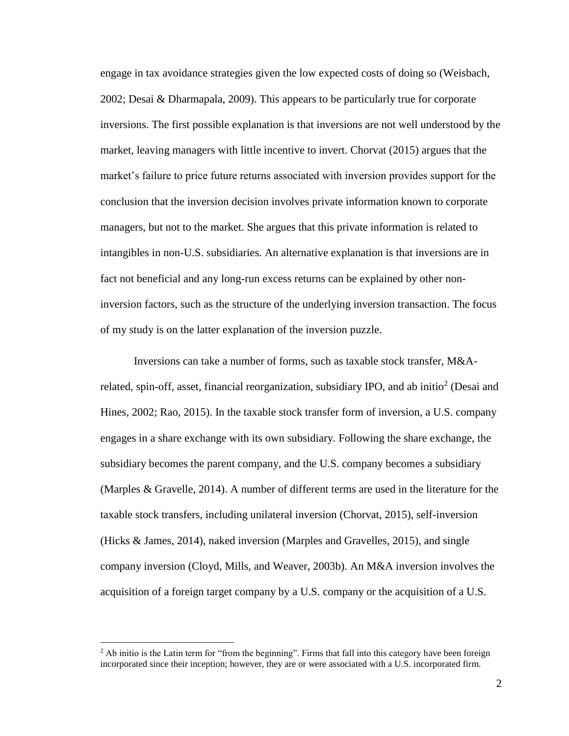engage in tax avoidance strategies given the low expected costs of doing so (Weisbach, 2002; Desai & Dharmapala, 2009). This appears to be particularly true for corporate inversions. The first possible explanation is that inversions are not well understood by the market, leaving managers with little incentive to invert. Chorvat (2015) argues that the market's failure to price future returns associated with inversion provides support for the conclusion that the inversion decision involves private information known to corporate managers, but not to the market. She argues that this private information is related to intangibles in non-U.S. subsidiaries. An alternative explanation is that inversions are in fact not beneficial and any long-run excess returns can be explained by other non-inversion factors, such as the structure of the underlying inversion transaction. The focus of my study is on the latter explanation of the inversion puzzle.

Inversions can take a number of forms, such as taxable stock transfer, M&A-related, spin-off, asset, financial reorganization, subsidiary IPO, and ab initio[2] (Desai and Hines, 2002; Rao, 2015). In the taxable stock transfer form of inversion, a U.S. company engages in a share exchange with its own subsidiary. Following the share exchange, the subsidiary becomes the parent company, and the U.S. company becomes a subsidiary (Marples & Gravelle, 2014). A number of different terms are used in the literature for the taxable stock transfers, including unilateral inversion (Chorvat, 2015), self-inversion (Hicks & James, 2014), naked inversion (Marples and Gravelles, 2015), and single company inversion (Cloyd, Mills, and Weaver, 2003b). An M&A inversion involves the acquisition of a foreign target company by a U.S. company or the acquisition of a U.S.

[2] Ab initio is the Latin term for "from the beginning". Firms that fall into this category have been foreign incorporated since their inception; however, they are or were associated with a U.S. incorporated firm.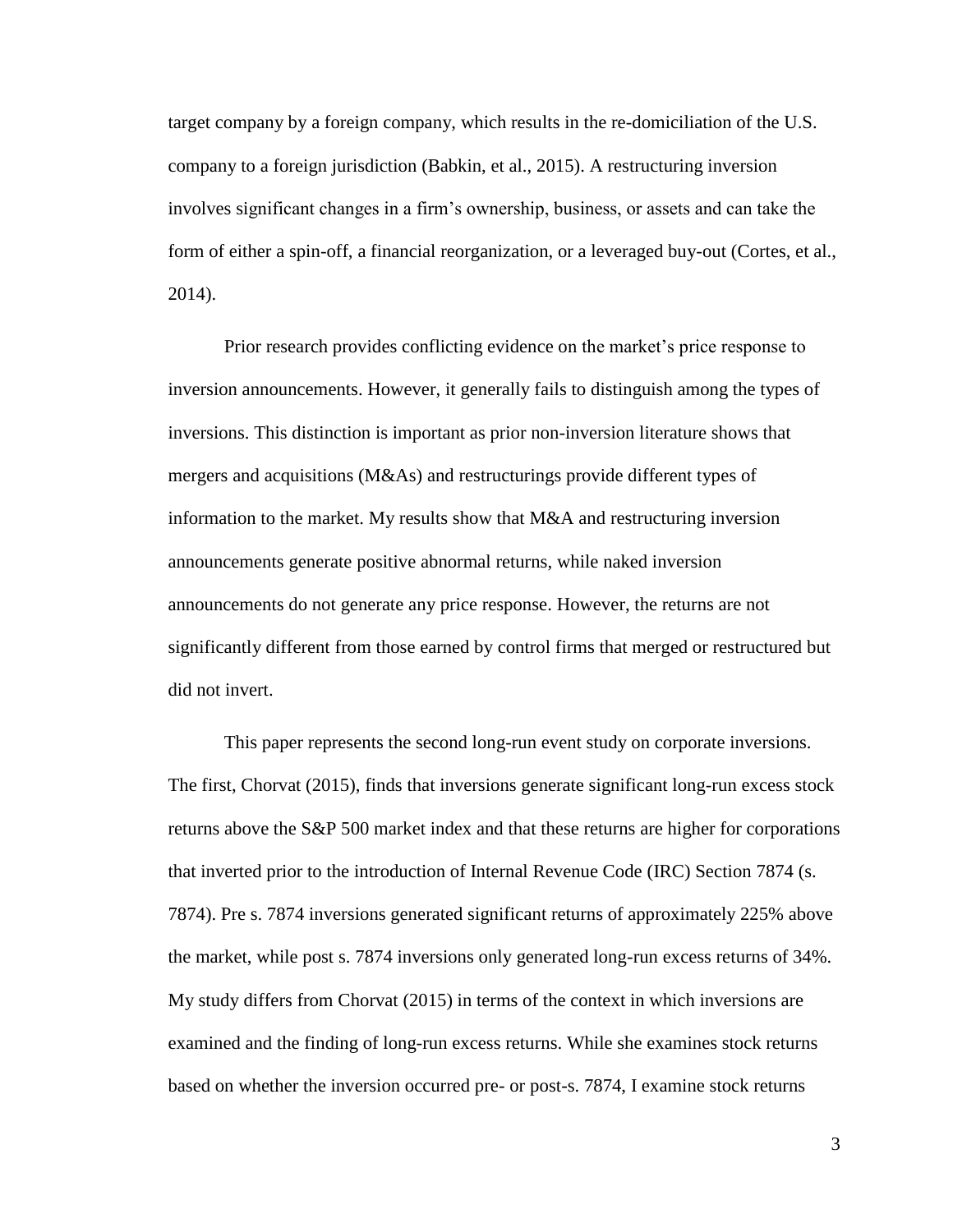target company by a foreign company, which results in the re-domiciliation of the U.S. company to a foreign jurisdiction (Babkin, et al., 2015). A restructuring inversion involves significant changes in a firm's ownership, business, or assets and can take the form of either a spin-off, a financial reorganization, or a leveraged buy-out (Cortes, et al., 2014).

Prior research provides conflicting evidence on the market's price response to inversion announcements. However, it generally fails to distinguish among the types of inversions. This distinction is important as prior non-inversion literature shows that mergers and acquisitions (M&As) and restructurings provide different types of information to the market. My results show that M&A and restructuring inversion announcements generate positive abnormal returns, while naked inversion announcements do not generate any price response. However, the returns are not significantly different from those earned by control firms that merged or restructured but did not invert.

This paper represents the second long-run event study on corporate inversions. The first, Chorvat (2015), finds that inversions generate significant long-run excess stock returns above the S&P 500 market index and that these returns are higher for corporations that inverted prior to the introduction of Internal Revenue Code (IRC) Section 7874 (s. 7874). Pre s. 7874 inversions generated significant returns of approximately 225% above the market, while post s. 7874 inversions only generated long-run excess returns of 34%. My study differs from Chorvat (2015) in terms of the context in which inversions are examined and the finding of long-run excess returns. While she examines stock returns based on whether the inversion occurred pre- or post-s. 7874, I examine stock returns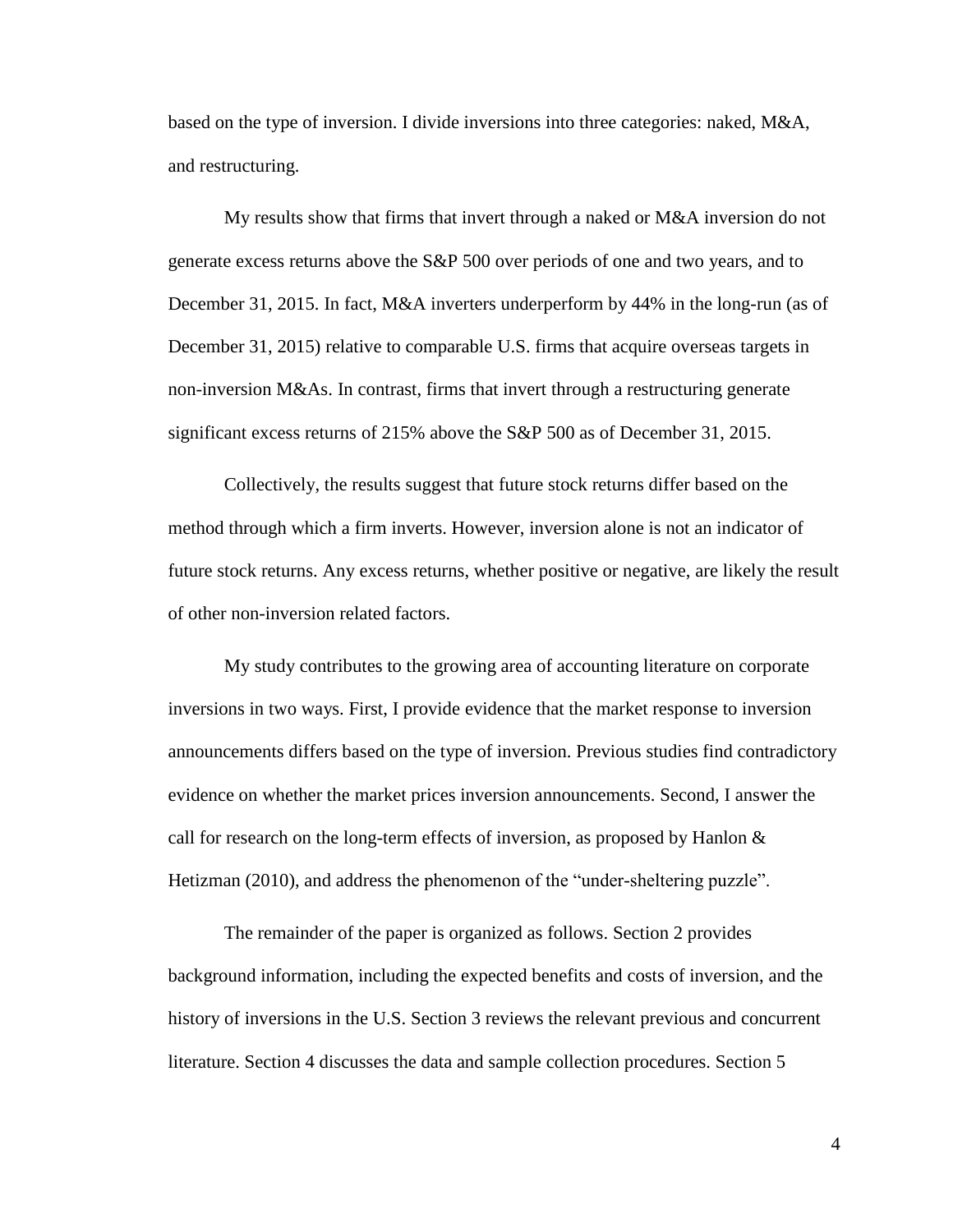based on the type of inversion. I divide inversions into three categories: naked, M&A, and restructuring.

My results show that firms that invert through a naked or M&A inversion do not generate excess returns above the S&P 500 over periods of one and two years, and to December 31, 2015. In fact, M&A inverters underperform by 44% in the long-run (as of December 31, 2015) relative to comparable U.S. firms that acquire overseas targets in non-inversion M&As. In contrast, firms that invert through a restructuring generate significant excess returns of 215% above the S&P 500 as of December 31, 2015.

Collectively, the results suggest that future stock returns differ based on the method through which a firm inverts. However, inversion alone is not an indicator of future stock returns. Any excess returns, whether positive or negative, are likely the result of other non-inversion related factors.

My study contributes to the growing area of accounting literature on corporate inversions in two ways. First, I provide evidence that the market response to inversion announcements differs based on the type of inversion. Previous studies find contradictory evidence on whether the market prices inversion announcements. Second, I answer the call for research on the long-term effects of inversion, as proposed by Hanlon & Hetizman (2010), and address the phenomenon of the "under-sheltering puzzle".

The remainder of the paper is organized as follows. Section 2 provides background information, including the expected benefits and costs of inversion, and the history of inversions in the U.S. Section 3 reviews the relevant previous and concurrent literature. Section 4 discusses the data and sample collection procedures. Section 5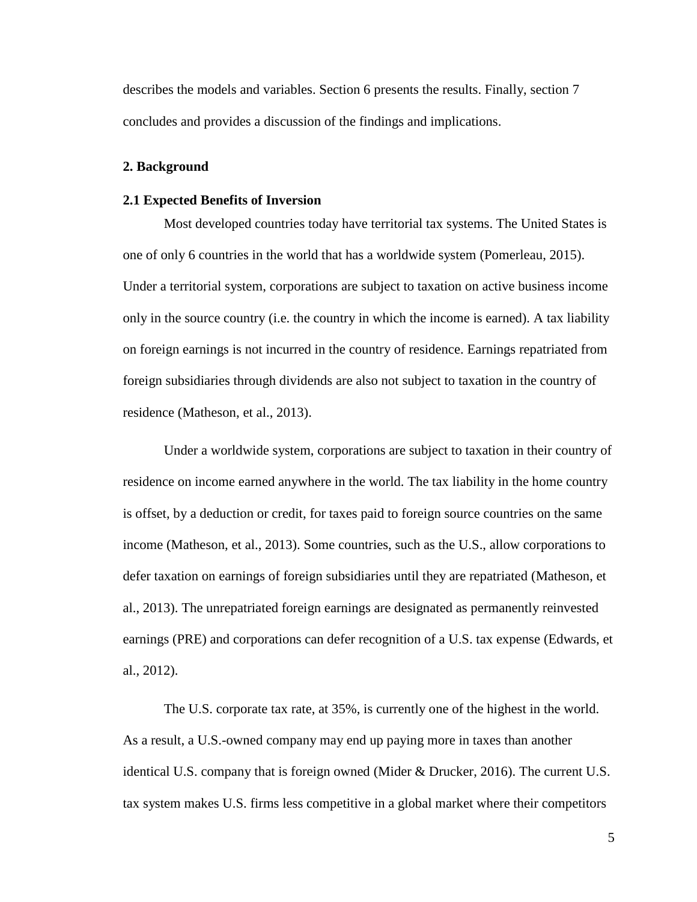describes the models and variables. Section 6 presents the results. Finally, section 7 concludes and provides a discussion of the findings and implications.

## 2. Background

### 2.1 Expected Benefits of Inversion

Most developed countries today have territorial tax systems. The United States is one of only 6 countries in the world that has a worldwide system (Pomerleau, 2015). Under a territorial system, corporations are subject to taxation on active business income only in the source country (i.e. the country in which the income is earned). A tax liability on foreign earnings is not incurred in the country of residence. Earnings repatriated from foreign subsidiaries through dividends are also not subject to taxation in the country of residence (Matheson, et al., 2013).

Under a worldwide system, corporations are subject to taxation in their country of residence on income earned anywhere in the world. The tax liability in the home country is offset, by a deduction or credit, for taxes paid to foreign source countries on the same income (Matheson, et al., 2013). Some countries, such as the U.S., allow corporations to defer taxation on earnings of foreign subsidiaries until they are repatriated (Matheson, et al., 2013). The unrepatriated foreign earnings are designated as permanently reinvested earnings (PRE) and corporations can defer recognition of a U.S. tax expense (Edwards, et al., 2012).

The U.S. corporate tax rate, at 35%, is currently one of the highest in the world. As a result, a U.S.-owned company may end up paying more in taxes than another identical U.S. company that is foreign owned (Mider & Drucker, 2016). The current U.S. tax system makes U.S. firms less competitive in a global market where their competitors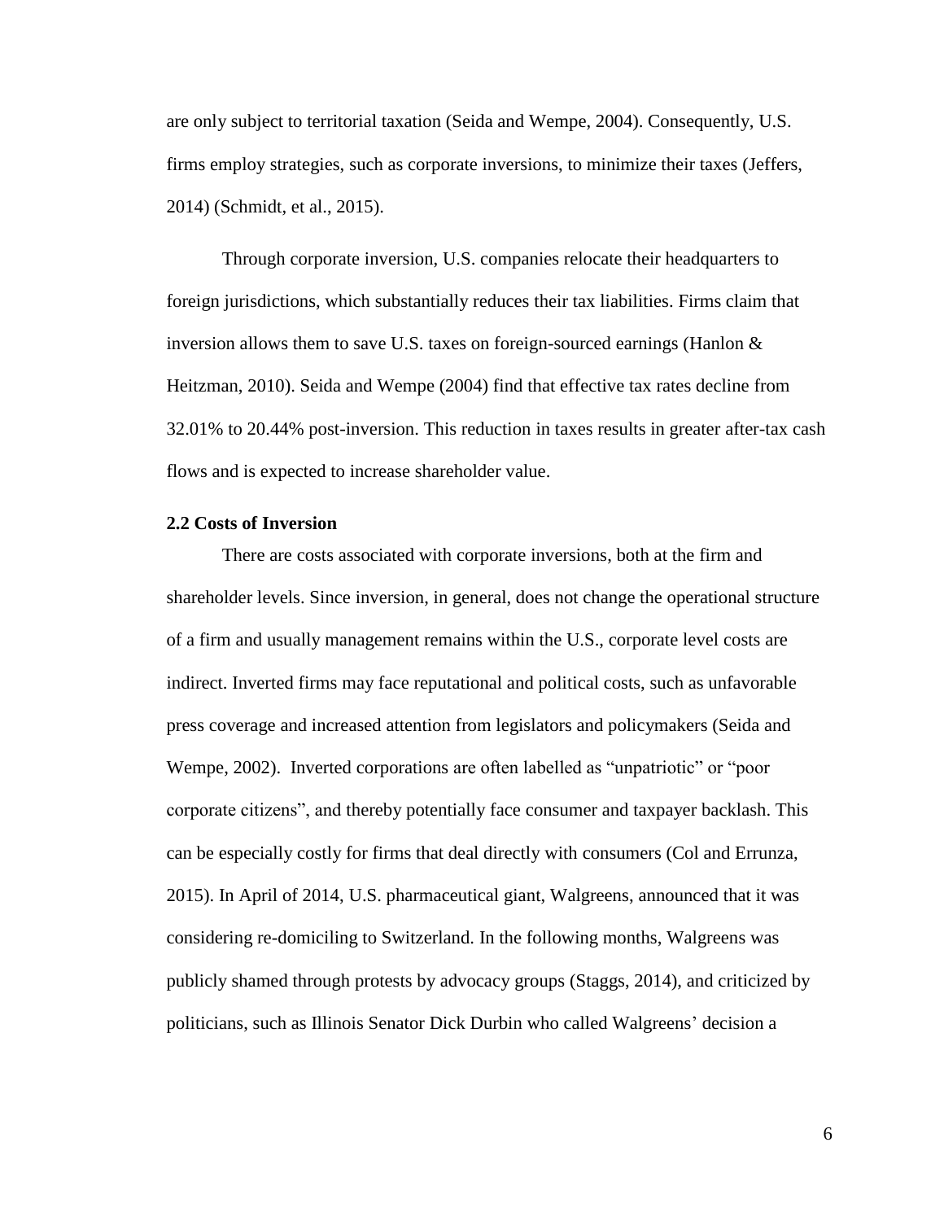are only subject to territorial taxation (Seida and Wempe, 2004). Consequently, U.S. firms employ strategies, such as corporate inversions, to minimize their taxes (Jeffers, 2014) (Schmidt, et al., 2015).

Through corporate inversion, U.S. companies relocate their headquarters to foreign jurisdictions, which substantially reduces their tax liabilities. Firms claim that inversion allows them to save U.S. taxes on foreign-sourced earnings (Hanlon & Heitzman, 2010). Seida and Wempe (2004) find that effective tax rates decline from 32.01% to 20.44% post-inversion. This reduction in taxes results in greater after-tax cash flows and is expected to increase shareholder value.

### 2.2 Costs of Inversion

There are costs associated with corporate inversions, both at the firm and shareholder levels. Since inversion, in general, does not change the operational structure of a firm and usually management remains within the U.S., corporate level costs are indirect. Inverted firms may face reputational and political costs, such as unfavorable press coverage and increased attention from legislators and policymakers (Seida and Wempe, 2002). Inverted corporations are often labelled as "unpatriotic" or "poor corporate citizens", and thereby potentially face consumer and taxpayer backlash. This can be especially costly for firms that deal directly with consumers (Col and Errunza, 2015). In April of 2014, U.S. pharmaceutical giant, Walgreens, announced that it was considering re-domiciling to Switzerland. In the following months, Walgreens was publicly shamed through protests by advocacy groups (Staggs, 2014), and criticized by politicians, such as Illinois Senator Dick Durbin who called Walgreens' decision a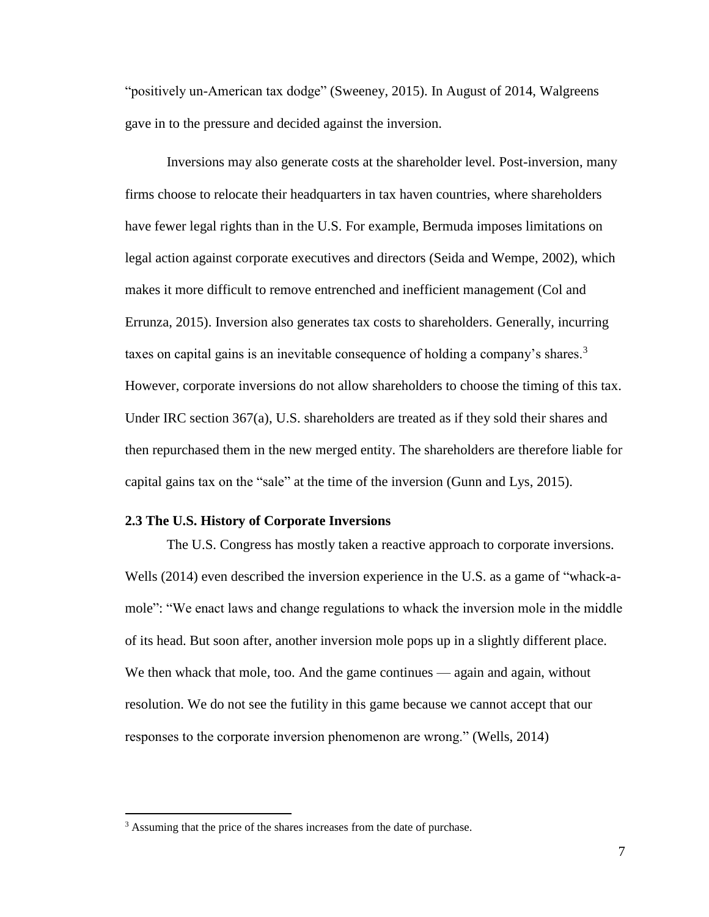"positively un-American tax dodge" (Sweeney, 2015). In August of 2014, Walgreens gave in to the pressure and decided against the inversion.

Inversions may also generate costs at the shareholder level. Post-inversion, many firms choose to relocate their headquarters in tax haven countries, where shareholders have fewer legal rights than in the U.S. For example, Bermuda imposes limitations on legal action against corporate executives and directors (Seida and Wempe, 2002), which makes it more difficult to remove entrenched and inefficient management (Col and Errunza, 2015). Inversion also generates tax costs to shareholders. Generally, incurring taxes on capital gains is an inevitable consequence of holding a company's shares.[3] However, corporate inversions do not allow shareholders to choose the timing of this tax. Under IRC section 367(a), U.S. shareholders are treated as if they sold their shares and then repurchased them in the new merged entity. The shareholders are therefore liable for capital gains tax on the "sale" at the time of the inversion (Gunn and Lys, 2015).

### 2.3 The U.S. History of Corporate Inversions

The U.S. Congress has mostly taken a reactive approach to corporate inversions. Wells (2014) even described the inversion experience in the U.S. as a game of "whack-a-mole": "We enact laws and change regulations to whack the inversion mole in the middle of its head. But soon after, another inversion mole pops up in a slightly different place. We then whack that mole, too. And the game continues — again and again, without resolution. We do not see the futility in this game because we cannot accept that our responses to the corporate inversion phenomenon are wrong." (Wells, 2014)

---

[3] Assuming that the price of the shares increases from the date of purchase.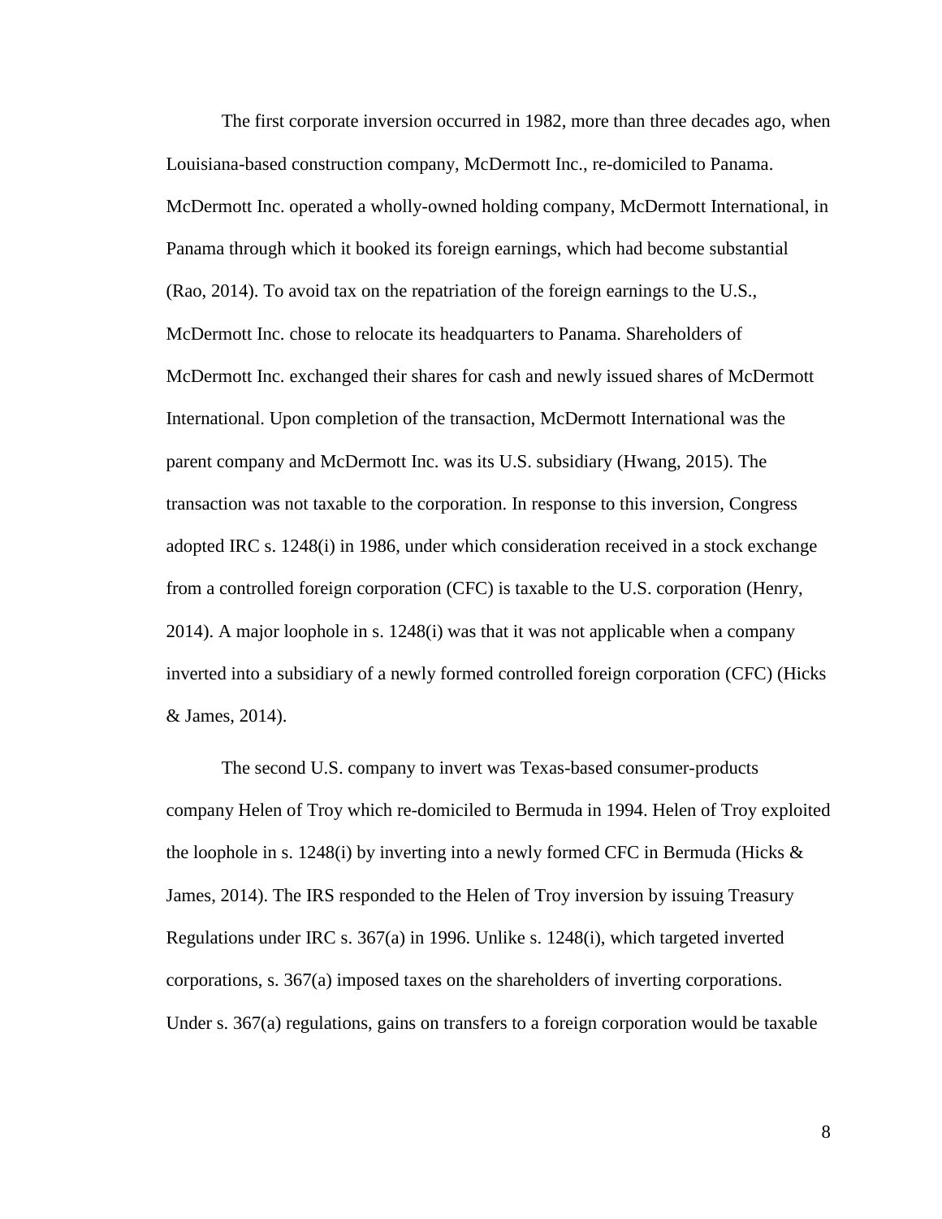The first corporate inversion occurred in 1982, more than three decades ago, when Louisiana-based construction company, McDermott Inc., re-domiciled to Panama. McDermott Inc. operated a wholly-owned holding company, McDermott International, in Panama through which it booked its foreign earnings, which had become substantial (Rao, 2014). To avoid tax on the repatriation of the foreign earnings to the U.S., McDermott Inc. chose to relocate its headquarters to Panama. Shareholders of McDermott Inc. exchanged their shares for cash and newly issued shares of McDermott International. Upon completion of the transaction, McDermott International was the parent company and McDermott Inc. was its U.S. subsidiary (Hwang, 2015). The transaction was not taxable to the corporation. In response to this inversion, Congress adopted IRC s. 1248(i) in 1986, under which consideration received in a stock exchange from a controlled foreign corporation (CFC) is taxable to the U.S. corporation (Henry, 2014). A major loophole in s. 1248(i) was that it was not applicable when a company inverted into a subsidiary of a newly formed controlled foreign corporation (CFC) (Hicks & James, 2014).

The second U.S. company to invert was Texas-based consumer-products company Helen of Troy which re-domiciled to Bermuda in 1994. Helen of Troy exploited the loophole in s. 1248(i) by inverting into a newly formed CFC in Bermuda (Hicks & James, 2014). The IRS responded to the Helen of Troy inversion by issuing Treasury Regulations under IRC s. 367(a) in 1996. Unlike s. 1248(i), which targeted inverted corporations, s. 367(a) imposed taxes on the shareholders of inverting corporations. Under s. 367(a) regulations, gains on transfers to a foreign corporation would be taxable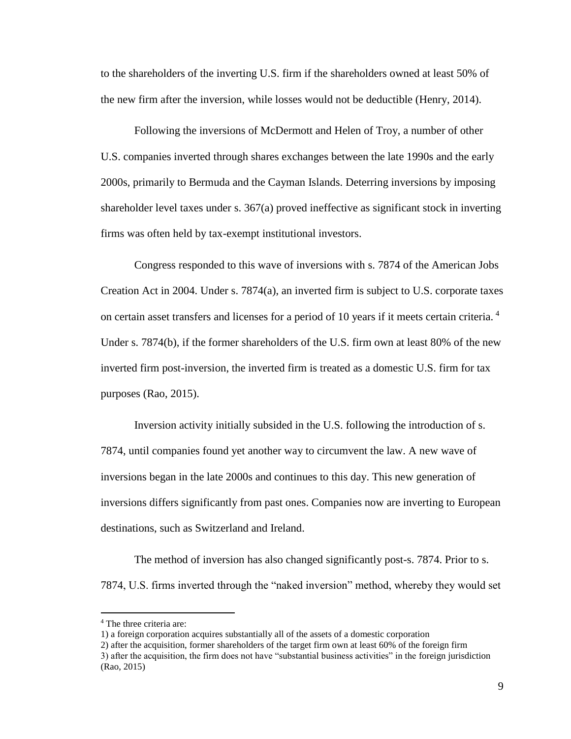to the shareholders of the inverting U.S. firm if the shareholders owned at least 50% of the new firm after the inversion, while losses would not be deductible (Henry, 2014).

Following the inversions of McDermott and Helen of Troy, a number of other U.S. companies inverted through shares exchanges between the late 1990s and the early 2000s, primarily to Bermuda and the Cayman Islands. Deterring inversions by imposing shareholder level taxes under s. 367(a) proved ineffective as significant stock in inverting firms was often held by tax-exempt institutional investors.

Congress responded to this wave of inversions with s. 7874 of the American Jobs Creation Act in 2004. Under s. 7874(a), an inverted firm is subject to U.S. corporate taxes on certain asset transfers and licenses for a period of 10 years if it meets certain criteria.[4] Under s. 7874(b), if the former shareholders of the U.S. firm own at least 80% of the new inverted firm post-inversion, the inverted firm is treated as a domestic U.S. firm for tax purposes (Rao, 2015).

Inversion activity initially subsided in the U.S. following the introduction of s. 7874, until companies found yet another way to circumvent the law. A new wave of inversions began in the late 2000s and continues to this day. This new generation of inversions differs significantly from past ones. Companies now are inverting to European destinations, such as Switzerland and Ireland.

The method of inversion has also changed significantly post-s. 7874. Prior to s. 7874, U.S. firms inverted through the "naked inversion" method, whereby they would set

---

[4] The three criteria are:
1) a foreign corporation acquires substantially all of the assets of a domestic corporation
2) after the acquisition, former shareholders of the target firm own at least 60% of the foreign firm
3) after the acquisition, the firm does not have "substantial business activities" in the foreign jurisdiction (Rao, 2015)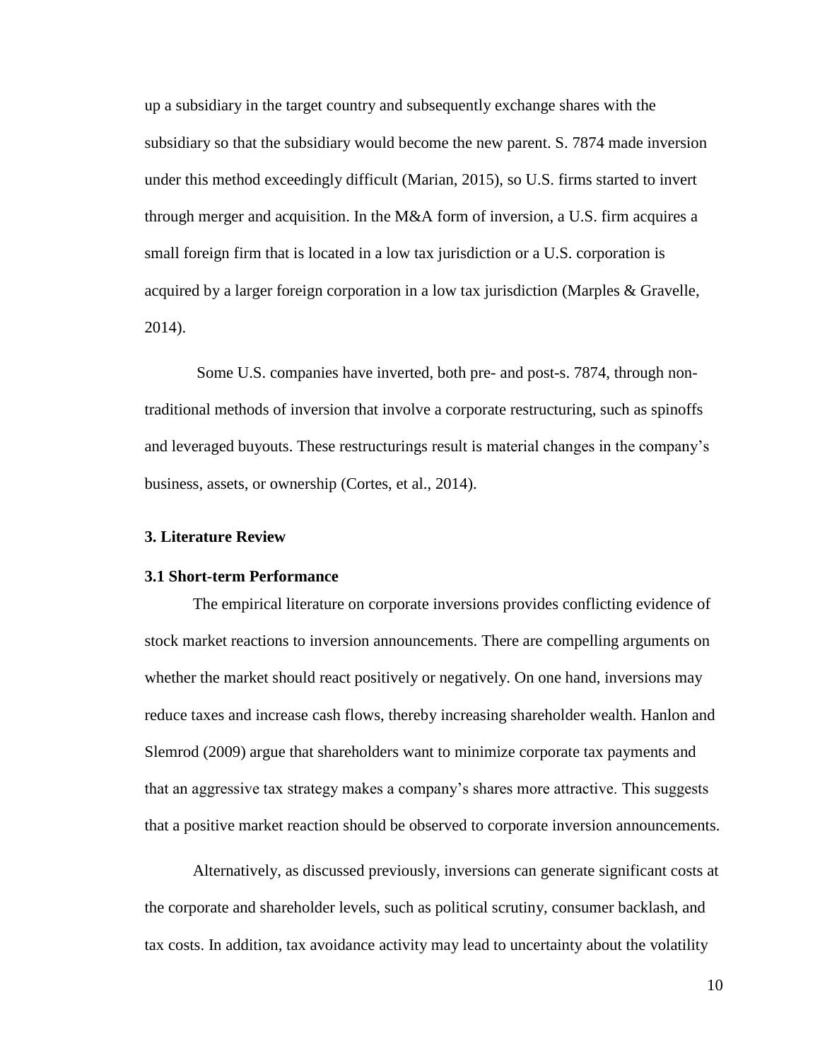up a subsidiary in the target country and subsequently exchange shares with the subsidiary so that the subsidiary would become the new parent. S. 7874 made inversion under this method exceedingly difficult (Marian, 2015), so U.S. firms started to invert through merger and acquisition. In the M&A form of inversion, a U.S. firm acquires a small foreign firm that is located in a low tax jurisdiction or a U.S. corporation is acquired by a larger foreign corporation in a low tax jurisdiction (Marples & Gravelle, 2014).

Some U.S. companies have inverted, both pre- and post-s. 7874, through non-traditional methods of inversion that involve a corporate restructuring, such as spinoffs and leveraged buyouts. These restructurings result is material changes in the company's business, assets, or ownership (Cortes, et al., 2014).

## 3. Literature Review

### 3.1 Short-term Performance

The empirical literature on corporate inversions provides conflicting evidence of stock market reactions to inversion announcements. There are compelling arguments on whether the market should react positively or negatively. On one hand, inversions may reduce taxes and increase cash flows, thereby increasing shareholder wealth. Hanlon and Slemrod (2009) argue that shareholders want to minimize corporate tax payments and that an aggressive tax strategy makes a company's shares more attractive. This suggests that a positive market reaction should be observed to corporate inversion announcements.

Alternatively, as discussed previously, inversions can generate significant costs at the corporate and shareholder levels, such as political scrutiny, consumer backlash, and tax costs. In addition, tax avoidance activity may lead to uncertainty about the volatility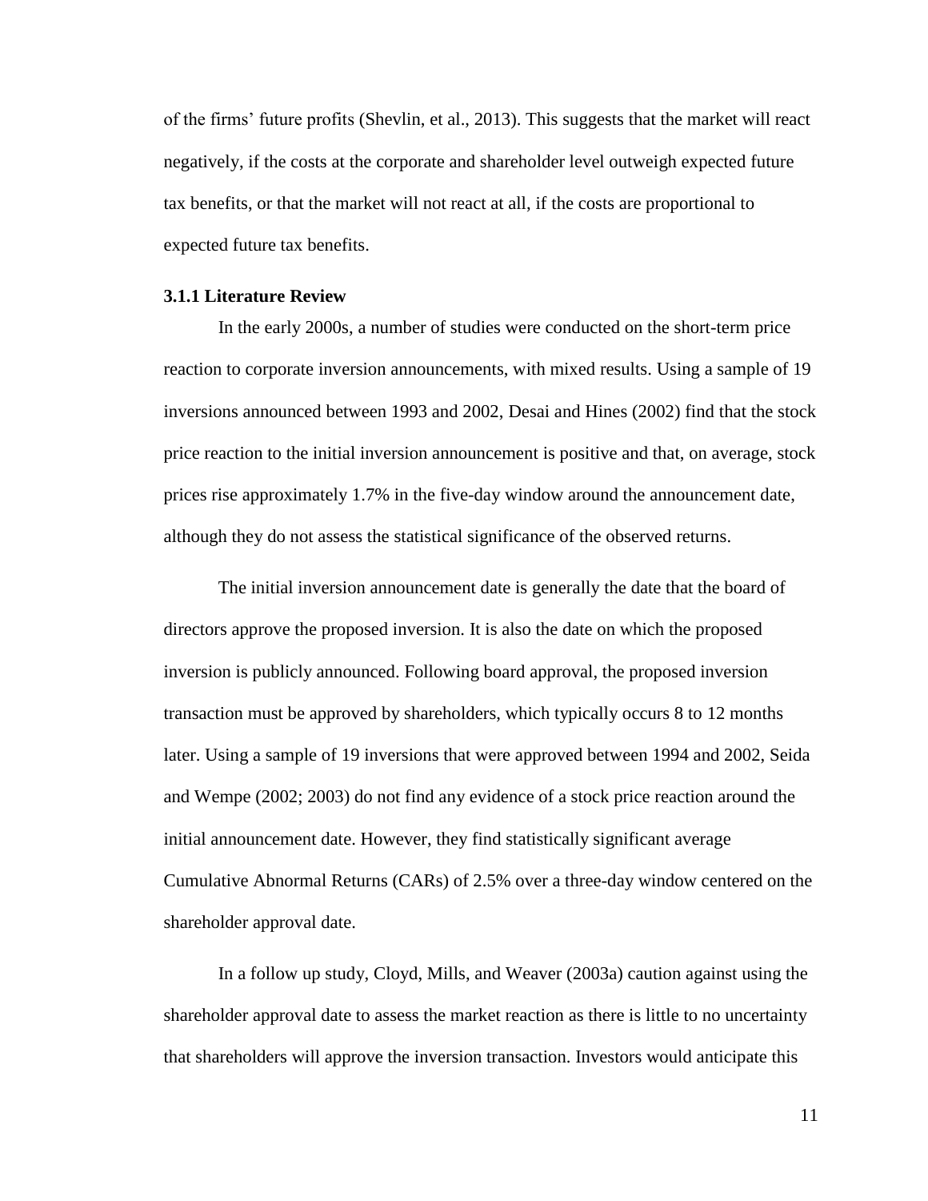of the firms' future profits (Shevlin, et al., 2013). This suggests that the market will react negatively, if the costs at the corporate and shareholder level outweigh expected future tax benefits, or that the market will not react at all, if the costs are proportional to expected future tax benefits.

### 3.1.1 Literature Review

In the early 2000s, a number of studies were conducted on the short-term price reaction to corporate inversion announcements, with mixed results. Using a sample of 19 inversions announced between 1993 and 2002, Desai and Hines (2002) find that the stock price reaction to the initial inversion announcement is positive and that, on average, stock prices rise approximately 1.7% in the five-day window around the announcement date, although they do not assess the statistical significance of the observed returns.

The initial inversion announcement date is generally the date that the board of directors approve the proposed inversion. It is also the date on which the proposed inversion is publicly announced. Following board approval, the proposed inversion transaction must be approved by shareholders, which typically occurs 8 to 12 months later. Using a sample of 19 inversions that were approved between 1994 and 2002, Seida and Wempe (2002; 2003) do not find any evidence of a stock price reaction around the initial announcement date. However, they find statistically significant average Cumulative Abnormal Returns (CARs) of 2.5% over a three-day window centered on the shareholder approval date.

In a follow up study, Cloyd, Mills, and Weaver (2003a) caution against using the shareholder approval date to assess the market reaction as there is little to no uncertainty that shareholders will approve the inversion transaction. Investors would anticipate this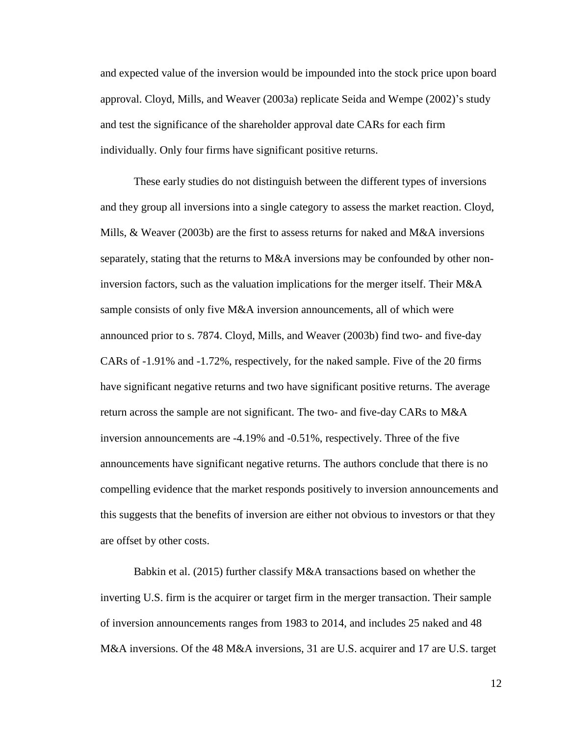and expected value of the inversion would be impounded into the stock price upon board approval. Cloyd, Mills, and Weaver (2003a) replicate Seida and Wempe (2002)'s study and test the significance of the shareholder approval date CARs for each firm individually. Only four firms have significant positive returns.

These early studies do not distinguish between the different types of inversions and they group all inversions into a single category to assess the market reaction. Cloyd, Mills, & Weaver (2003b) are the first to assess returns for naked and M&A inversions separately, stating that the returns to M&A inversions may be confounded by other non-inversion factors, such as the valuation implications for the merger itself. Their M&A sample consists of only five M&A inversion announcements, all of which were announced prior to s. 7874. Cloyd, Mills, and Weaver (2003b) find two- and five-day CARs of -1.91% and -1.72%, respectively, for the naked sample. Five of the 20 firms have significant negative returns and two have significant positive returns. The average return across the sample are not significant. The two- and five-day CARs to M&A inversion announcements are -4.19% and -0.51%, respectively. Three of the five announcements have significant negative returns. The authors conclude that there is no compelling evidence that the market responds positively to inversion announcements and this suggests that the benefits of inversion are either not obvious to investors or that they are offset by other costs.

Babkin et al. (2015) further classify M&A transactions based on whether the inverting U.S. firm is the acquirer or target firm in the merger transaction. Their sample of inversion announcements ranges from 1983 to 2014, and includes 25 naked and 48 M&A inversions. Of the 48 M&A inversions, 31 are U.S. acquirer and 17 are U.S. target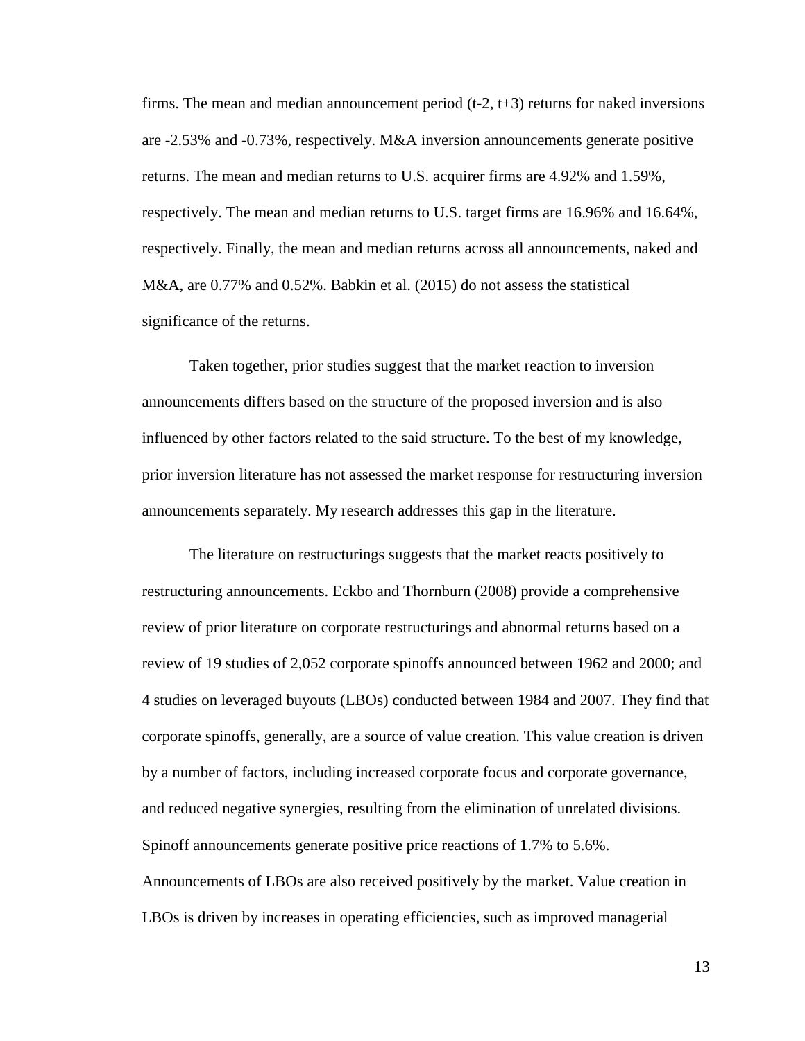firms. The mean and median announcement period (t-2, t+3) returns for naked inversions are -2.53% and -0.73%, respectively. M&A inversion announcements generate positive returns. The mean and median returns to U.S. acquirer firms are 4.92% and 1.59%, respectively. The mean and median returns to U.S. target firms are 16.96% and 16.64%, respectively. Finally, the mean and median returns across all announcements, naked and M&A, are 0.77% and 0.52%. Babkin et al. (2015) do not assess the statistical significance of the returns.

Taken together, prior studies suggest that the market reaction to inversion announcements differs based on the structure of the proposed inversion and is also influenced by other factors related to the said structure. To the best of my knowledge, prior inversion literature has not assessed the market response for restructuring inversion announcements separately. My research addresses this gap in the literature.

The literature on restructurings suggests that the market reacts positively to restructuring announcements. Eckbo and Thornburn (2008) provide a comprehensive review of prior literature on corporate restructurings and abnormal returns based on a review of 19 studies of 2,052 corporate spinoffs announced between 1962 and 2000; and 4 studies on leveraged buyouts (LBOs) conducted between 1984 and 2007. They find that corporate spinoffs, generally, are a source of value creation. This value creation is driven by a number of factors, including increased corporate focus and corporate governance, and reduced negative synergies, resulting from the elimination of unrelated divisions. Spinoff announcements generate positive price reactions of 1.7% to 5.6%. Announcements of LBOs are also received positively by the market. Value creation in LBOs is driven by increases in operating efficiencies, such as improved managerial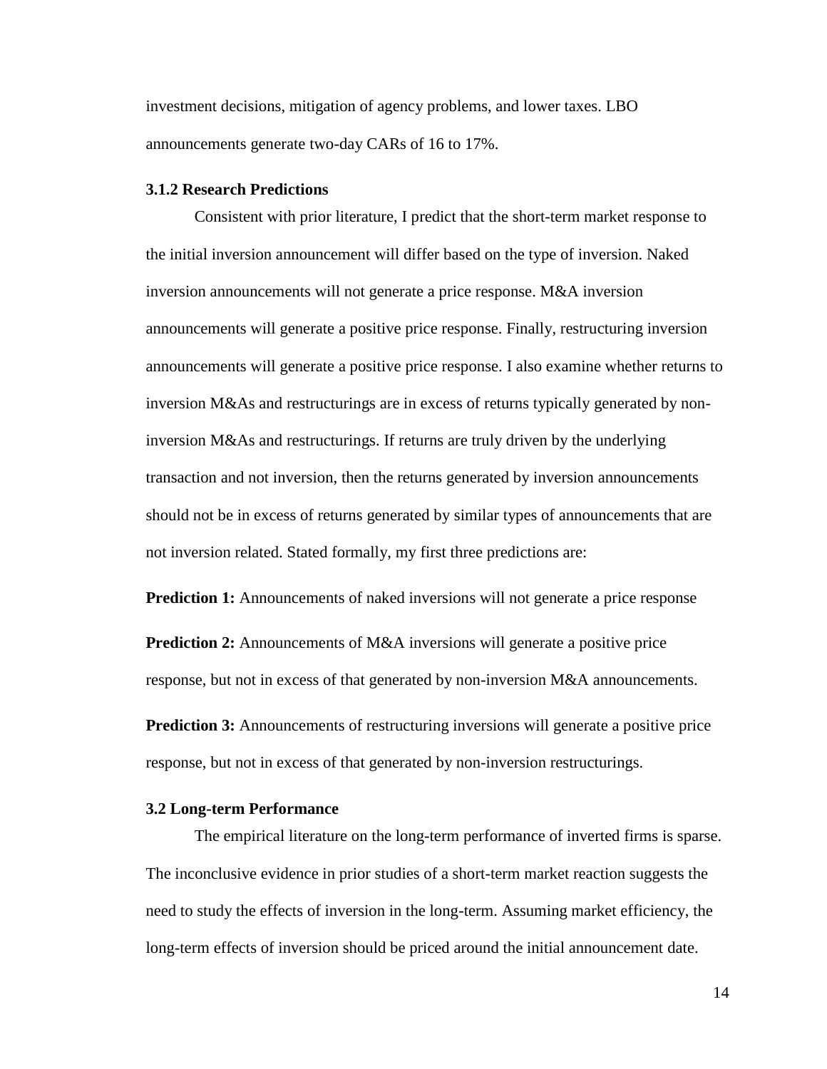investment decisions, mitigation of agency problems, and lower taxes. LBO announcements generate two-day CARs of 16 to 17%.

### 3.1.2 Research Predictions

Consistent with prior literature, I predict that the short-term market response to the initial inversion announcement will differ based on the type of inversion. Naked inversion announcements will not generate a price response. M&A inversion announcements will generate a positive price response. Finally, restructuring inversion announcements will generate a positive price response. I also examine whether returns to inversion M&As and restructurings are in excess of returns typically generated by non-inversion M&As and restructurings. If returns are truly driven by the underlying transaction and not inversion, then the returns generated by inversion announcements should not be in excess of returns generated by similar types of announcements that are not inversion related. Stated formally, my first three predictions are:

**Prediction 1:** Announcements of naked inversions will not generate a price response

**Prediction 2:** Announcements of M&A inversions will generate a positive price response, but not in excess of that generated by non-inversion M&A announcements.

**Prediction 3:** Announcements of restructuring inversions will generate a positive price response, but not in excess of that generated by non-inversion restructurings.

### 3.2 Long-term Performance

The empirical literature on the long-term performance of inverted firms is sparse. The inconclusive evidence in prior studies of a short-term market reaction suggests the need to study the effects of inversion in the long-term. Assuming market efficiency, the long-term effects of inversion should be priced around the initial announcement date.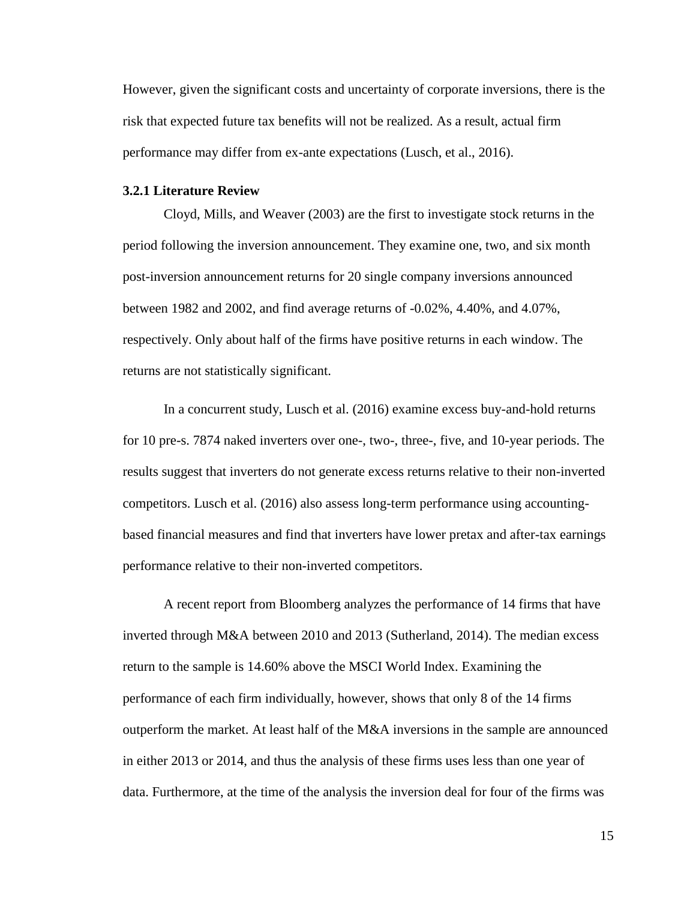However, given the significant costs and uncertainty of corporate inversions, there is the risk that expected future tax benefits will not be realized. As a result, actual firm performance may differ from ex-ante expectations (Lusch, et al., 2016).

### 3.2.1 Literature Review

Cloyd, Mills, and Weaver (2003) are the first to investigate stock returns in the period following the inversion announcement. They examine one, two, and six month post-inversion announcement returns for 20 single company inversions announced between 1982 and 2002, and find average returns of -0.02%, 4.40%, and 4.07%, respectively. Only about half of the firms have positive returns in each window. The returns are not statistically significant.

In a concurrent study, Lusch et al. (2016) examine excess buy-and-hold returns for 10 pre-s. 7874 naked inverters over one-, two-, three-, five, and 10-year periods. The results suggest that inverters do not generate excess returns relative to their non-inverted competitors. Lusch et al. (2016) also assess long-term performance using accounting-based financial measures and find that inverters have lower pretax and after-tax earnings performance relative to their non-inverted competitors.

A recent report from Bloomberg analyzes the performance of 14 firms that have inverted through M&A between 2010 and 2013 (Sutherland, 2014). The median excess return to the sample is 14.60% above the MSCI World Index. Examining the performance of each firm individually, however, shows that only 8 of the 14 firms outperform the market. At least half of the M&A inversions in the sample are announced in either 2013 or 2014, and thus the analysis of these firms uses less than one year of data. Furthermore, at the time of the analysis the inversion deal for four of the firms was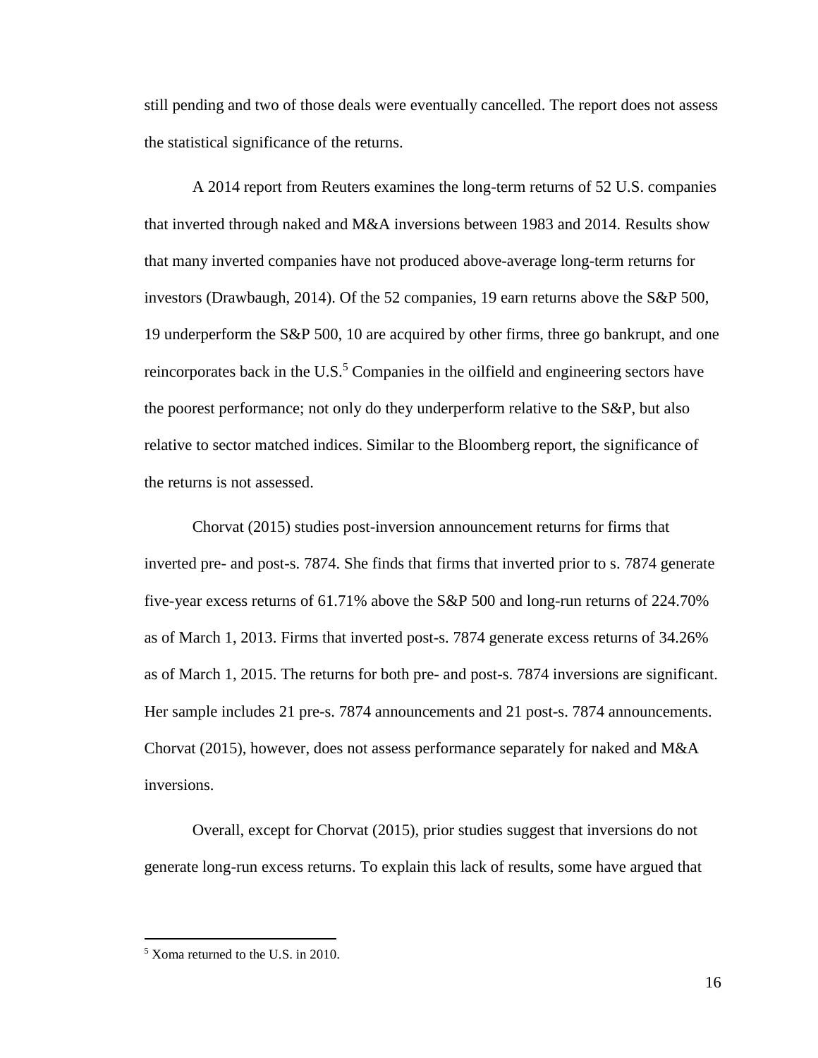still pending and two of those deals were eventually cancelled. The report does not assess the statistical significance of the returns.

A 2014 report from Reuters examines the long-term returns of 52 U.S. companies that inverted through naked and M&A inversions between 1983 and 2014. Results show that many inverted companies have not produced above-average long-term returns for investors (Drawbaugh, 2014). Of the 52 companies, 19 earn returns above the S&P 500, 19 underperform the S&P 500, 10 are acquired by other firms, three go bankrupt, and one reincorporates back in the U.S.[5] Companies in the oilfield and engineering sectors have the poorest performance; not only do they underperform relative to the S&P, but also relative to sector matched indices. Similar to the Bloomberg report, the significance of the returns is not assessed.

Chorvat (2015) studies post-inversion announcement returns for firms that inverted pre- and post-s. 7874. She finds that firms that inverted prior to s. 7874 generate five-year excess returns of 61.71% above the S&P 500 and long-run returns of 224.70% as of March 1, 2013. Firms that inverted post-s. 7874 generate excess returns of 34.26% as of March 1, 2015. The returns for both pre- and post-s. 7874 inversions are significant. Her sample includes 21 pre-s. 7874 announcements and 21 post-s. 7874 announcements. Chorvat (2015), however, does not assess performance separately for naked and M&A inversions.

Overall, except for Chorvat (2015), prior studies suggest that inversions do not generate long-run excess returns. To explain this lack of results, some have argued that

[5] Xoma returned to the U.S. in 2010.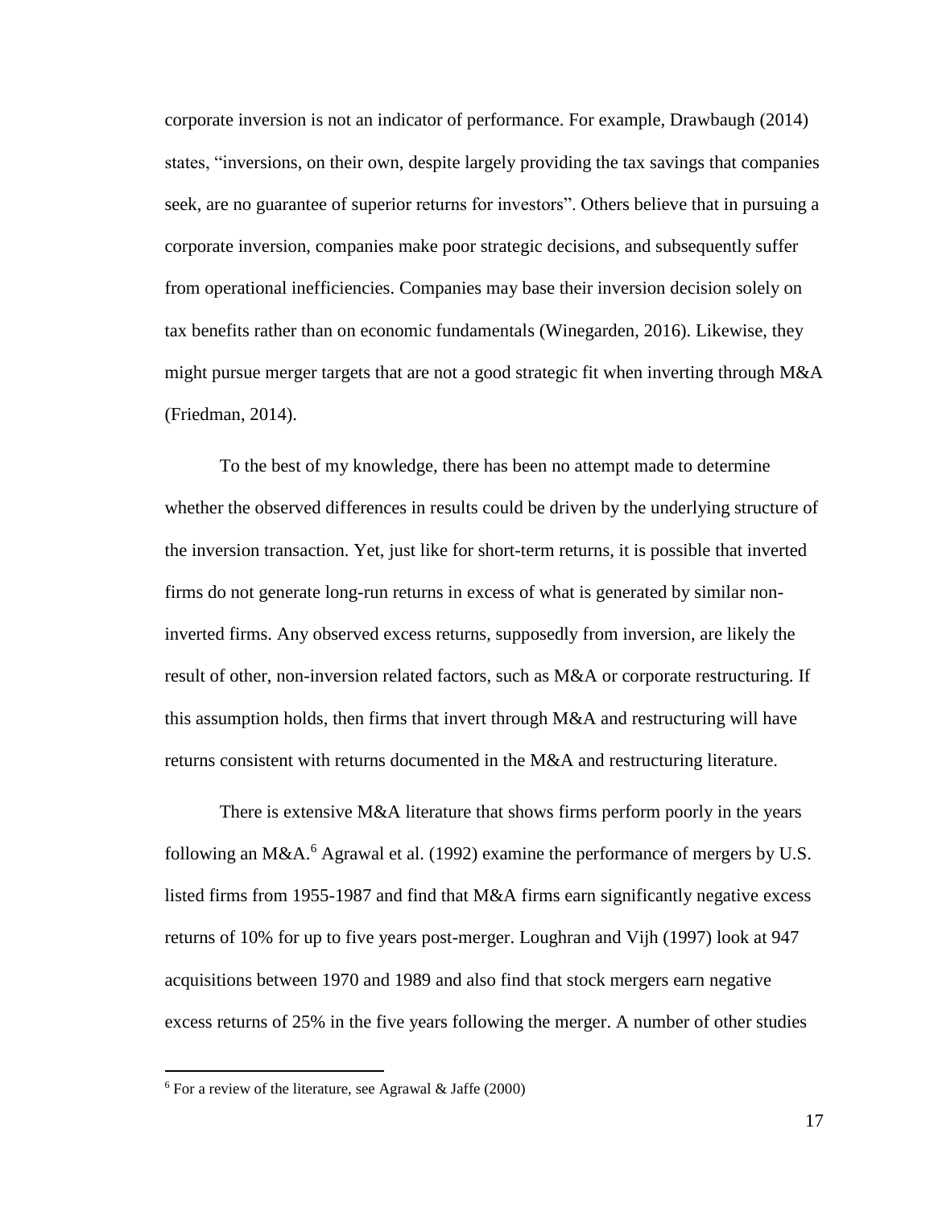corporate inversion is not an indicator of performance. For example, Drawbaugh (2014) states, “inversions, on their own, despite largely providing the tax savings that companies seek, are no guarantee of superior returns for investors”. Others believe that in pursuing a corporate inversion, companies make poor strategic decisions, and subsequently suffer from operational inefficiencies. Companies may base their inversion decision solely on tax benefits rather than on economic fundamentals (Winegarden, 2016). Likewise, they might pursue merger targets that are not a good strategic fit when inverting through M&A (Friedman, 2014).

To the best of my knowledge, there has been no attempt made to determine whether the observed differences in results could be driven by the underlying structure of the inversion transaction. Yet, just like for short-term returns, it is possible that inverted firms do not generate long-run returns in excess of what is generated by similar non-inverted firms. Any observed excess returns, supposedly from inversion, are likely the result of other, non-inversion related factors, such as M&A or corporate restructuring. If this assumption holds, then firms that invert through M&A and restructuring will have returns consistent with returns documented in the M&A and restructuring literature.

There is extensive M&A literature that shows firms perform poorly in the years following an M&A.[6] Agrawal et al. (1992) examine the performance of mergers by U.S. listed firms from 1955-1987 and find that M&A firms earn significantly negative excess returns of 10% for up to five years post-merger. Loughran and Vijh (1997) look at 947 acquisitions between 1970 and 1989 and also find that stock mergers earn negative excess returns of 25% in the five years following the merger. A number of other studies

[6] For a review of the literature, see Agrawal & Jaffe (2000)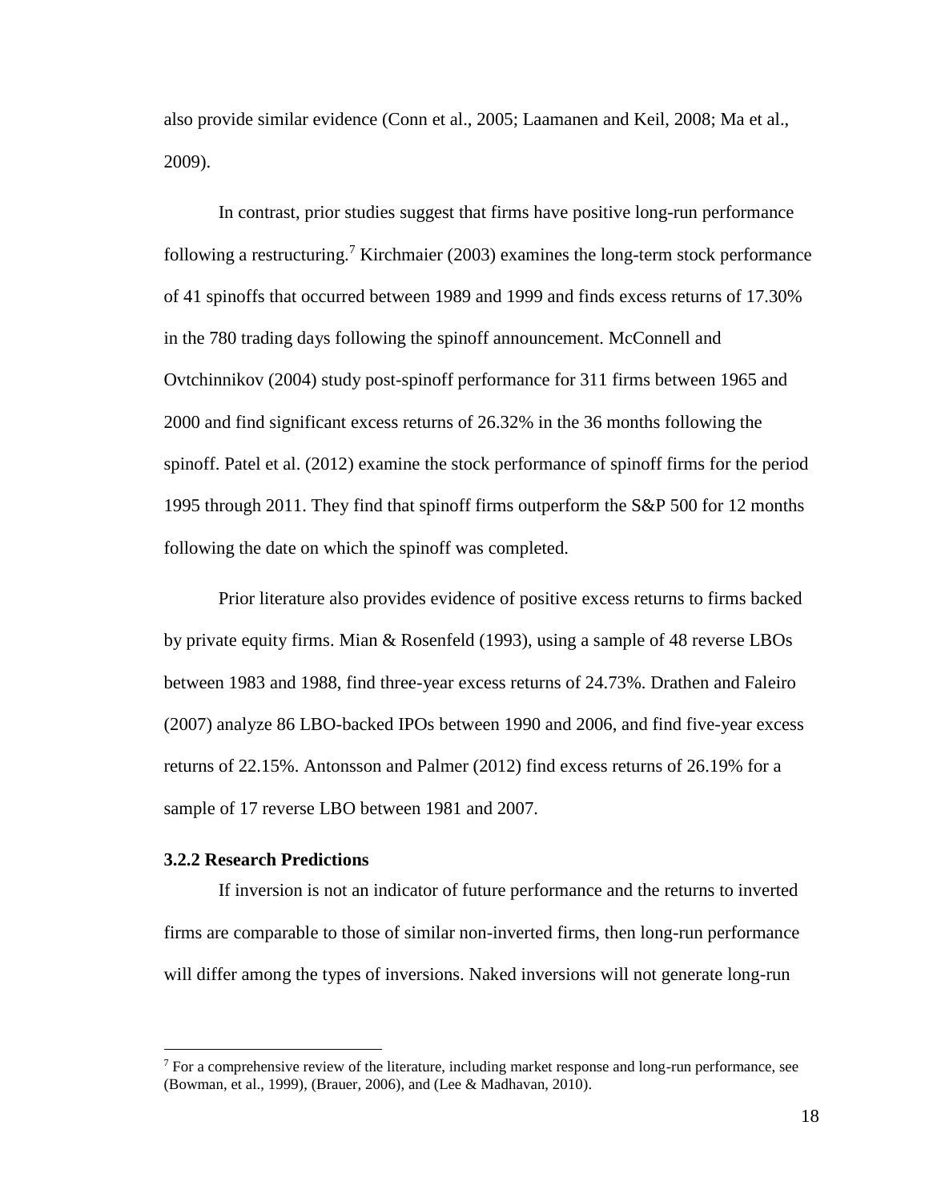also provide similar evidence (Conn et al., 2005; Laamanen and Keil, 2008; Ma et al., 2009).

In contrast, prior studies suggest that firms have positive long-run performance following a restructuring.[7] Kirchmaier (2003) examines the long-term stock performance of 41 spinoffs that occurred between 1989 and 1999 and finds excess returns of 17.30% in the 780 trading days following the spinoff announcement. McConnell and Ovtchinnikov (2004) study post-spinoff performance for 311 firms between 1965 and 2000 and find significant excess returns of 26.32% in the 36 months following the spinoff. Patel et al. (2012) examine the stock performance of spinoff firms for the period 1995 through 2011. They find that spinoff firms outperform the S&P 500 for 12 months following the date on which the spinoff was completed.

Prior literature also provides evidence of positive excess returns to firms backed by private equity firms. Mian & Rosenfeld (1993), using a sample of 48 reverse LBOs between 1983 and 1988, find three-year excess returns of 24.73%. Drathen and Faleiro (2007) analyze 86 LBO-backed IPOs between 1990 and 2006, and find five-year excess returns of 22.15%. Antonsson and Palmer (2012) find excess returns of 26.19% for a sample of 17 reverse LBO between 1981 and 2007.

### 3.2.2 Research Predictions

If inversion is not an indicator of future performance and the returns to inverted firms are comparable to those of similar non-inverted firms, then long-run performance will differ among the types of inversions. Naked inversions will not generate long-run

[7] For a comprehensive review of the literature, including market response and long-run performance, see (Bowman, et al., 1999), (Brauer, 2006), and (Lee & Madhavan, 2010).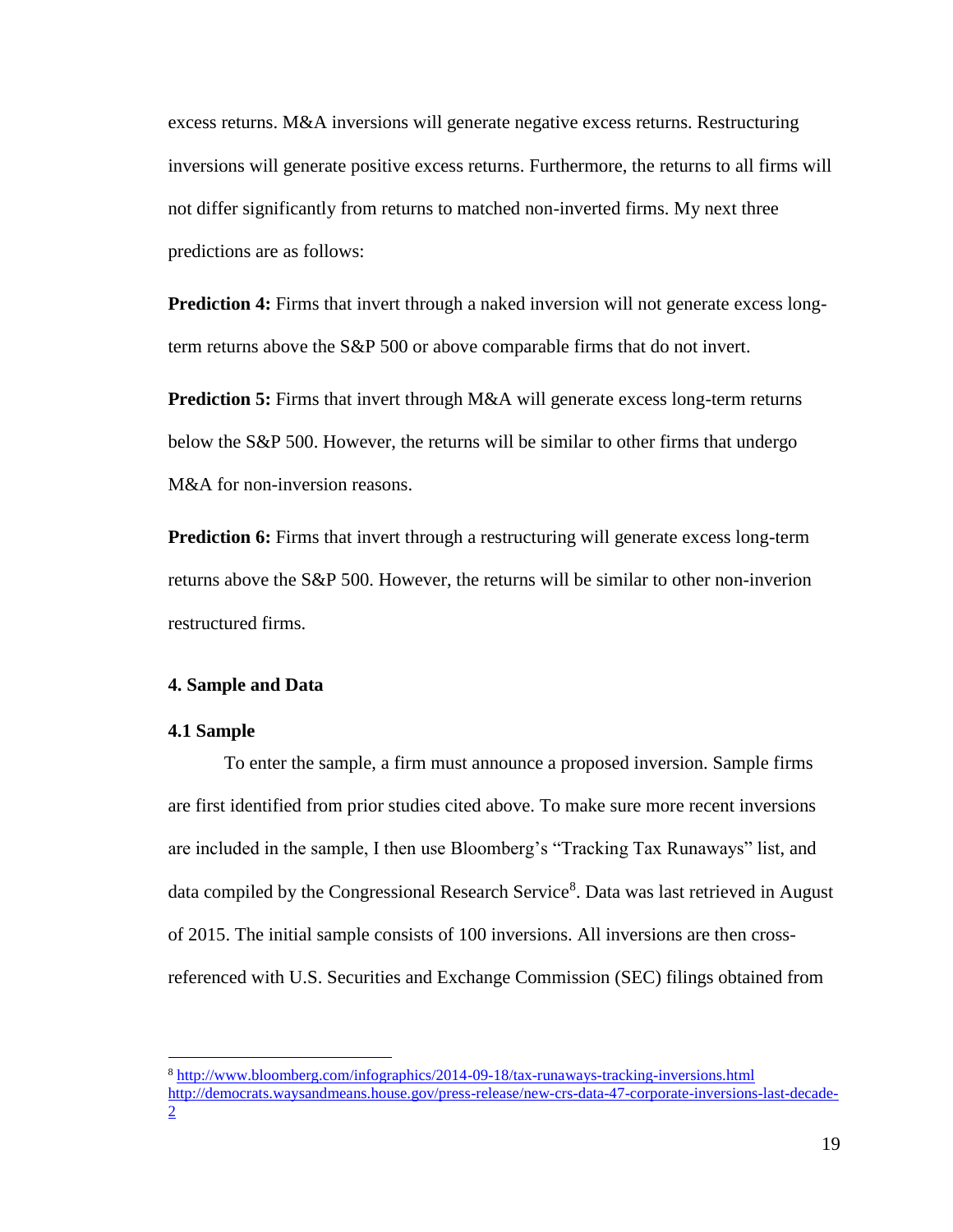excess returns. M&A inversions will generate negative excess returns. Restructuring inversions will generate positive excess returns. Furthermore, the returns to all firms will not differ significantly from returns to matched non-inverted firms. My next three predictions are as follows:

**Prediction 4:** Firms that invert through a naked inversion will not generate excess long-term returns above the S&P 500 or above comparable firms that do not invert.

**Prediction 5:** Firms that invert through M&A will generate excess long-term returns below the S&P 500. However, the returns will be similar to other firms that undergo M&A for non-inversion reasons.

**Prediction 6:** Firms that invert through a restructuring will generate excess long-term returns above the S&P 500. However, the returns will be similar to other non-inverion restructured firms.

## 4. Sample and Data

### 4.1 Sample

To enter the sample, a firm must announce a proposed inversion. Sample firms are first identified from prior studies cited above. To make sure more recent inversions are included in the sample, I then use Bloomberg's "Tracking Tax Runaways" list, and data compiled by the Congressional Research Service[8]. Data was last retrieved in August of 2015. The initial sample consists of 100 inversions. All inversions are then cross-referenced with U.S. Securities and Exchange Commission (SEC) filings obtained from

---

[8] http://www.bloomberg.com/infographics/2014-09-18/tax-runaways-tracking-inversions.html
http://democrats.waysandmeans.house.gov/press-release/new-crs-data-47-corporate-inversions-last-decade-2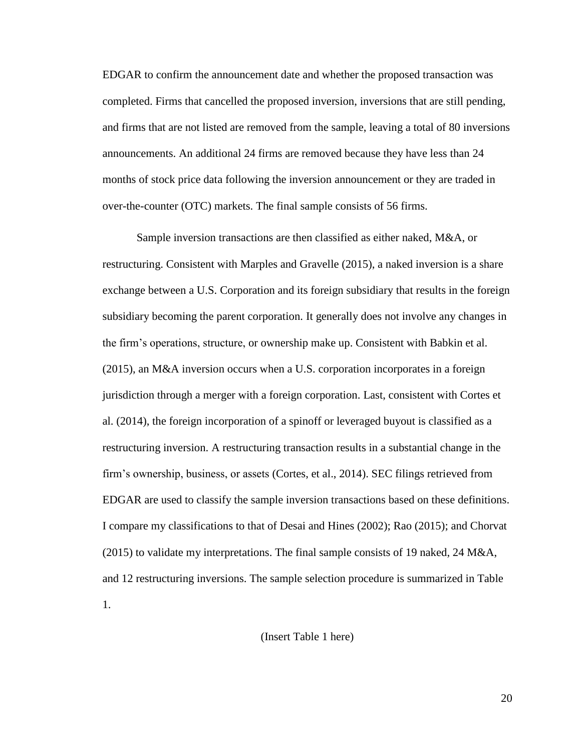EDGAR to confirm the announcement date and whether the proposed transaction was completed. Firms that cancelled the proposed inversion, inversions that are still pending, and firms that are not listed are removed from the sample, leaving a total of 80 inversions announcements. An additional 24 firms are removed because they have less than 24 months of stock price data following the inversion announcement or they are traded in over-the-counter (OTC) markets. The final sample consists of 56 firms.

Sample inversion transactions are then classified as either naked, M&A, or restructuring. Consistent with Marples and Gravelle (2015), a naked inversion is a share exchange between a U.S. Corporation and its foreign subsidiary that results in the foreign subsidiary becoming the parent corporation. It generally does not involve any changes in the firm's operations, structure, or ownership make up. Consistent with Babkin et al. (2015), an M&A inversion occurs when a U.S. corporation incorporates in a foreign jurisdiction through a merger with a foreign corporation. Last, consistent with Cortes et al. (2014), the foreign incorporation of a spinoff or leveraged buyout is classified as a restructuring inversion. A restructuring transaction results in a substantial change in the firm's ownership, business, or assets (Cortes, et al., 2014). SEC filings retrieved from EDGAR are used to classify the sample inversion transactions based on these definitions. I compare my classifications to that of Desai and Hines (2002); Rao (2015); and Chorvat (2015) to validate my interpretations. The final sample consists of 19 naked, 24 M&A, and 12 restructuring inversions. The sample selection procedure is summarized in Table 1.

(Insert Table 1 here)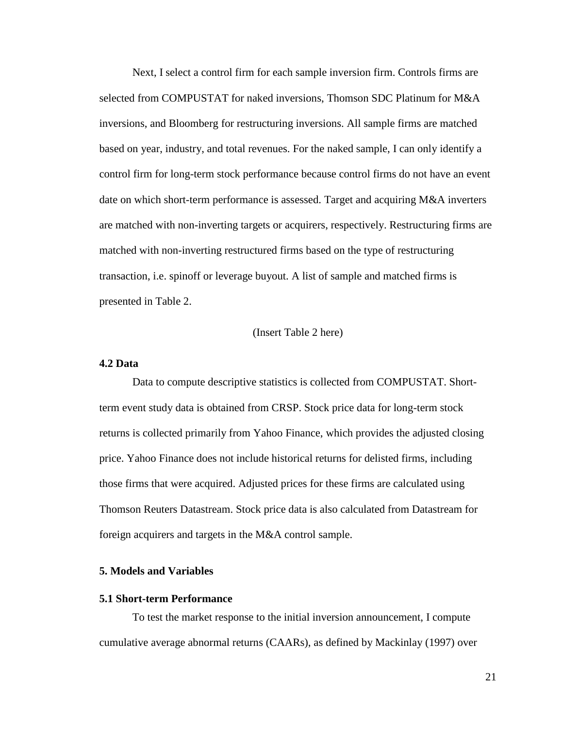Next, I select a control firm for each sample inversion firm. Controls firms are selected from COMPUSTAT for naked inversions, Thomson SDC Platinum for M&A inversions, and Bloomberg for restructuring inversions. All sample firms are matched based on year, industry, and total revenues. For the naked sample, I can only identify a control firm for long-term stock performance because control firms do not have an event date on which short-term performance is assessed. Target and acquiring M&A inverters are matched with non-inverting targets or acquirers, respectively. Restructuring firms are matched with non-inverting restructured firms based on the type of restructuring transaction, i.e. spinoff or leverage buyout. A list of sample and matched firms is presented in Table 2.

(Insert Table 2 here)

### 4.2 Data

Data to compute descriptive statistics is collected from COMPUSTAT. Short-term event study data is obtained from CRSP. Stock price data for long-term stock returns is collected primarily from Yahoo Finance, which provides the adjusted closing price. Yahoo Finance does not include historical returns for delisted firms, including those firms that were acquired. Adjusted prices for these firms are calculated using Thomson Reuters Datastream. Stock price data is also calculated from Datastream for foreign acquirers and targets in the M&A control sample.

## 5. Models and Variables

### 5.1 Short-term Performance

To test the market response to the initial inversion announcement, I compute cumulative average abnormal returns (CAARs), as defined by Mackinlay (1997) over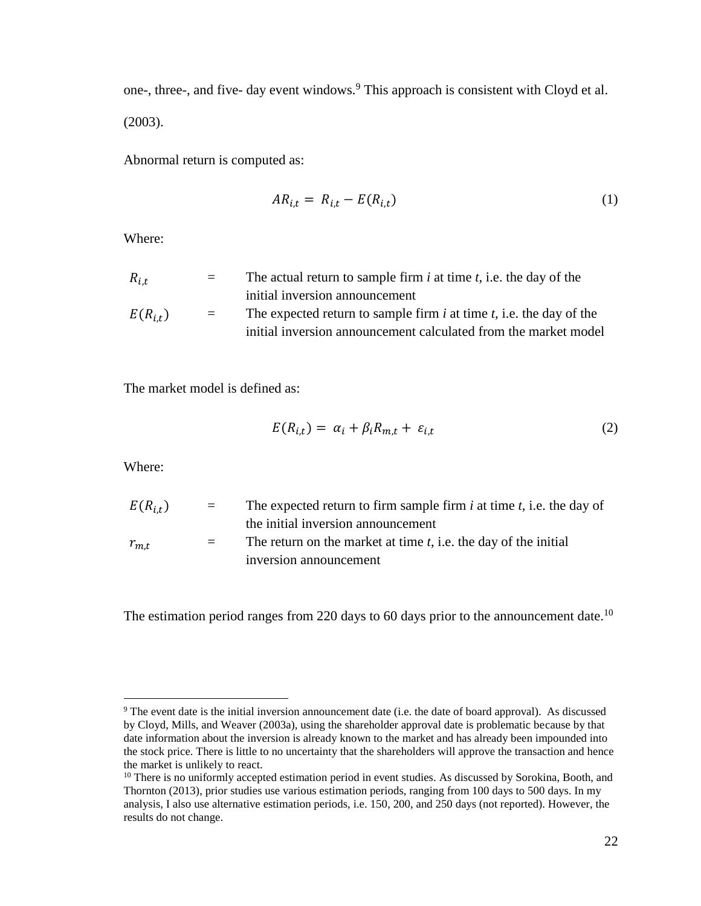one-, three-, and five- day event windows.[9] This approach is consistent with Cloyd et al. (2003).

Abnormal return is computed as:

$$AR_{i,t} = R_{i,t} - E(R_{i,t}) \tag{1}$$

Where:

| | | |
|---|---|---|
| $R_{i,t}$ | = | The actual return to sample firm *i* at time *t*, i.e. the day of the initial inversion announcement |
| $E(R_{i,t})$ | = | The expected return to sample firm *i* at time *t*, i.e. the day of the initial inversion announcement calculated from the market model |

The market model is defined as:

$$E(R_{i,t}) = \alpha_i + \beta_i R_{m,t} + \varepsilon_{i,t} \tag{2}$$

Where:

| | | |
|---|---|---|
| $E(R_{i,t})$ | = | The expected return to firm sample firm *i* at time *t*, i.e. the day of the initial inversion announcement |
| $r_{m,t}$ | = | The return on the market at time *t*, i.e. the day of the initial inversion announcement |

The estimation period ranges from 220 days to 60 days prior to the announcement date.[10]

[9] The event date is the initial inversion announcement date (i.e. the date of board approval). As discussed by Cloyd, Mills, and Weaver (2003a), using the shareholder approval date is problematic because by that date information about the inversion is already known to the market and has already been impounded into the stock price. There is little to no uncertainty that the shareholders will approve the transaction and hence the market is unlikely to react.

[10] There is no uniformly accepted estimation period in event studies. As discussed by Sorokina, Booth, and Thornton (2013), prior studies use various estimation periods, ranging from 100 days to 500 days. In my analysis, I also use alternative estimation periods, i.e. 150, 200, and 250 days (not reported). However, the results do not change.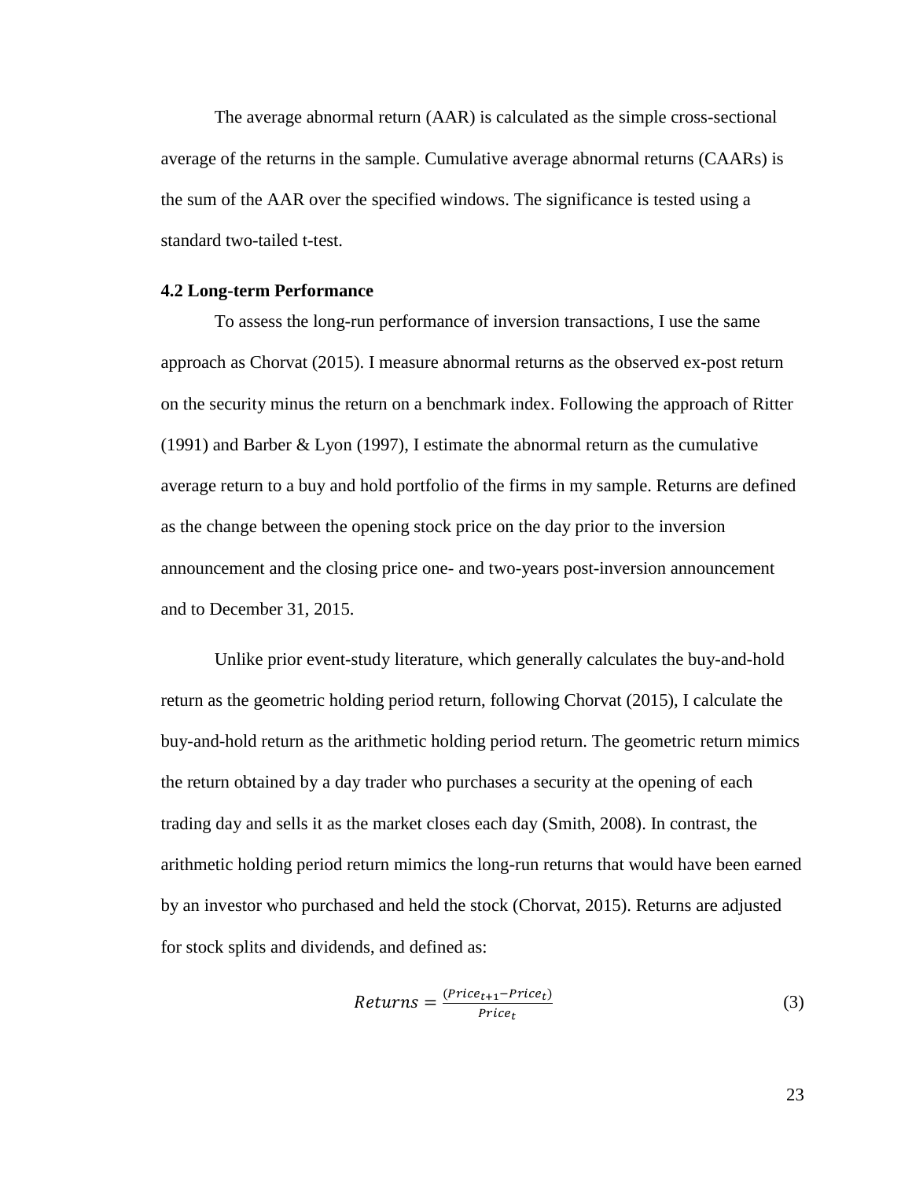The average abnormal return (AAR) is calculated as the simple cross-sectional average of the returns in the sample. Cumulative average abnormal returns (CAARs) is the sum of the AAR over the specified windows. The significance is tested using a standard two-tailed t-test.

### 4.2 Long-term Performance

To assess the long-run performance of inversion transactions, I use the same approach as Chorvat (2015). I measure abnormal returns as the observed ex-post return on the security minus the return on a benchmark index. Following the approach of Ritter (1991) and Barber & Lyon (1997), I estimate the abnormal return as the cumulative average return to a buy and hold portfolio of the firms in my sample. Returns are defined as the change between the opening stock price on the day prior to the inversion announcement and the closing price one- and two-years post-inversion announcement and to December 31, 2015.

Unlike prior event-study literature, which generally calculates the buy-and-hold return as the geometric holding period return, following Chorvat (2015), I calculate the buy-and-hold return as the arithmetic holding period return. The geometric return mimics the return obtained by a day trader who purchases a security at the opening of each trading day and sells it as the market closes each day (Smith, 2008). In contrast, the arithmetic holding period return mimics the long-run returns that would have been earned by an investor who purchased and held the stock (Chorvat, 2015). Returns are adjusted for stock splits and dividends, and defined as:

$$Returns = \frac{(Price_{t+1} - Price_t)}{Price_t} \quad (3)$$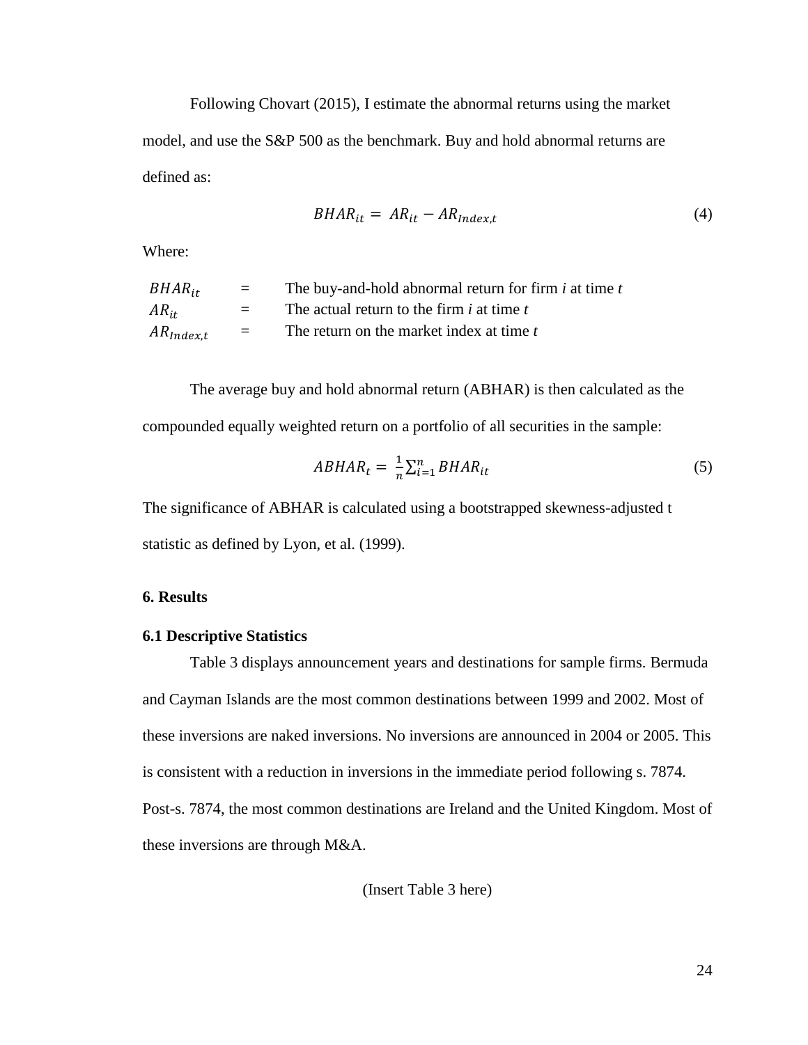Following Chovart (2015), I estimate the abnormal returns using the market model, and use the S&P 500 as the benchmark. Buy and hold abnormal returns are defined as:

$$BHAR_{it} = AR_{it} - AR_{Index,t} \tag{4}$$

Where:

| | | |
|---|---|---|
| $BHAR_{it}$ | = | The buy-and-hold abnormal return for firm *i* at time *t* |
| $AR_{it}$ | = | The actual return to the firm *i* at time *t* |
| $AR_{Index,t}$ | = | The return on the market index at time *t* |

The average buy and hold abnormal return (ABHAR) is then calculated as the compounded equally weighted return on a portfolio of all securities in the sample:

$$ABHAR_t = \frac{1}{n}\sum_{i=1}^{n} BHAR_{it} \tag{5}$$

The significance of ABHAR is calculated using a bootstrapped skewness-adjusted t statistic as defined by Lyon, et al. (1999).

## 6. Results

### 6.1 Descriptive Statistics

Table 3 displays announcement years and destinations for sample firms. Bermuda and Cayman Islands are the most common destinations between 1999 and 2002. Most of these inversions are naked inversions. No inversions are announced in 2004 or 2005. This is consistent with a reduction in inversions in the immediate period following s. 7874. Post-s. 7874, the most common destinations are Ireland and the United Kingdom. Most of these inversions are through M&A.

(Insert Table 3 here)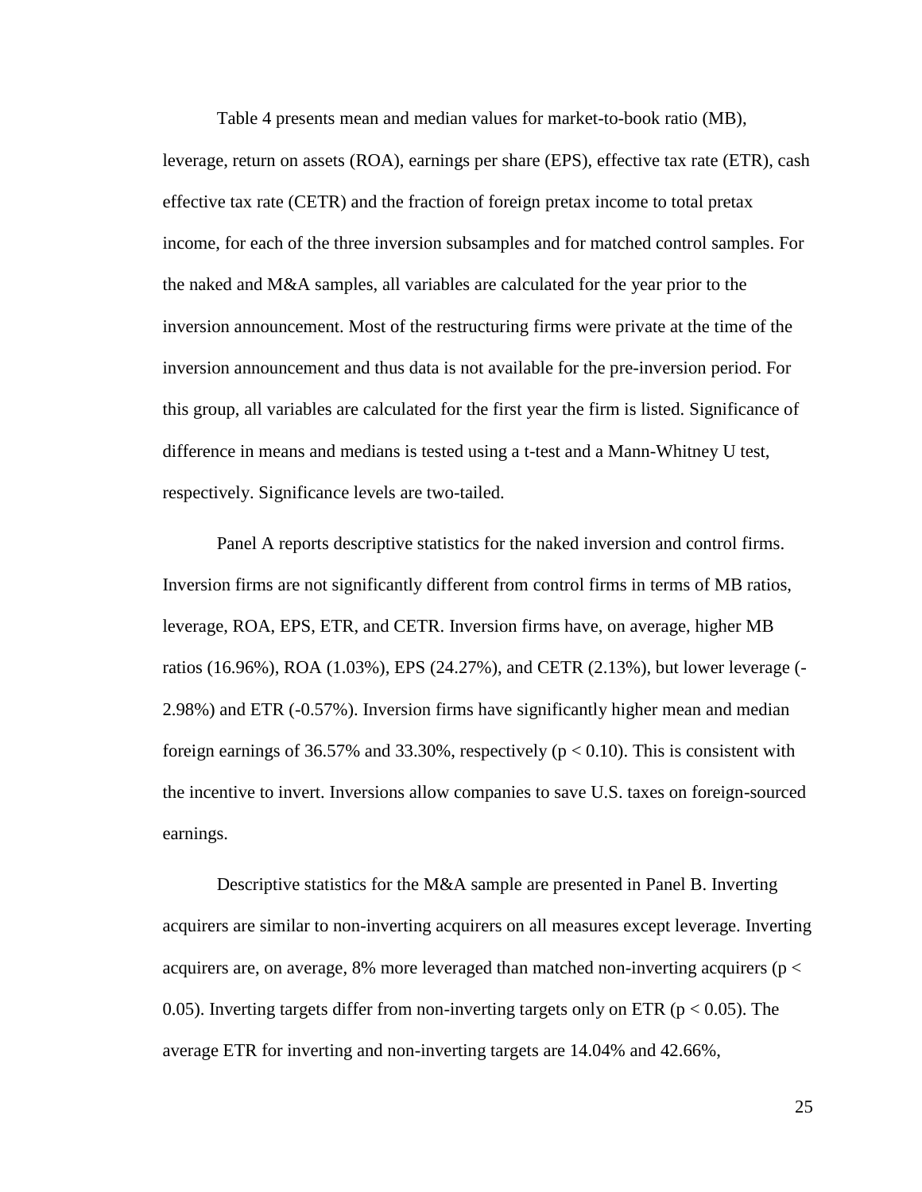Table 4 presents mean and median values for market-to-book ratio (MB), leverage, return on assets (ROA), earnings per share (EPS), effective tax rate (ETR), cash effective tax rate (CETR) and the fraction of foreign pretax income to total pretax income, for each of the three inversion subsamples and for matched control samples. For the naked and M&A samples, all variables are calculated for the year prior to the inversion announcement. Most of the restructuring firms were private at the time of the inversion announcement and thus data is not available for the pre-inversion period. For this group, all variables are calculated for the first year the firm is listed. Significance of difference in means and medians is tested using a t-test and a Mann-Whitney U test, respectively. Significance levels are two-tailed.

Panel A reports descriptive statistics for the naked inversion and control firms. Inversion firms are not significantly different from control firms in terms of MB ratios, leverage, ROA, EPS, ETR, and CETR. Inversion firms have, on average, higher MB ratios (16.96%), ROA (1.03%), EPS (24.27%), and CETR (2.13%), but lower leverage (-2.98%) and ETR (-0.57%). Inversion firms have significantly higher mean and median foreign earnings of 36.57% and 33.30%, respectively ($p < 0.10$). This is consistent with the incentive to invert. Inversions allow companies to save U.S. taxes on foreign-sourced earnings.

Descriptive statistics for the M&A sample are presented in Panel B. Inverting acquirers are similar to non-inverting acquirers on all measures except leverage. Inverting acquirers are, on average, 8% more leveraged than matched non-inverting acquirers ($p < 0.05$). Inverting targets differ from non-inverting targets only on ETR ($p < 0.05$). The average ETR for inverting and non-inverting targets are 14.04% and 42.66%,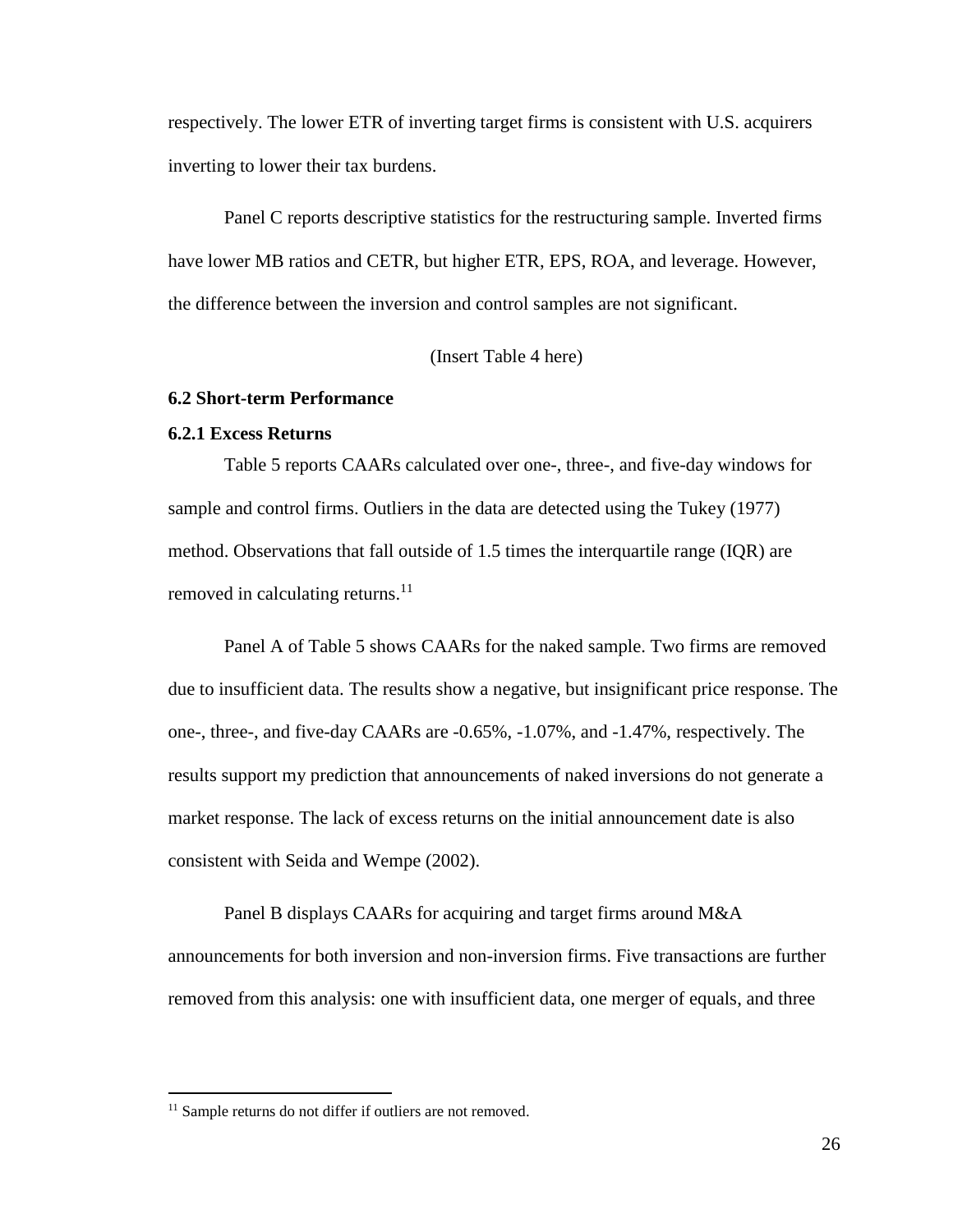respectively. The lower ETR of inverting target firms is consistent with U.S. acquirers inverting to lower their tax burdens.

Panel C reports descriptive statistics for the restructuring sample. Inverted firms have lower MB ratios and CETR, but higher ETR, EPS, ROA, and leverage. However, the difference between the inversion and control samples are not significant.

(Insert Table 4 here)

### 6.2 Short-term Performance

#### 6.2.1 Excess Returns

Table 5 reports CAARs calculated over one-, three-, and five-day windows for sample and control firms. Outliers in the data are detected using the Tukey (1977) method. Observations that fall outside of 1.5 times the interquartile range (IQR) are removed in calculating returns.[11]

Panel A of Table 5 shows CAARs for the naked sample. Two firms are removed due to insufficient data. The results show a negative, but insignificant price response. The one-, three-, and five-day CAARs are -0.65%, -1.07%, and -1.47%, respectively. The results support my prediction that announcements of naked inversions do not generate a market response. The lack of excess returns on the initial announcement date is also consistent with Seida and Wempe (2002).

Panel B displays CAARs for acquiring and target firms around M&A announcements for both inversion and non-inversion firms. Five transactions are further removed from this analysis: one with insufficient data, one merger of equals, and three

[11] Sample returns do not differ if outliers are not removed.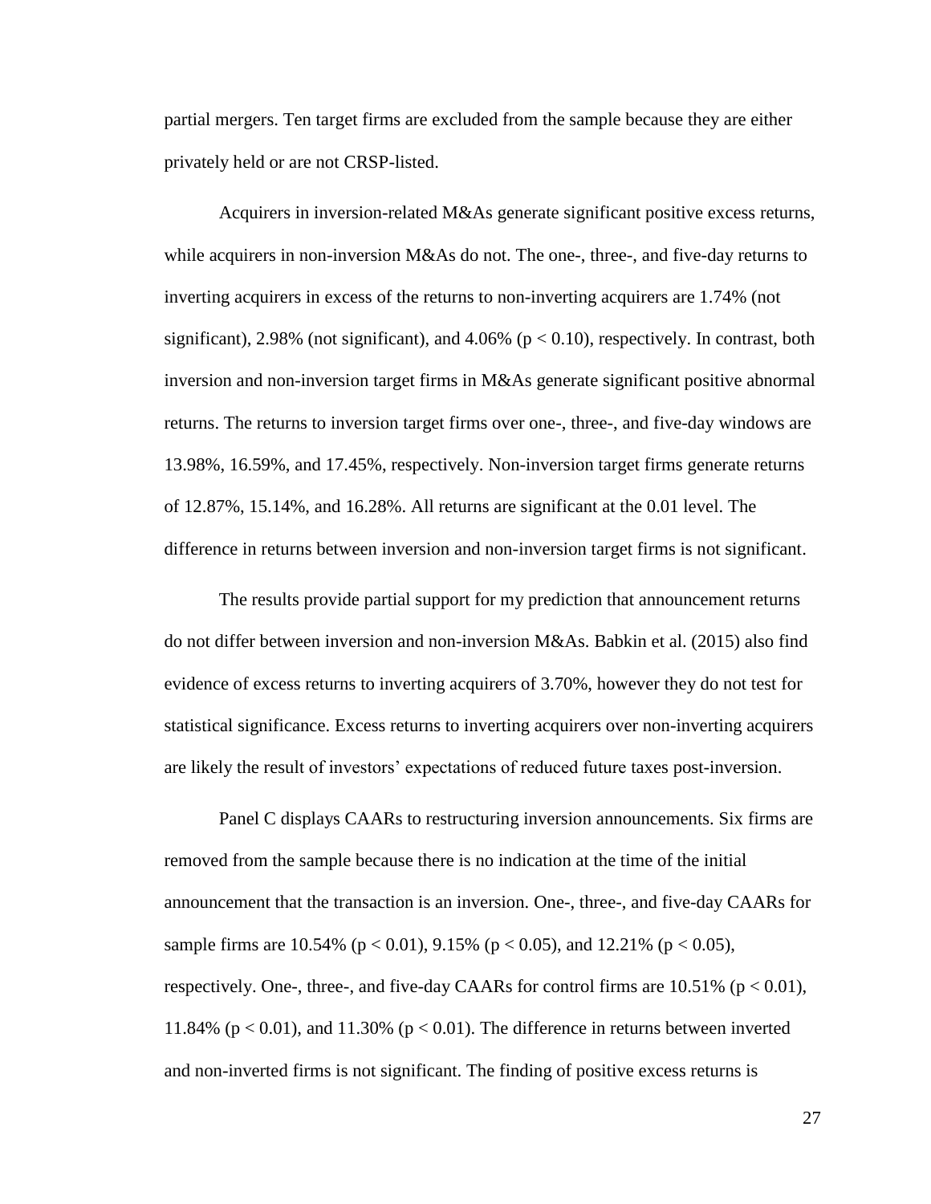partial mergers. Ten target firms are excluded from the sample because they are either privately held or are not CRSP-listed.

Acquirers in inversion-related M&As generate significant positive excess returns, while acquirers in non-inversion M&As do not. The one-, three-, and five-day returns to inverting acquirers in excess of the returns to non-inverting acquirers are 1.74% (not significant), 2.98% (not significant), and 4.06% ($p < 0.10$), respectively. In contrast, both inversion and non-inversion target firms in M&As generate significant positive abnormal returns. The returns to inversion target firms over one-, three-, and five-day windows are 13.98%, 16.59%, and 17.45%, respectively. Non-inversion target firms generate returns of 12.87%, 15.14%, and 16.28%. All returns are significant at the 0.01 level. The difference in returns between inversion and non-inversion target firms is not significant.

The results provide partial support for my prediction that announcement returns do not differ between inversion and non-inversion M&As. Babkin et al. (2015) also find evidence of excess returns to inverting acquirers of 3.70%, however they do not test for statistical significance. Excess returns to inverting acquirers over non-inverting acquirers are likely the result of investors' expectations of reduced future taxes post-inversion.

Panel C displays CAARs to restructuring inversion announcements. Six firms are removed from the sample because there is no indication at the time of the initial announcement that the transaction is an inversion. One-, three-, and five-day CAARs for sample firms are 10.54% ($p < 0.01$), 9.15% ($p < 0.05$), and 12.21% ($p < 0.05$), respectively. One-, three-, and five-day CAARs for control firms are 10.51% ($p < 0.01$), 11.84% ($p < 0.01$), and 11.30% ($p < 0.01$). The difference in returns between inverted and non-inverted firms is not significant. The finding of positive excess returns is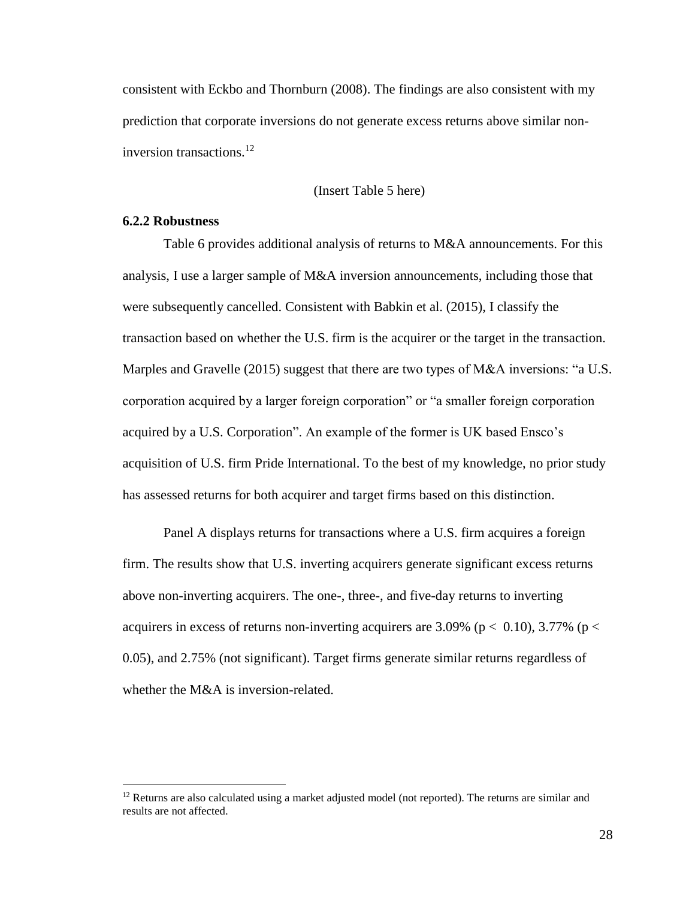consistent with Eckbo and Thornburn (2008). The findings are also consistent with my prediction that corporate inversions do not generate excess returns above similar non-inversion transactions.[12]

(Insert Table 5 here)

### 6.2.2 Robustness

Table 6 provides additional analysis of returns to M&A announcements. For this analysis, I use a larger sample of M&A inversion announcements, including those that were subsequently cancelled. Consistent with Babkin et al. (2015), I classify the transaction based on whether the U.S. firm is the acquirer or the target in the transaction. Marples and Gravelle (2015) suggest that there are two types of M&A inversions: "a U.S. corporation acquired by a larger foreign corporation" or "a smaller foreign corporation acquired by a U.S. Corporation". An example of the former is UK based Ensco's acquisition of U.S. firm Pride International. To the best of my knowledge, no prior study has assessed returns for both acquirer and target firms based on this distinction.

Panel A displays returns for transactions where a U.S. firm acquires a foreign firm. The results show that U.S. inverting acquirers generate significant excess returns above non-inverting acquirers. The one-, three-, and five-day returns to inverting acquirers in excess of returns non-inverting acquirers are 3.09% ($p < 0.10$), 3.77% ($p < 0.05$), and 2.75% (not significant). Target firms generate similar returns regardless of whether the M&A is inversion-related.

[12] Returns are also calculated using a market adjusted model (not reported). The returns are similar and results are not affected.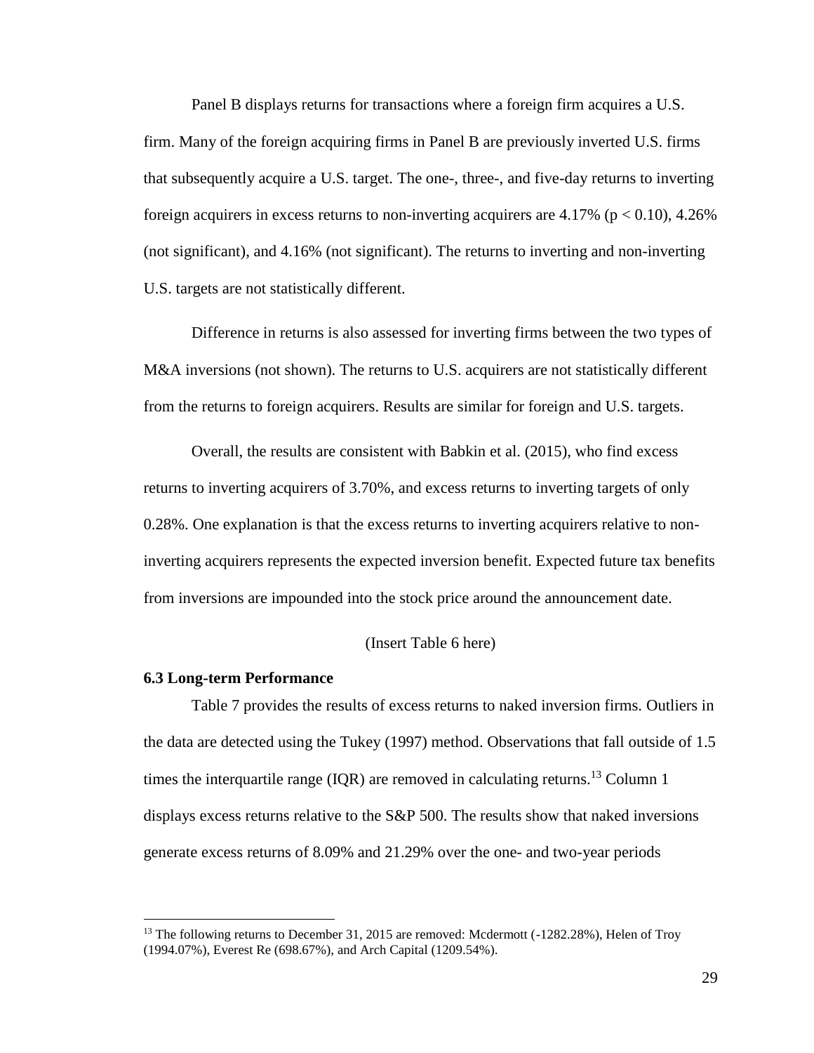Panel B displays returns for transactions where a foreign firm acquires a U.S. firm. Many of the foreign acquiring firms in Panel B are previously inverted U.S. firms that subsequently acquire a U.S. target. The one-, three-, and five-day returns to inverting foreign acquirers in excess returns to non-inverting acquirers are 4.17% ($p < 0.10$), 4.26% (not significant), and 4.16% (not significant). The returns to inverting and non-inverting U.S. targets are not statistically different.

Difference in returns is also assessed for inverting firms between the two types of M&A inversions (not shown). The returns to U.S. acquirers are not statistically different from the returns to foreign acquirers. Results are similar for foreign and U.S. targets.

Overall, the results are consistent with Babkin et al. (2015), who find excess returns to inverting acquirers of 3.70%, and excess returns to inverting targets of only 0.28%. One explanation is that the excess returns to inverting acquirers relative to non-inverting acquirers represents the expected inversion benefit. Expected future tax benefits from inversions are impounded into the stock price around the announcement date.

(Insert Table 6 here)

### 6.3 Long-term Performance

Table 7 provides the results of excess returns to naked inversion firms. Outliers in the data are detected using the Tukey (1997) method. Observations that fall outside of 1.5 times the interquartile range (IQR) are removed in calculating returns.[13] Column 1 displays excess returns relative to the S&P 500. The results show that naked inversions generate excess returns of 8.09% and 21.29% over the one- and two-year periods

---

[13] The following returns to December 31, 2015 are removed: Mcdermott (-1282.28%), Helen of Troy (1994.07%), Everest Re (698.67%), and Arch Capital (1209.54%).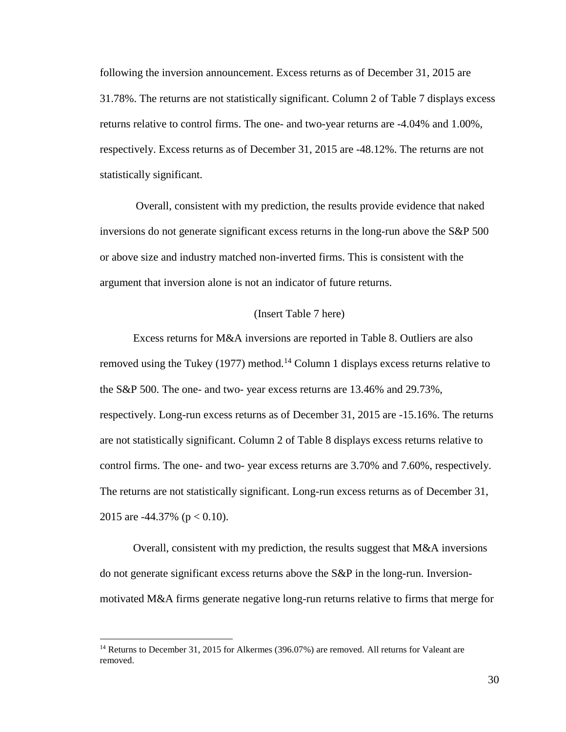following the inversion announcement. Excess returns as of December 31, 2015 are 31.78%. The returns are not statistically significant. Column 2 of Table 7 displays excess returns relative to control firms. The one- and two-year returns are -4.04% and 1.00%, respectively. Excess returns as of December 31, 2015 are -48.12%. The returns are not statistically significant.

Overall, consistent with my prediction, the results provide evidence that naked inversions do not generate significant excess returns in the long-run above the S&P 500 or above size and industry matched non-inverted firms. This is consistent with the argument that inversion alone is not an indicator of future returns.

(Insert Table 7 here)

Excess returns for M&A inversions are reported in Table 8. Outliers are also removed using the Tukey (1977) method.[14] Column 1 displays excess returns relative to the S&P 500. The one- and two- year excess returns are 13.46% and 29.73%, respectively. Long-run excess returns as of December 31, 2015 are -15.16%. The returns are not statistically significant. Column 2 of Table 8 displays excess returns relative to control firms. The one- and two- year excess returns are 3.70% and 7.60%, respectively. The returns are not statistically significant. Long-run excess returns as of December 31, 2015 are -44.37% ($p < 0.10$).

Overall, consistent with my prediction, the results suggest that M&A inversions do not generate significant excess returns above the S&P in the long-run. Inversion-motivated M&A firms generate negative long-run returns relative to firms that merge for

[14] Returns to December 31, 2015 for Alkermes (396.07%) are removed. All returns for Valeant are removed.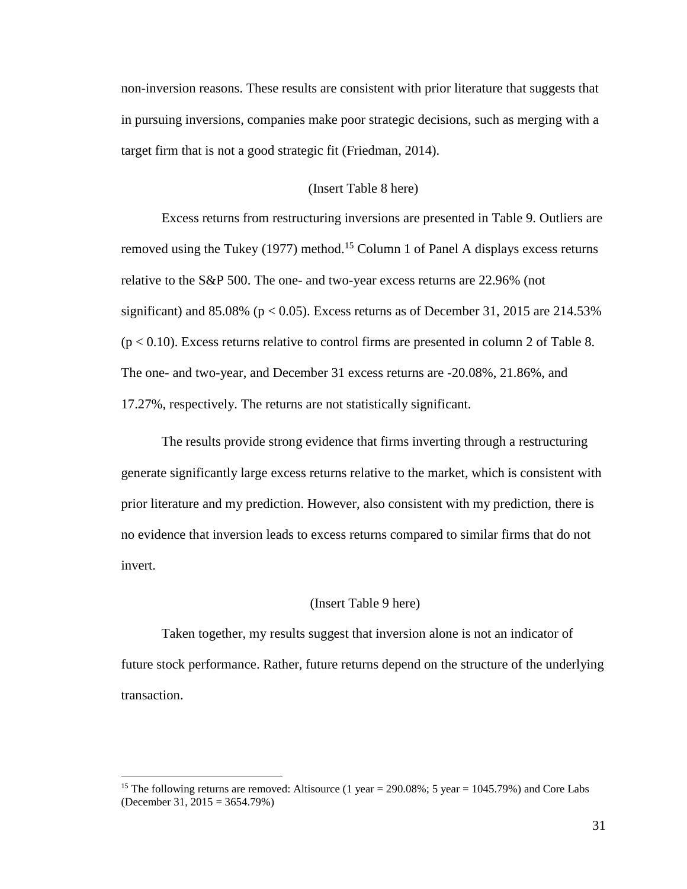non-inversion reasons. These results are consistent with prior literature that suggests that in pursuing inversions, companies make poor strategic decisions, such as merging with a target firm that is not a good strategic fit (Friedman, 2014).

(Insert Table 8 here)

Excess returns from restructuring inversions are presented in Table 9. Outliers are removed using the Tukey (1977) method.[15] Column 1 of Panel A displays excess returns relative to the S&P 500. The one- and two-year excess returns are 22.96% (not significant) and 85.08% ($p < 0.05$). Excess returns as of December 31, 2015 are 214.53% ($p < 0.10$). Excess returns relative to control firms are presented in column 2 of Table 8. The one- and two-year, and December 31 excess returns are -20.08%, 21.86%, and 17.27%, respectively. The returns are not statistically significant.

The results provide strong evidence that firms inverting through a restructuring generate significantly large excess returns relative to the market, which is consistent with prior literature and my prediction. However, also consistent with my prediction, there is no evidence that inversion leads to excess returns compared to similar firms that do not invert.

(Insert Table 9 here)

Taken together, my results suggest that inversion alone is not an indicator of future stock performance. Rather, future returns depend on the structure of the underlying transaction.

[15] The following returns are removed: Altisource (1 year = 290.08%; 5 year = 1045.79%) and Core Labs (December 31, 2015 = 3654.79%)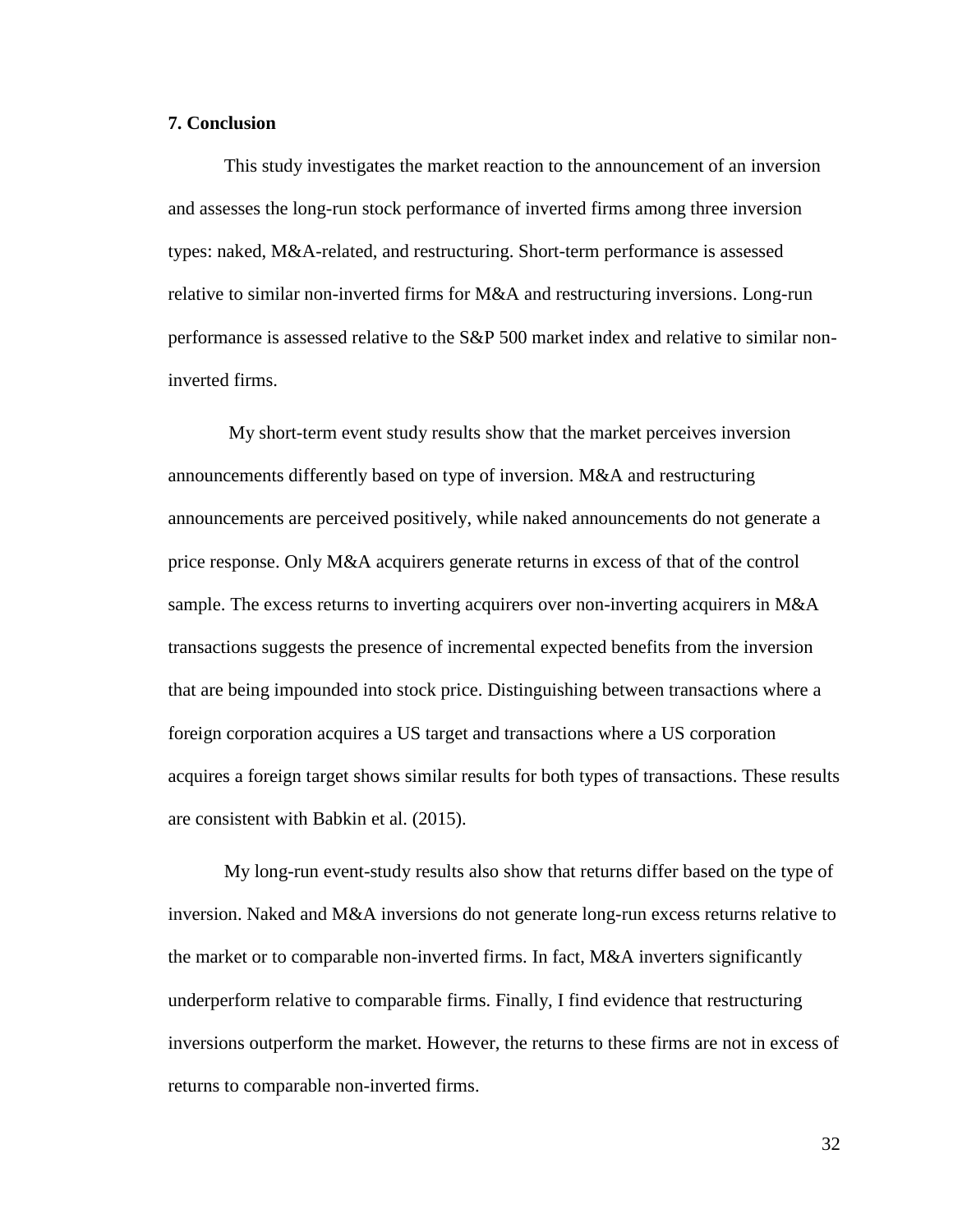## 7. Conclusion

This study investigates the market reaction to the announcement of an inversion and assesses the long-run stock performance of inverted firms among three inversion types: naked, M&A-related, and restructuring. Short-term performance is assessed relative to similar non-inverted firms for M&A and restructuring inversions. Long-run performance is assessed relative to the S&P 500 market index and relative to similar non-inverted firms.

My short-term event study results show that the market perceives inversion announcements differently based on type of inversion. M&A and restructuring announcements are perceived positively, while naked announcements do not generate a price response. Only M&A acquirers generate returns in excess of that of the control sample. The excess returns to inverting acquirers over non-inverting acquirers in M&A transactions suggests the presence of incremental expected benefits from the inversion that are being impounded into stock price. Distinguishing between transactions where a foreign corporation acquires a US target and transactions where a US corporation acquires a foreign target shows similar results for both types of transactions. These results are consistent with Babkin et al. (2015).

My long-run event-study results also show that returns differ based on the type of inversion. Naked and M&A inversions do not generate long-run excess returns relative to the market or to comparable non-inverted firms. In fact, M&A inverters significantly underperform relative to comparable firms. Finally, I find evidence that restructuring inversions outperform the market. However, the returns to these firms are not in excess of returns to comparable non-inverted firms.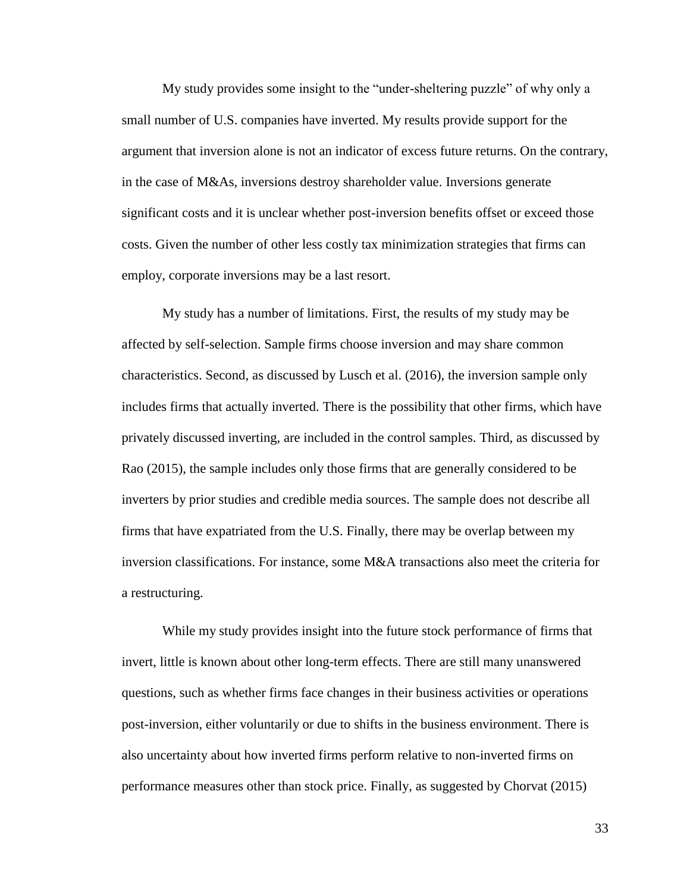My study provides some insight to the "under-sheltering puzzle" of why only a small number of U.S. companies have inverted. My results provide support for the argument that inversion alone is not an indicator of excess future returns. On the contrary, in the case of M&As, inversions destroy shareholder value. Inversions generate significant costs and it is unclear whether post-inversion benefits offset or exceed those costs. Given the number of other less costly tax minimization strategies that firms can employ, corporate inversions may be a last resort.

My study has a number of limitations. First, the results of my study may be affected by self-selection. Sample firms choose inversion and may share common characteristics. Second, as discussed by Lusch et al. (2016), the inversion sample only includes firms that actually inverted. There is the possibility that other firms, which have privately discussed inverting, are included in the control samples. Third, as discussed by Rao (2015), the sample includes only those firms that are generally considered to be inverters by prior studies and credible media sources. The sample does not describe all firms that have expatriated from the U.S. Finally, there may be overlap between my inversion classifications. For instance, some M&A transactions also meet the criteria for a restructuring.

While my study provides insight into the future stock performance of firms that invert, little is known about other long-term effects. There are still many unanswered questions, such as whether firms face changes in their business activities or operations post-inversion, either voluntarily or due to shifts in the business environment. There is also uncertainty about how inverted firms perform relative to non-inverted firms on performance measures other than stock price. Finally, as suggested by Chorvat (2015)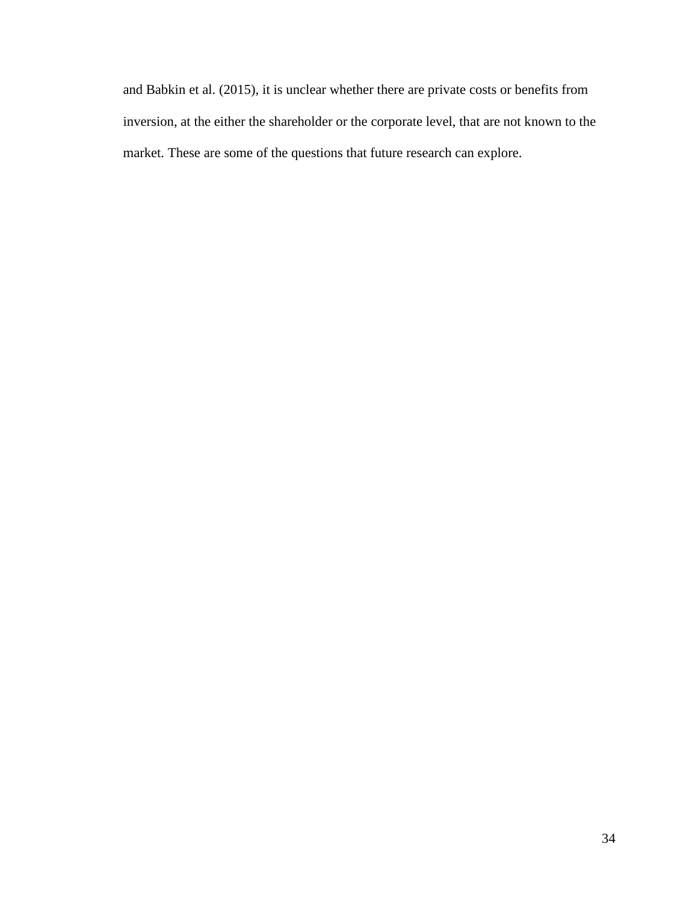and Babkin et al. (2015), it is unclear whether there are private costs or benefits from inversion, at the either the shareholder or the corporate level, that are not known to the market. These are some of the questions that future research can explore.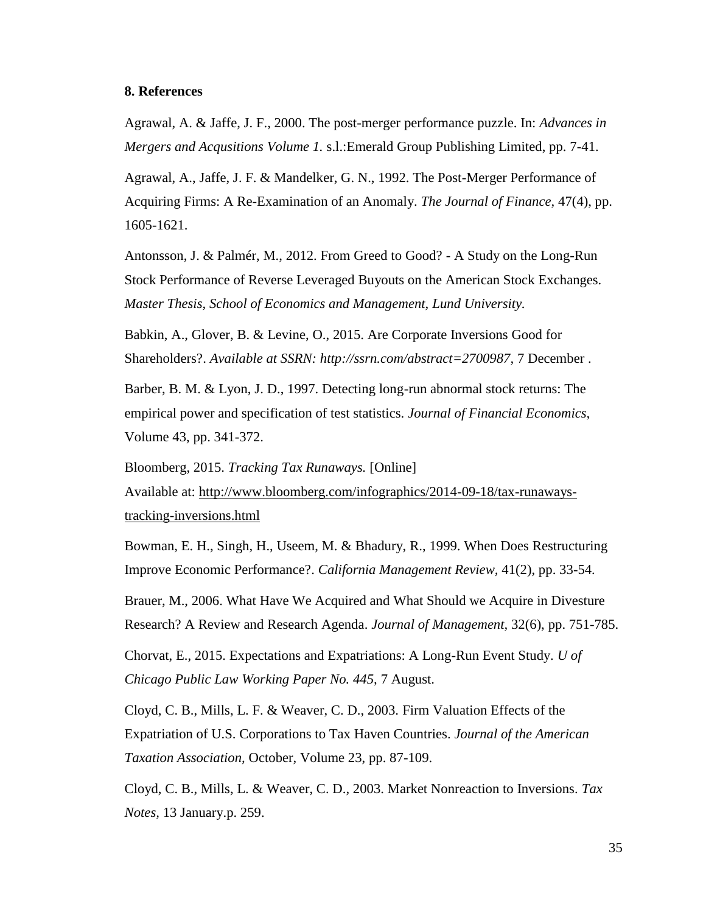## 8. References

Agrawal, A. & Jaffe, J. F., 2000. The post-merger performance puzzle. In: *Advances in Mergers and Acqusitions Volume 1.* s.l.:Emerald Group Publishing Limited, pp. 7-41.

Agrawal, A., Jaffe, J. F. & Mandelker, G. N., 1992. The Post-Merger Performance of Acquiring Firms: A Re-Examination of an Anomaly. *The Journal of Finance,* 47(4), pp. 1605-1621.

Antonsson, J. & Palmér, M., 2012. From Greed to Good? - A Study on the Long-Run Stock Performance of Reverse Leveraged Buyouts on the American Stock Exchanges. *Master Thesis, School of Economics and Management, Lund University.*

Babkin, A., Glover, B. & Levine, O., 2015. Are Corporate Inversions Good for Shareholders?. *Available at SSRN: http://ssrn.com/abstract=2700987,* 7 December .

Barber, B. M. & Lyon, J. D., 1997. Detecting long-run abnormal stock returns: The empirical power and specification of test statistics. *Journal of Financial Economics,* Volume 43, pp. 341-372.

Bloomberg, 2015. *Tracking Tax Runaways.* [Online]
Available at: http://www.bloomberg.com/infographics/2014-09-18/tax-runaways-tracking-inversions.html

Bowman, E. H., Singh, H., Useem, M. & Bhadury, R., 1999. When Does Restructuring Improve Economic Performance?. *California Management Review,* 41(2), pp. 33-54.

Brauer, M., 2006. What Have We Acquired and What Should we Acquire in Divesture Research? A Review and Research Agenda. *Journal of Management,* 32(6), pp. 751-785.

Chorvat, E., 2015. Expectations and Expatriations: A Long-Run Event Study. *U of Chicago Public Law Working Paper No. 445,* 7 August.

Cloyd, C. B., Mills, L. F. & Weaver, C. D., 2003. Firm Valuation Effects of the Expatriation of U.S. Corporations to Tax Haven Countries. *Journal of the American Taxation Association,* October, Volume 23, pp. 87-109.

Cloyd, C. B., Mills, L. & Weaver, C. D., 2003. Market Nonreaction to Inversions. *Tax Notes,* 13 January.p. 259.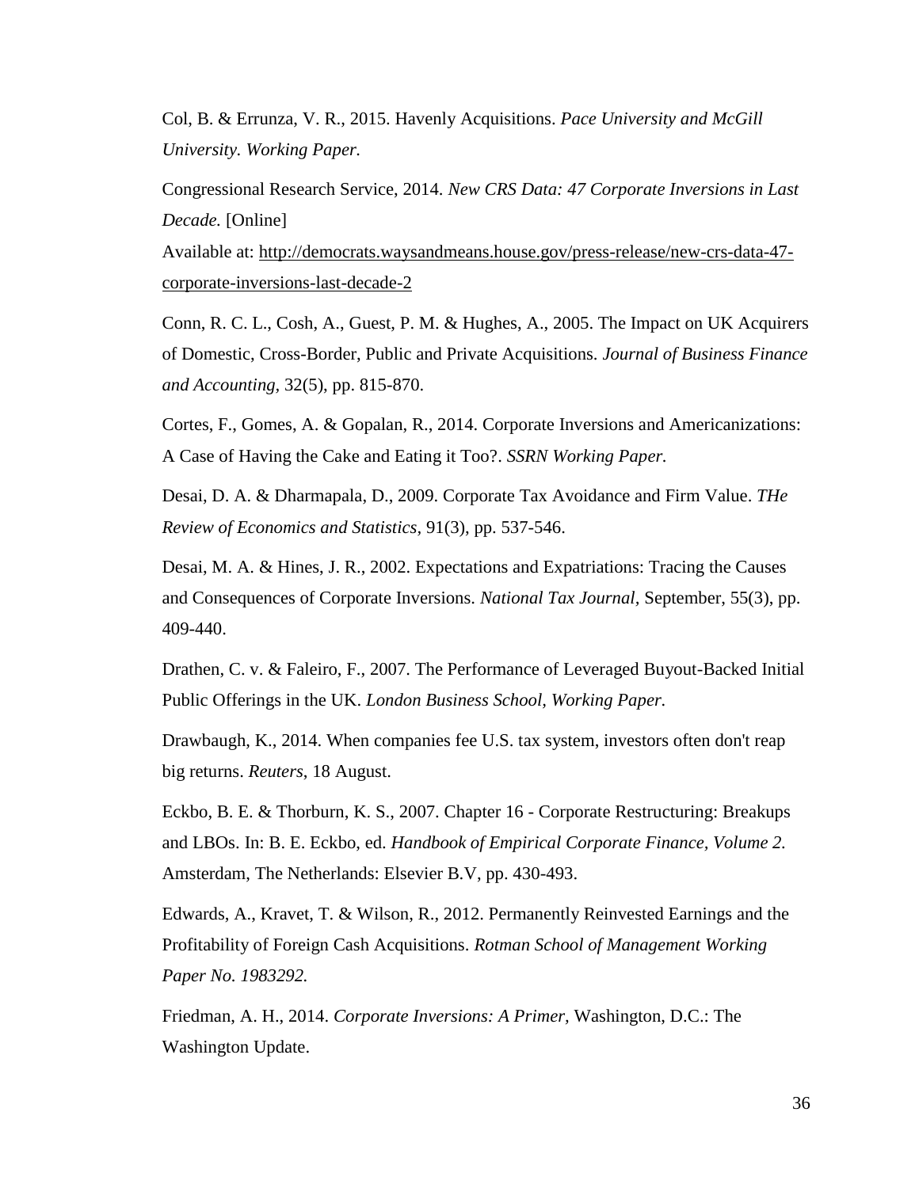Col, B. & Errunza, V. R., 2015. Havenly Acquisitions. *Pace University and McGill University. Working Paper.*

Congressional Research Service, 2014. *New CRS Data: 47 Corporate Inversions in Last Decade.* [Online]

Available at: http://democrats.waysandmeans.house.gov/press-release/new-crs-data-47-corporate-inversions-last-decade-2

Conn, R. C. L., Cosh, A., Guest, P. M. & Hughes, A., 2005. The Impact on UK Acquirers of Domestic, Cross-Border, Public and Private Acquisitions. *Journal of Business Finance and Accounting,* 32(5), pp. 815-870.

Cortes, F., Gomes, A. & Gopalan, R., 2014. Corporate Inversions and Americanizations: A Case of Having the Cake and Eating it Too?. *SSRN Working Paper.*

Desai, D. A. & Dharmapala, D., 2009. Corporate Tax Avoidance and Firm Value. *THe Review of Economics and Statistics,* 91(3), pp. 537-546.

Desai, M. A. & Hines, J. R., 2002. Expectations and Expatriations: Tracing the Causes and Consequences of Corporate Inversions. *National Tax Journal,* September, 55(3), pp. 409-440.

Drathen, C. v. & Faleiro, F., 2007. The Performance of Leveraged Buyout-Backed Initial Public Offerings in the UK. *London Business School, Working Paper.*

Drawbaugh, K., 2014. When companies fee U.S. tax system, investors often don't reap big returns. *Reuters,* 18 August.

Eckbo, B. E. & Thorburn, K. S., 2007. Chapter 16 - Corporate Restructuring: Breakups and LBOs. In: B. E. Eckbo, ed. *Handbook of Empirical Corporate Finance, Volume 2.* Amsterdam, The Netherlands: Elsevier B.V, pp. 430-493.

Edwards, A., Kravet, T. & Wilson, R., 2012. Permanently Reinvested Earnings and the Profitability of Foreign Cash Acquisitions. *Rotman School of Management Working Paper No. 1983292.*

Friedman, A. H., 2014. *Corporate Inversions: A Primer,* Washington, D.C.: The Washington Update.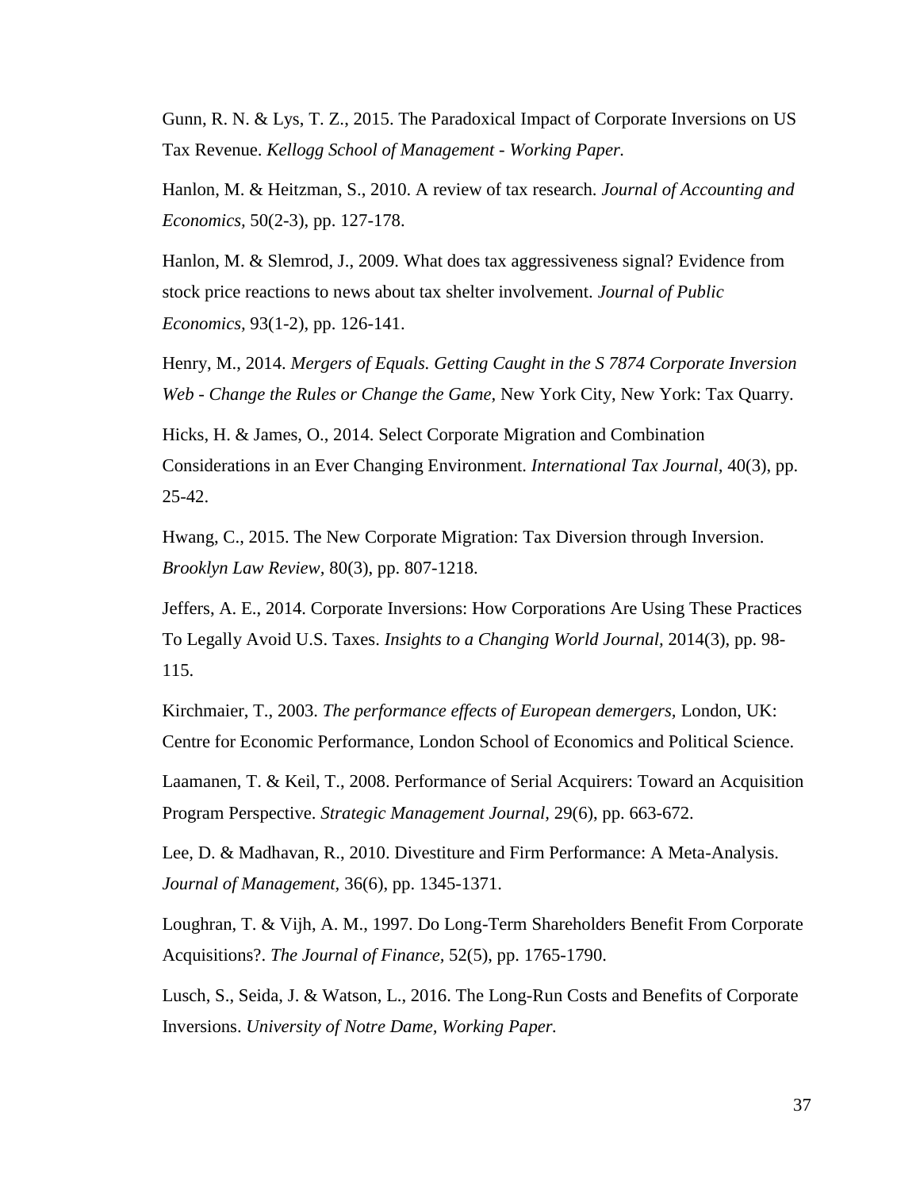Gunn, R. N. & Lys, T. Z., 2015. The Paradoxical Impact of Corporate Inversions on US Tax Revenue. *Kellogg School of Management - Working Paper.*

Hanlon, M. & Heitzman, S., 2010. A review of tax research. *Journal of Accounting and Economics,* 50(2-3), pp. 127-178.

Hanlon, M. & Slemrod, J., 2009. What does tax aggressiveness signal? Evidence from stock price reactions to news about tax shelter involvement. *Journal of Public Economics,* 93(1-2), pp. 126-141.

Henry, M., 2014. *Mergers of Equals. Getting Caught in the S 7874 Corporate Inversion Web - Change the Rules or Change the Game,* New York City, New York: Tax Quarry.

Hicks, H. & James, O., 2014. Select Corporate Migration and Combination Considerations in an Ever Changing Environment. *International Tax Journal,* 40(3), pp. 25-42.

Hwang, C., 2015. The New Corporate Migration: Tax Diversion through Inversion. *Brooklyn Law Review,* 80(3), pp. 807-1218.

Jeffers, A. E., 2014. Corporate Inversions: How Corporations Are Using These Practices To Legally Avoid U.S. Taxes. *Insights to a Changing World Journal,* 2014(3), pp. 98-115.

Kirchmaier, T., 2003. *The performance effects of European demergers,* London, UK: Centre for Economic Performance, London School of Economics and Political Science.

Laamanen, T. & Keil, T., 2008. Performance of Serial Acquirers: Toward an Acquisition Program Perspective. *Strategic Management Journal,* 29(6), pp. 663-672.

Lee, D. & Madhavan, R., 2010. Divestiture and Firm Performance: A Meta-Analysis. *Journal of Management,* 36(6), pp. 1345-1371.

Loughran, T. & Vijh, A. M., 1997. Do Long-Term Shareholders Benefit From Corporate Acquisitions?. *The Journal of Finance,* 52(5), pp. 1765-1790.

Lusch, S., Seida, J. & Watson, L., 2016. The Long-Run Costs and Benefits of Corporate Inversions. *University of Notre Dame, Working Paper.*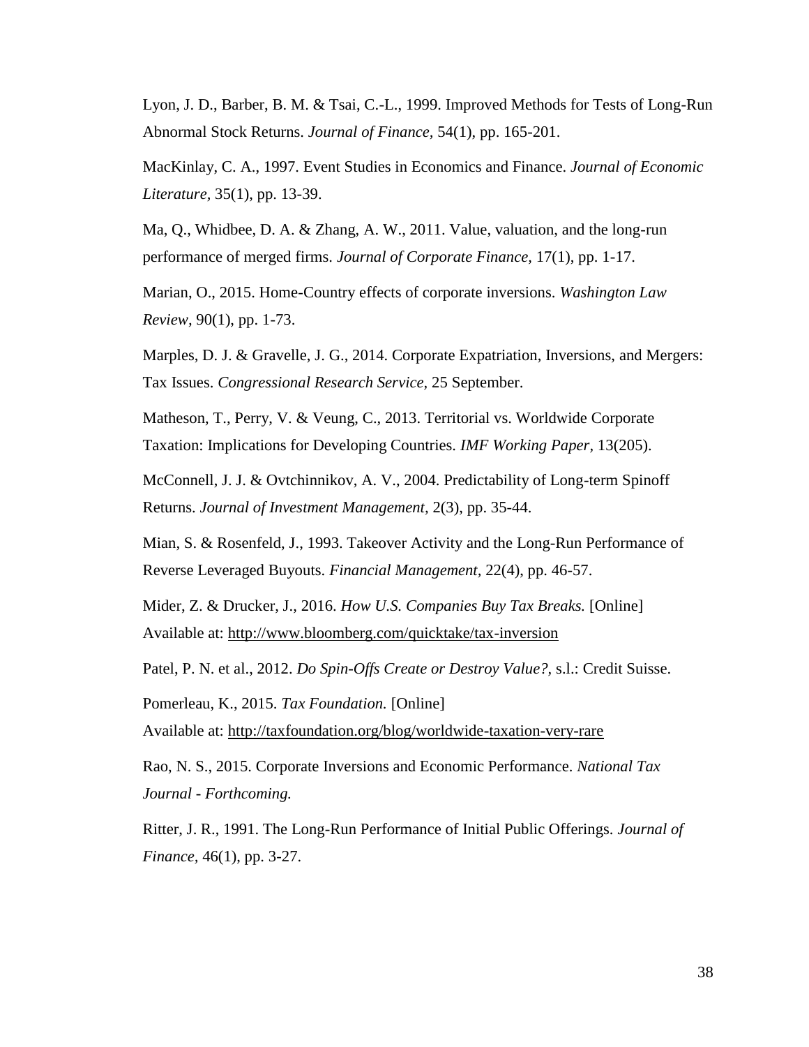Lyon, J. D., Barber, B. M. & Tsai, C.-L., 1999. Improved Methods for Tests of Long-Run Abnormal Stock Returns. *Journal of Finance*, 54(1), pp. 165-201.

MacKinlay, C. A., 1997. Event Studies in Economics and Finance. *Journal of Economic Literature*, 35(1), pp. 13-39.

Ma, Q., Whidbee, D. A. & Zhang, A. W., 2011. Value, valuation, and the long-run performance of merged firms. *Journal of Corporate Finance,* 17(1), pp. 1-17.

Marian, O., 2015. Home-Country effects of corporate inversions. *Washington Law Review,* 90(1), pp. 1-73.

Marples, D. J. & Gravelle, J. G., 2014. Corporate Expatriation, Inversions, and Mergers: Tax Issues. *Congressional Research Service,* 25 September.

Matheson, T., Perry, V. & Veung, C., 2013. Territorial vs. Worldwide Corporate Taxation: Implications for Developing Countries. *IMF Working Paper,* 13(205).

McConnell, J. J. & Ovtchinnikov, A. V., 2004. Predictability of Long-term Spinoff Returns. *Journal of Investment Management,* 2(3), pp. 35-44.

Mian, S. & Rosenfeld, J., 1993. Takeover Activity and the Long-Run Performance of Reverse Leveraged Buyouts. *Financial Management,* 22(4), pp. 46-57.

Mider, Z. & Drucker, J., 2016. *How U.S. Companies Buy Tax Breaks.* [Online] Available at: http://www.bloomberg.com/quicktake/tax-inversion

Patel, P. N. et al., 2012. *Do Spin-Offs Create or Destroy Value?,* s.l.: Credit Suisse.

Pomerleau, K., 2015. *Tax Foundation.* [Online] Available at: http://taxfoundation.org/blog/worldwide-taxation-very-rare

Rao, N. S., 2015. Corporate Inversions and Economic Performance. *National Tax Journal - Forthcoming.*

Ritter, J. R., 1991. The Long-Run Performance of Initial Public Offerings. *Journal of Finance,* 46(1), pp. 3-27.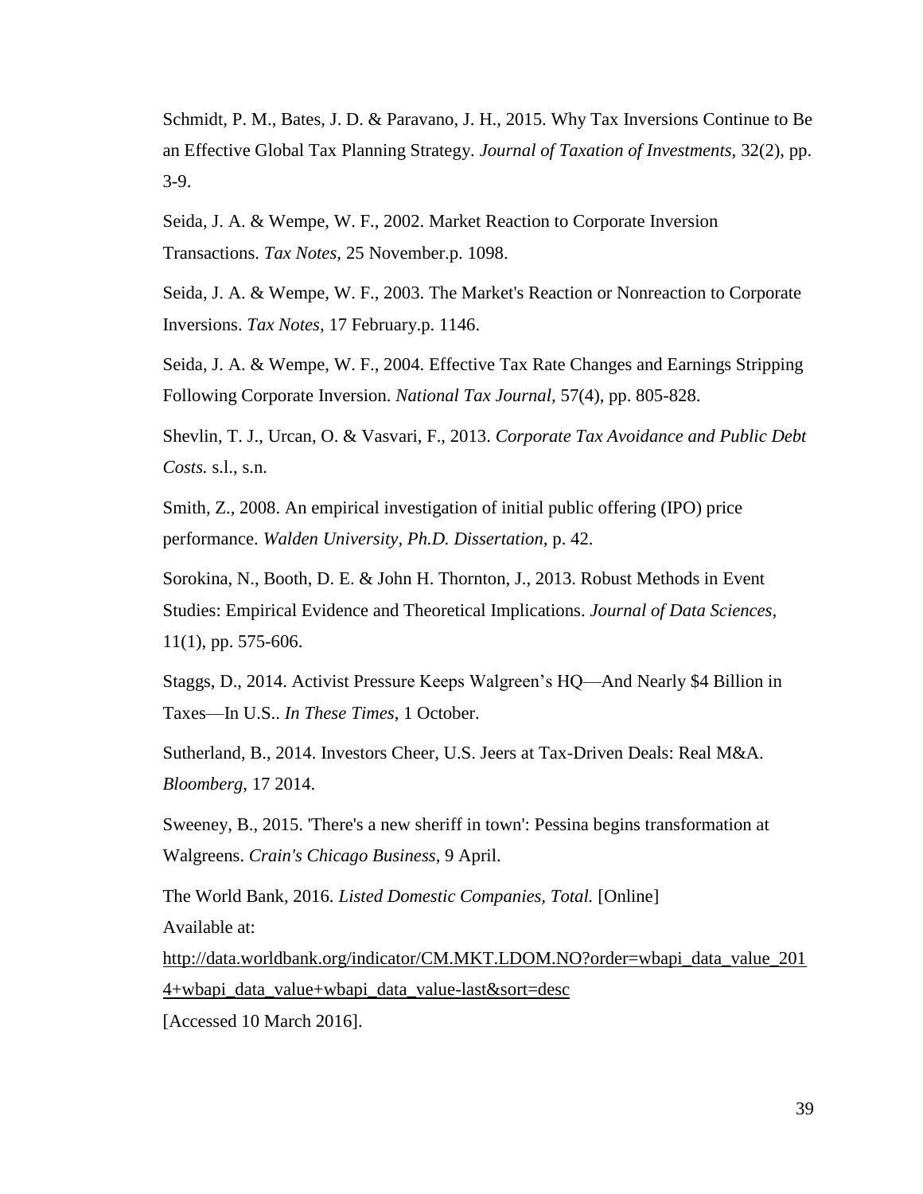Schmidt, P. M., Bates, J. D. & Paravano, J. H., 2015. Why Tax Inversions Continue to Be an Effective Global Tax Planning Strategy. *Journal of Taxation of Investments*, 32(2), pp. 3-9.

Seida, J. A. & Wempe, W. F., 2002. Market Reaction to Corporate Inversion Transactions. *Tax Notes*, 25 November.p. 1098.

Seida, J. A. & Wempe, W. F., 2003. The Market's Reaction or Nonreaction to Corporate Inversions. *Tax Notes*, 17 February.p. 1146.

Seida, J. A. & Wempe, W. F., 2004. Effective Tax Rate Changes and Earnings Stripping Following Corporate Inversion. *National Tax Journal*, 57(4), pp. 805-828.

Shevlin, T. J., Urcan, O. & Vasvari, F., 2013. *Corporate Tax Avoidance and Public Debt Costs.* s.l., s.n.

Smith, Z., 2008. An empirical investigation of initial public offering (IPO) price performance. *Walden University, Ph.D. Dissertation*, p. 42.

Sorokina, N., Booth, D. E. & John H. Thornton, J., 2013. Robust Methods in Event Studies: Empirical Evidence and Theoretical Implications. *Journal of Data Sciences*, 11(1), pp. 575-606.

Staggs, D., 2014. Activist Pressure Keeps Walgreen's HQ—And Nearly $4 Billion in Taxes—In U.S.. *In These Times*, 1 October.

Sutherland, B., 2014. Investors Cheer, U.S. Jeers at Tax-Driven Deals: Real M&A. *Bloomberg*, 17 2014.

Sweeney, B., 2015. 'There's a new sheriff in town': Pessina begins transformation at Walgreens. *Crain's Chicago Business*, 9 April.

The World Bank, 2016. *Listed Domestic Companies, Total.* [Online] Available at: http://data.worldbank.org/indicator/CM.MKT.LDOM.NO?order=wbapi_data_value_2014+wbapi_data_value+wbapi_data_value-last&sort=desc [Accessed 10 March 2016].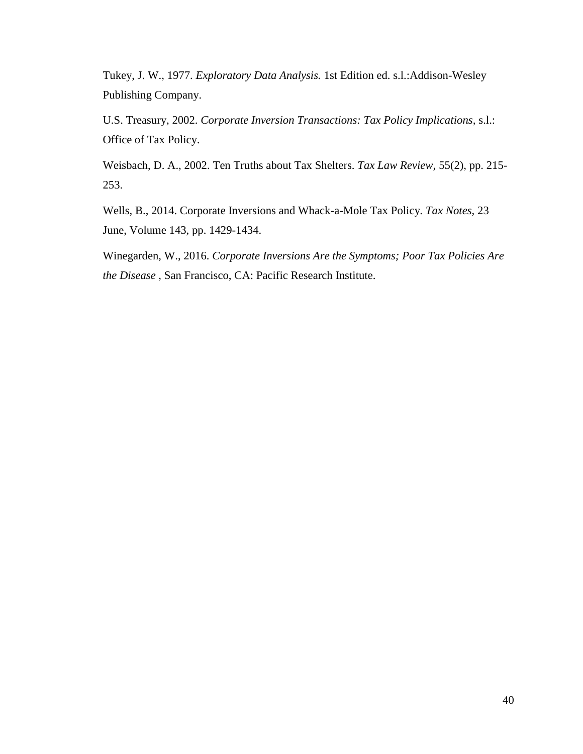Tukey, J. W., 1977. *Exploratory Data Analysis.* 1st Edition ed. s.l.:Addison-Wesley Publishing Company.

U.S. Treasury, 2002. *Corporate Inversion Transactions: Tax Policy Implications*, s.l.: Office of Tax Policy.

Weisbach, D. A., 2002. Ten Truths about Tax Shelters. *Tax Law Review,* 55(2), pp. 215-253.

Wells, B., 2014. Corporate Inversions and Whack-a-Mole Tax Policy. *Tax Notes,* 23 June, Volume 143, pp. 1429-1434.

Winegarden, W., 2016. *Corporate Inversions Are the Symptoms; Poor Tax Policies Are the Disease* , San Francisco, CA: Pacific Research Institute.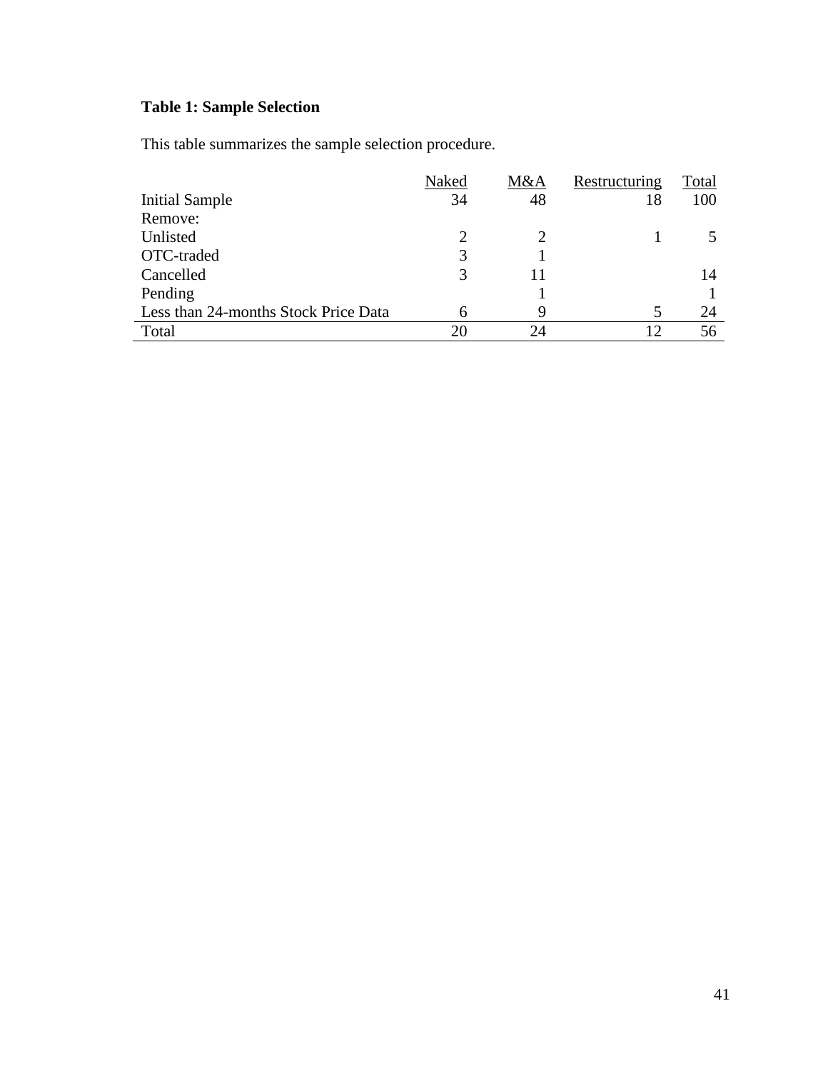**Table 1: Sample Selection**

This table summarizes the sample selection procedure.

| | Naked | M&A | Restructuring | Total |
|---|---|---|---|---|
| Initial Sample | 34 | 48 | 18 | 100 |
| Remove: | | | | |
| Unlisted | 2 | 2 | 1 | 5 |
| OTC-traded | 3 | 1 | | |
| Cancelled | 3 | 11 | | 14 |
| Pending | | 1 | | 1 |
| Less than 24-months Stock Price Data | 6 | 9 | 5 | 24 |
| Total | 20 | 24 | 12 | 56 |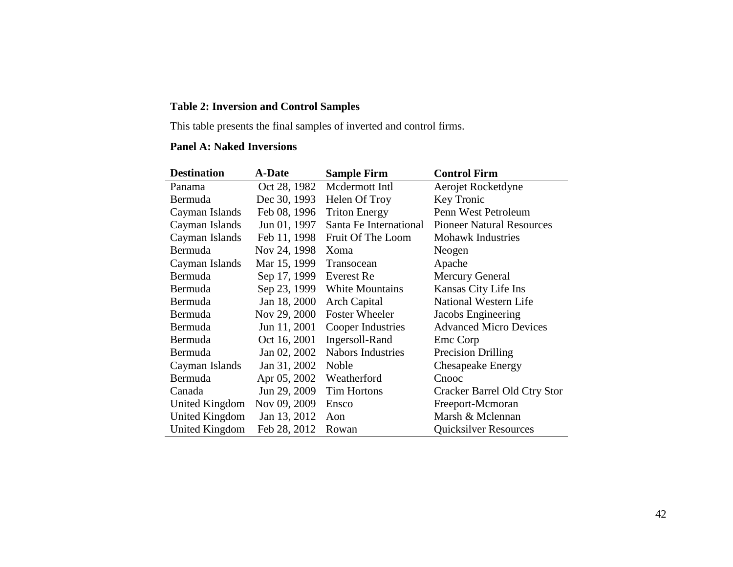**Table 2: Inversion and Control Samples**

This table presents the final samples of inverted and control firms.

**Panel A: Naked Inversions**

| Destination | A-Date | Sample Firm | Control Firm |
|---|---|---|---|
| Panama | Oct 28, 1982 | Mcdermott Intl | Aerojet Rocketdyne |
| Bermuda | Dec 30, 1993 | Helen Of Troy | Key Tronic |
| Cayman Islands | Feb 08, 1996 | Triton Energy | Penn West Petroleum |
| Cayman Islands | Jun 01, 1997 | Santa Fe International | Pioneer Natural Resources |
| Cayman Islands | Feb 11, 1998 | Fruit Of The Loom | Mohawk Industries |
| Bermuda | Nov 24, 1998 | Xoma | Neogen |
| Cayman Islands | Mar 15, 1999 | Transocean | Apache |
| Bermuda | Sep 17, 1999 | Everest Re | Mercury General |
| Bermuda | Sep 23, 1999 | White Mountains | Kansas City Life Ins |
| Bermuda | Jan 18, 2000 | Arch Capital | National Western Life |
| Bermuda | Nov 29, 2000 | Foster Wheeler | Jacobs Engineering |
| Bermuda | Jun 11, 2001 | Cooper Industries | Advanced Micro Devices |
| Bermuda | Oct 16, 2001 | Ingersoll-Rand | Emc Corp |
| Bermuda | Jan 02, 2002 | Nabors Industries | Precision Drilling |
| Cayman Islands | Jan 31, 2002 | Noble | Chesapeake Energy |
| Bermuda | Apr 05, 2002 | Weatherford | Cnooc |
| Canada | Jun 29, 2009 | Tim Hortons | Cracker Barrel Old Ctry Stor |
| United Kingdom | Nov 09, 2009 | Ensco | Freeport-Mcmoran |
| United Kingdom | Jan 13, 2012 | Aon | Marsh & Mclennan |
| United Kingdom | Feb 28, 2012 | Rowan | Quicksilver Resources |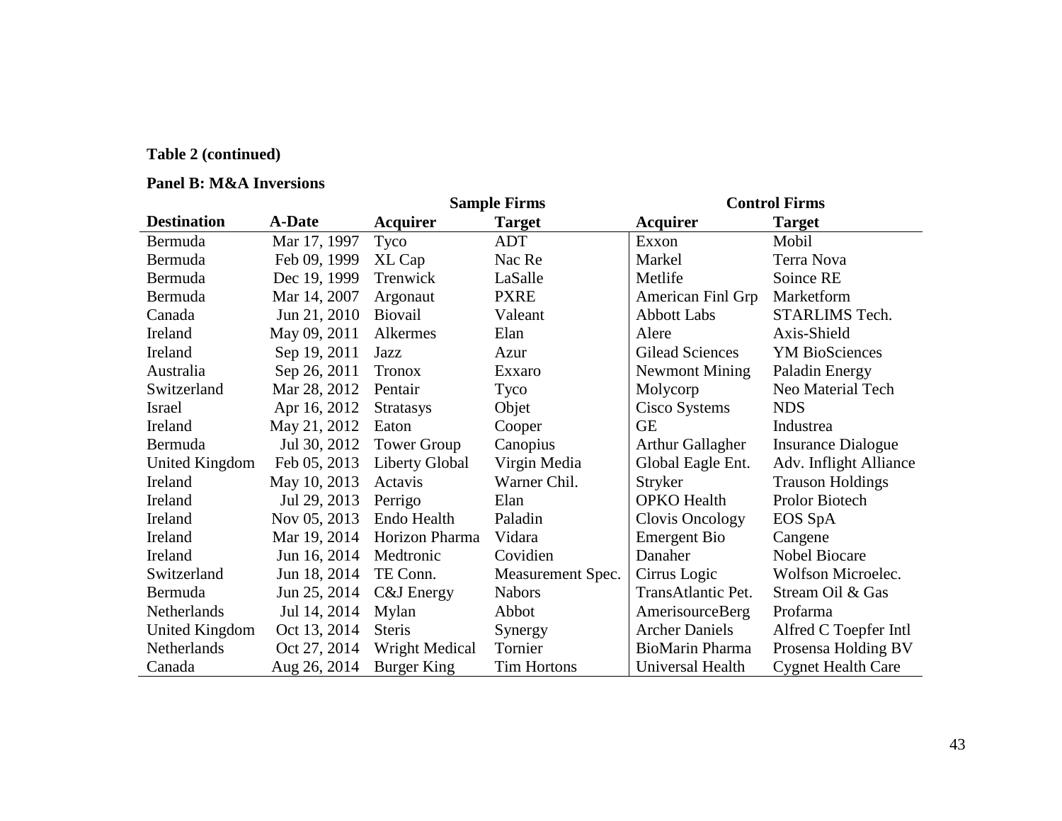**Table 2 (continued)**

**Panel B: M&A Inversions**

| | | Sample Firms | | Control Firms | |
|---|---|---|---|---|---|
| **Destination** | **A-Date** | **Acquirer** | **Target** | **Acquirer** | **Target** |
| Bermuda | Mar 17, 1997 | Tyco | ADT | Exxon | Mobil |
| Bermuda | Feb 09, 1999 | XL Cap | Nac Re | Markel | Terra Nova |
| Bermuda | Dec 19, 1999 | Trenwick | LaSalle | Metlife | Soince RE |
| Bermuda | Mar 14, 2007 | Argonaut | PXRE | American Finl Grp | Marketform |
| Canada | Jun 21, 2010 | Biovail | Valeant | Abbott Labs | STARLIMS Tech. |
| Ireland | May 09, 2011 | Alkermes | Elan | Alere | Axis-Shield |
| Ireland | Sep 19, 2011 | Jazz | Azur | Gilead Sciences | YM BioSciences |
| Australia | Sep 26, 2011 | Tronox | Exxaro | Newmont Mining | Paladin Energy |
| Switzerland | Mar 28, 2012 | Pentair | Tyco | Molycorp | Neo Material Tech |
| Israel | Apr 16, 2012 | Stratasys | Objet | Cisco Systems | NDS |
| Ireland | May 21, 2012 | Eaton | Cooper | GE | Industrea |
| Bermuda | Jul 30, 2012 | Tower Group | Canopius | Arthur Gallagher | Insurance Dialogue |
| United Kingdom | Feb 05, 2013 | Liberty Global | Virgin Media | Global Eagle Ent. | Adv. Inflight Alliance |
| Ireland | May 10, 2013 | Actavis | Warner Chil. | Stryker | Trauson Holdings |
| Ireland | Jul 29, 2013 | Perrigo | Elan | OPKO Health | Prolor Biotech |
| Ireland | Nov 05, 2013 | Endo Health | Paladin | Clovis Oncology | EOS SpA |
| Ireland | Mar 19, 2014 | Horizon Pharma | Vidara | Emergent Bio | Cangene |
| Ireland | Jun 16, 2014 | Medtronic | Covidien | Danaher | Nobel Biocare |
| Switzerland | Jun 18, 2014 | TE Conn. | Measurement Spec. | Cirrus Logic | Wolfson Microelec. |
| Bermuda | Jun 25, 2014 | C&J Energy | Nabors | TransAtlantic Pet. | Stream Oil & Gas |
| Netherlands | Jul 14, 2014 | Mylan | Abbot | AmerisourceBerg | Profarma |
| United Kingdom | Oct 13, 2014 | Steris | Synergy | Archer Daniels | Alfred C Toepfer Intl |
| Netherlands | Oct 27, 2014 | Wright Medical | Tornier | BioMarin Pharma | Prosensa Holding BV |
| Canada | Aug 26, 2014 | Burger King | Tim Hortons | Universal Health | Cygnet Health Care |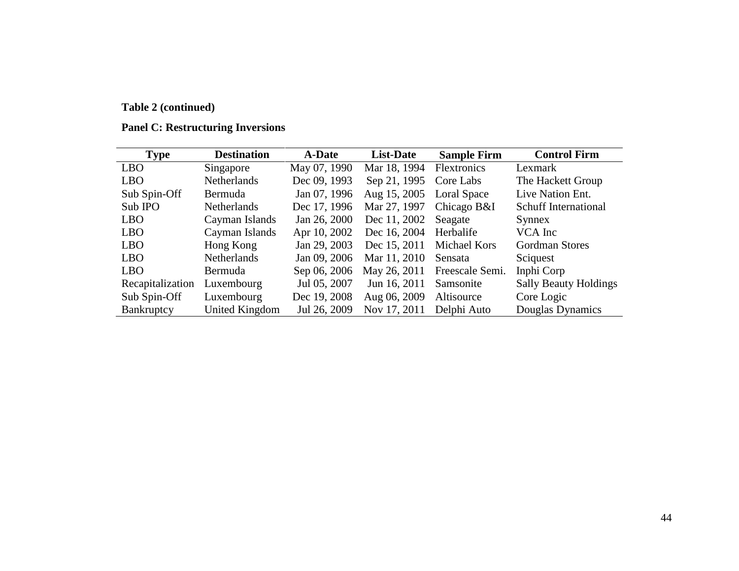**Table 2 (continued)**

**Panel C: Restructuring Inversions**

| Type | Destination | A-Date | List-Date | Sample Firm | Control Firm |
|---|---|---|---|---|---|
| LBO | Singapore | May 07, 1990 | Mar 18, 1994 | Flextronics | Lexmark |
| LBO | Netherlands | Dec 09, 1993 | Sep 21, 1995 | Core Labs | The Hackett Group |
| Sub Spin-Off | Bermuda | Jan 07, 1996 | Aug 15, 2005 | Loral Space | Live Nation Ent. |
| Sub IPO | Netherlands | Dec 17, 1996 | Mar 27, 1997 | Chicago B&I | Schuff International |
| LBO | Cayman Islands | Jan 26, 2000 | Dec 11, 2002 | Seagate | Synnex |
| LBO | Cayman Islands | Apr 10, 2002 | Dec 16, 2004 | Herbalife | VCA Inc |
| LBO | Hong Kong | Jan 29, 2003 | Dec 15, 2011 | Michael Kors | Gordman Stores |
| LBO | Netherlands | Jan 09, 2006 | Mar 11, 2010 | Sensata | Sciquest |
| LBO | Bermuda | Sep 06, 2006 | May 26, 2011 | Freescale Semi. | Inphi Corp |
| Recapitalization | Luxembourg | Jul 05, 2007 | Jun 16, 2011 | Samsonite | Sally Beauty Holdings |
| Sub Spin-Off | Luxembourg | Dec 19, 2008 | Aug 06, 2009 | Altisource | Core Logic |
| Bankruptcy | United Kingdom | Jul 26, 2009 | Nov 17, 2011 | Delphi Auto | Douglas Dynamics |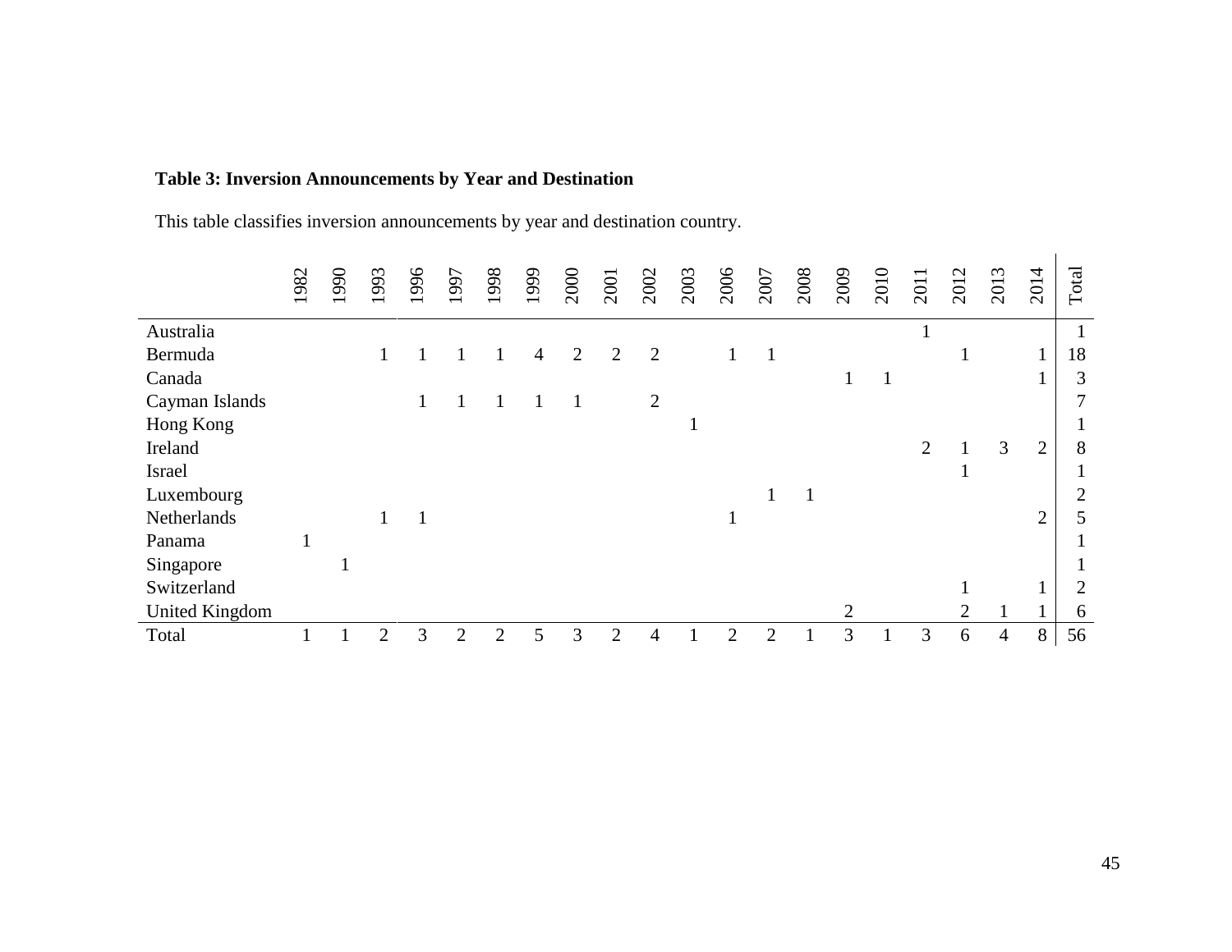**Table 3: Inversion Announcements by Year and Destination**

This table classifies inversion announcements by year and destination country.

| | 1982 | 1990 | 1993 | 1996 | 1997 | 1998 | 1999 | 2000 | 2001 | 2002 | 2003 | 2006 | 2007 | 2008 | 2009 | 2010 | 2011 | 2012 | 2013 | 2014 | Total |
|---|---|---|---|---|---|---|---|---|---|---|---|---|---|---|---|---|---|---|---|---|---|
| Australia | | | | | | | | | | | | | | | | | 1 | | | | 1 |
| Bermuda | | | 1 | 1 | 1 | 1 | 4 | 2 | 2 | 2 | | 1 | 1 | | | | | 1 | | 1 | 18 |
| Canada | | | | | | | | | | | | | | | 1 | 1 | | | | 1 | 3 |
| Cayman Islands | | | | 1 | 1 | 1 | 1 | 1 | | 2 | | | | | | | | | | | 7 |
| Hong Kong | | | | | | | | | | | 1 | | | | | | | | | | 1 |
| Ireland | | | | | | | | | | | | | | | | | 2 | 1 | 3 | 2 | 8 |
| Israel | | | | | | | | | | | | | | | | | | 1 | | | 1 |
| Luxembourg | | | | | | | | | | | | | 1 | 1 | | | | | | | 2 |
| Netherlands | | | 1 | 1 | | | | | | | | 1 | | | | | | | | 2 | 5 |
| Panama | 1 | | | | | | | | | | | | | | | | | | | | 1 |
| Singapore | | 1 | | | | | | | | | | | | | | | | | | | 1 |
| Switzerland | | | | | | | | | | | | | | | | | | 1 | | 1 | 2 |
| United Kingdom | | | | | | | | | | | | | | | 2 | | | 2 | 1 | 1 | 6 |
| Total | 1 | 1 | 2 | 3 | 2 | 2 | 5 | 3 | 2 | 4 | 1 | 2 | 2 | 1 | 3 | 1 | 3 | 6 | 4 | 8 | 56 |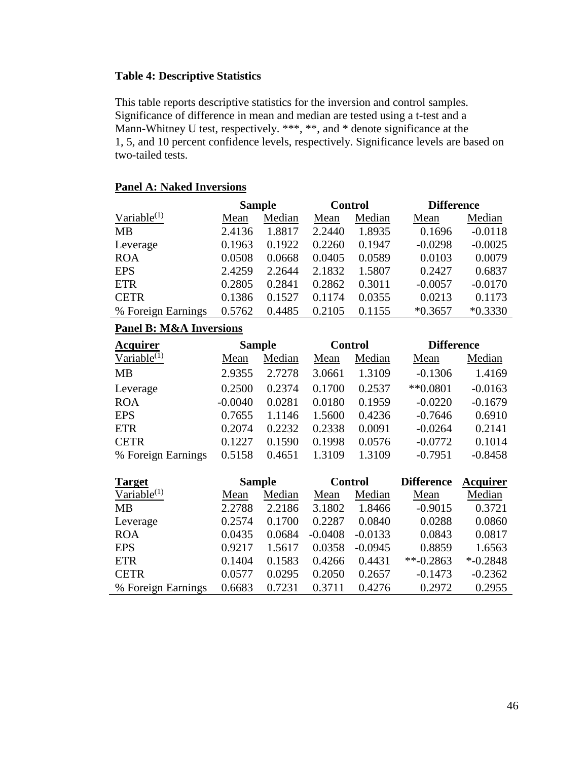**Table 4: Descriptive Statistics**

This table reports descriptive statistics for the inversion and control samples. Significance of difference in mean and median are tested using a t-test and a Mann-Whitney U test, respectively. ***, **, and * denote significance at the 1, 5, and 10 percent confidence levels, respectively. Significance levels are based on two-tailed tests.

**Panel A: Naked Inversions**

| | Sample | | Control | | Difference | |
|---|---|---|---|---|---|---|
| Variable(1) | Mean | Median | Mean | Median | Mean | Median |
| MB | 2.4136 | 1.8817 | 2.2440 | 1.8935 | 0.1696 | -0.0118 |
| Leverage | 0.1963 | 0.1922 | 0.2260 | 0.1947 | -0.0298 | -0.0025 |
| ROA | 0.0508 | 0.0668 | 0.0405 | 0.0589 | 0.0103 | 0.0079 |
| EPS | 2.4259 | 2.2644 | 2.1832 | 1.5807 | 0.2427 | 0.6837 |
| ETR | 0.2805 | 0.2841 | 0.2862 | 0.3011 | -0.0057 | -0.0170 |
| CETR | 0.1386 | 0.1527 | 0.1174 | 0.0355 | 0.0213 | 0.1173 |
| % Foreign Earnings | 0.5762 | 0.4485 | 0.2105 | 0.1155 | *0.3657 | *0.3330 |

**Panel B: M&A Inversions**

| Acquirer | Sample | | Control | | Difference | |
|---|---|---|---|---|---|---|
| Variable(1) | Mean | Median | Mean | Median | Mean | Median |
| MB | 2.9355 | 2.7278 | 3.0661 | 1.3109 | -0.1306 | 1.4169 |
| Leverage | 0.2500 | 0.2374 | 0.1700 | 0.2537 | **0.0801 | -0.0163 |
| ROA | -0.0040 | 0.0281 | 0.0180 | 0.1959 | -0.0220 | -0.1679 |
| EPS | 0.7655 | 1.1146 | 1.5600 | 0.4236 | -0.7646 | 0.6910 |
| ETR | 0.2074 | 0.2232 | 0.2338 | 0.0091 | -0.0264 | 0.2141 |
| CETR | 0.1227 | 0.1590 | 0.1998 | 0.0576 | -0.0772 | 0.1014 |
| % Foreign Earnings | 0.5158 | 0.4651 | 1.3109 | 1.3109 | -0.7951 | -0.8458 |

| Target | Sample | | Control | | Difference | Acquirer |
|---|---|---|---|---|---|---|
| Variable(1) | Mean | Median | Mean | Median | Mean | Median |
| MB | 2.2788 | 2.2186 | 3.1802 | 1.8466 | -0.9015 | 0.3721 |
| Leverage | 0.2574 | 0.1700 | 0.2287 | 0.0840 | 0.0288 | 0.0860 |
| ROA | 0.0435 | 0.0684 | -0.0408 | -0.0133 | 0.0843 | 0.0817 |
| EPS | 0.9217 | 1.5617 | 0.0358 | -0.0945 | 0.8859 | 1.6563 |
| ETR | 0.1404 | 0.1583 | 0.4266 | 0.4431 | **-0.2863 | *-0.2848 |
| CETR | 0.0577 | 0.0295 | 0.2050 | 0.2657 | -0.1473 | -0.2362 |
| % Foreign Earnings | 0.6683 | 0.7231 | 0.3711 | 0.4276 | 0.2972 | 0.2955 |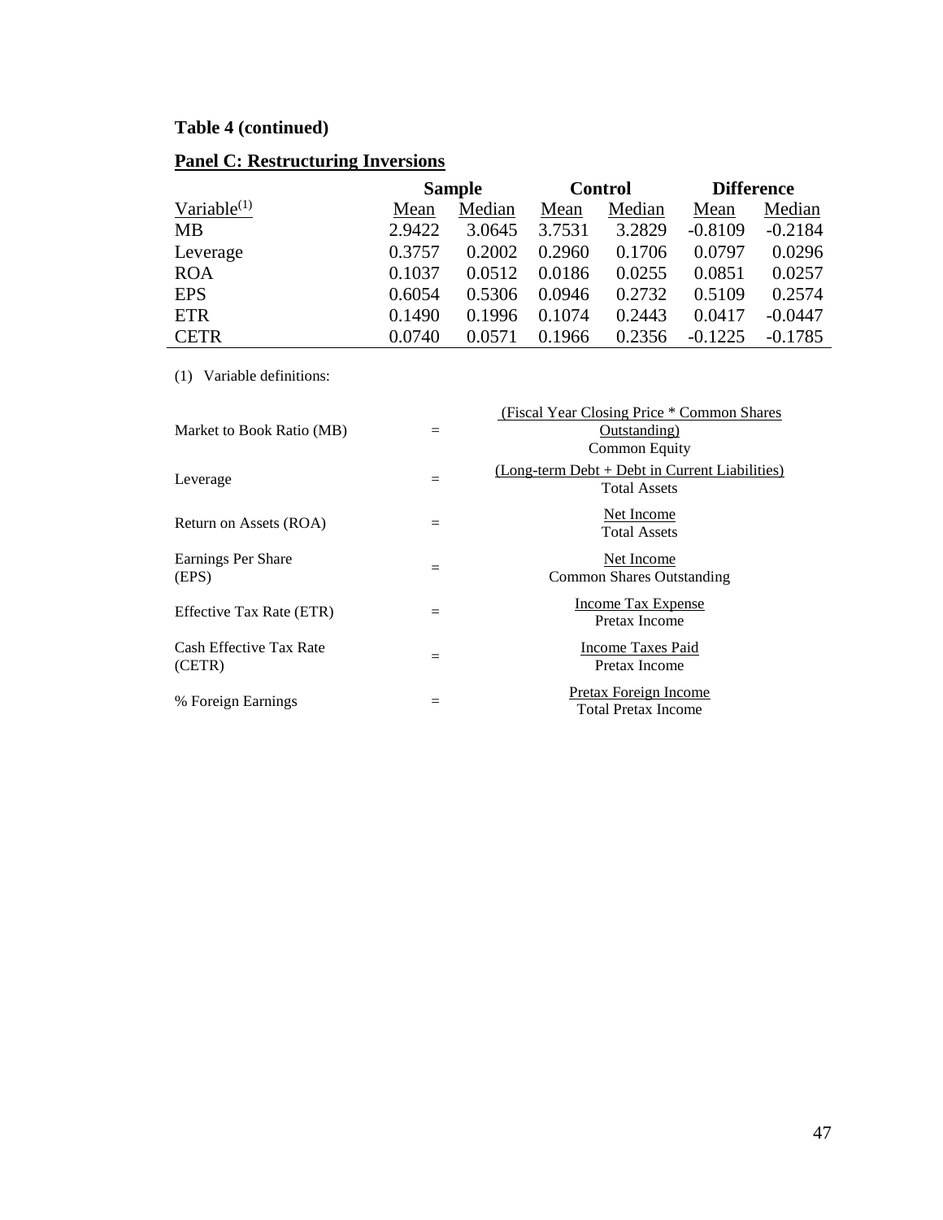**Table 4 (continued)**

**Panel C: Restructuring Inversions**

| | Sample | | Control | | Difference | |
|---|---|---|---|---|---|---|
| Variable[(1)] | Mean | Median | Mean | Median | Mean | Median |
| MB | 2.9422 | 3.0645 | 3.7531 | 3.2829 | -0.8109 | -0.2184 |
| Leverage | 0.3757 | 0.2002 | 0.2960 | 0.1706 | 0.0797 | 0.0296 |
| ROA | 0.1037 | 0.0512 | 0.0186 | 0.0255 | 0.0851 | 0.0257 |
| EPS | 0.6054 | 0.5306 | 0.0946 | 0.2732 | 0.5109 | 0.2574 |
| ETR | 0.1490 | 0.1996 | 0.1074 | 0.2443 | 0.0417 | -0.0447 |
| CETR | 0.0740 | 0.0571 | 0.1966 | 0.2356 | -0.1225 | -0.1785 |

(1) Variable definitions:

| | | |
|---|---|---|
| Market to Book Ratio (MB) | = | (Fiscal Year Closing Price * Common Shares Outstanding) / Common Equity |
| Leverage | = | (Long-term Debt + Debt in Current Liabilities) / Total Assets |
| Return on Assets (ROA) | = | Net Income / Total Assets |
| Earnings Per Share (EPS) | = | Net Income / Common Shares Outstanding |
| Effective Tax Rate (ETR) | = | Income Tax Expense / Pretax Income |
| Cash Effective Tax Rate (CETR) | = | Income Taxes Paid / Pretax Income |
| % Foreign Earnings | = | Pretax Foreign Income / Total Pretax Income |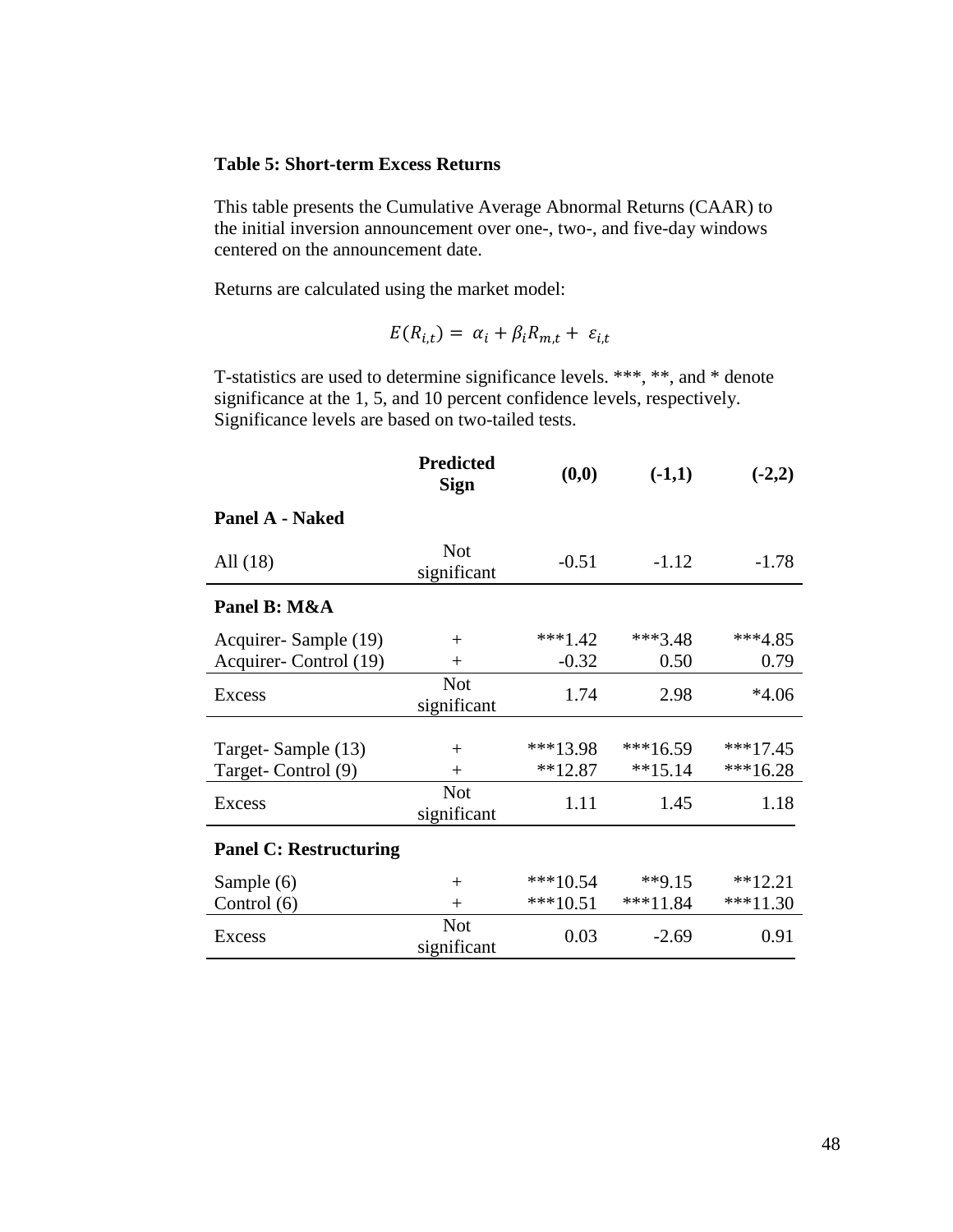**Table 5: Short-term Excess Returns**

This table presents the Cumulative Average Abnormal Returns (CAAR) to the initial inversion announcement over one-, two-, and five-day windows centered on the announcement date.

Returns are calculated using the market model:

$$E(R_{i,t}) = \alpha_i + \beta_i R_{m,t} + \varepsilon_{i,t}$$

T-statistics are used to determine significance levels. ***, **, and * denote significance at the 1, 5, and 10 percent confidence levels, respectively. Significance levels are based on two-tailed tests.

| | Predicted Sign | (0,0) | (-1,1) | (-2,2) |
|---|---|---|---|---|
| **Panel A - Naked** | | | | |
| All (18) | Not significant | -0.51 | -1.12 | -1.78 |
| **Panel B: M&A** | | | | |
| Acquirer- Sample (19) | + | ***1.42 | ***3.48 | ***4.85 |
| Acquirer- Control (19) | + | -0.32 | 0.50 | 0.79 |
| Excess | Not significant | 1.74 | 2.98 | *4.06 |
| Target- Sample (13) | + | ***13.98 | ***16.59 | ***17.45 |
| Target- Control (9) | + | **12.87 | **15.14 | ***16.28 |
| Excess | Not significant | 1.11 | 1.45 | 1.18 |
| **Panel C: Restructuring** | | | | |
| Sample (6) | + | ***10.54 | **9.15 | **12.21 |
| Control (6) | + | ***10.51 | ***11.84 | ***11.30 |
| Excess | Not significant | 0.03 | -2.69 | 0.91 |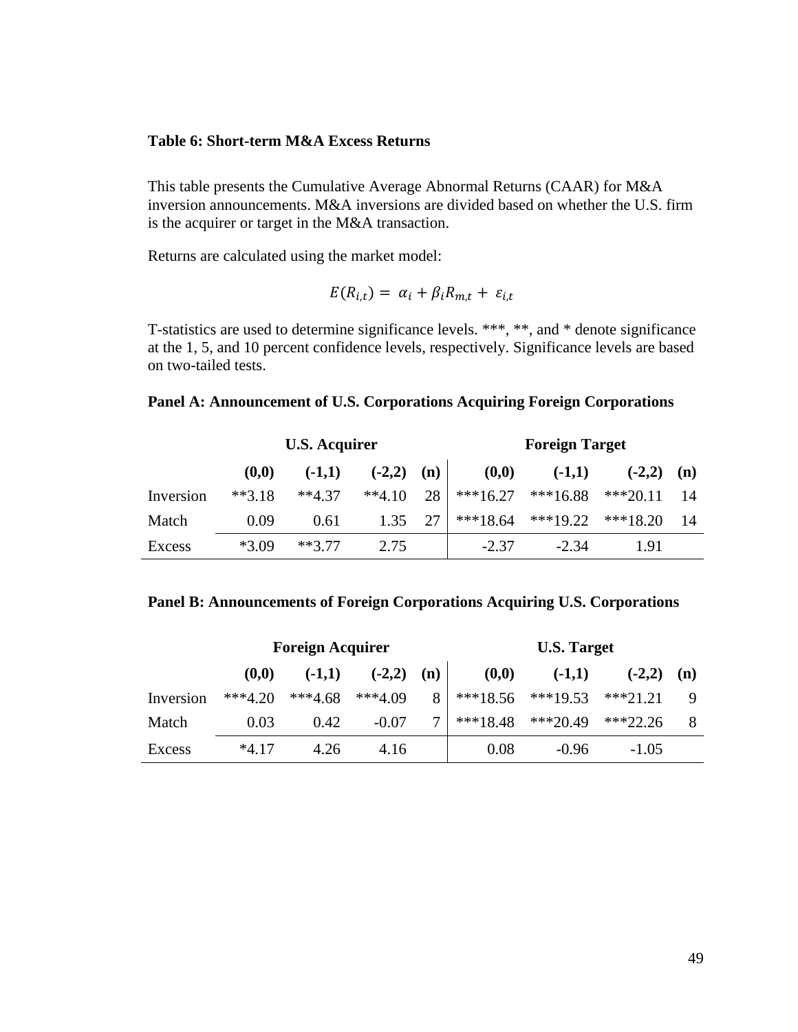**Table 6: Short-term M&A Excess Returns**

This table presents the Cumulative Average Abnormal Returns (CAAR) for M&A inversion announcements. M&A inversions are divided based on whether the U.S. firm is the acquirer or target in the M&A transaction.

Returns are calculated using the market model:

$$E(R_{i,t}) = \alpha_i + \beta_i R_{m,t} + \varepsilon_{i,t}$$

T-statistics are used to determine significance levels. ***, **, and * denote significance at the 1, 5, and 10 percent confidence levels, respectively. Significance levels are based on two-tailed tests.

**Panel A: Announcement of U.S. Corporations Acquiring Foreign Corporations**

| | **U.S. Acquirer** | | | | **Foreign Target** | | | |
|---|---|---|---|---|---|---|---|---|
| | **(0,0)** | **(-1,1)** | **(-2,2)** | **(n)** | **(0,0)** | **(-1,1)** | **(-2,2)** | **(n)** |
| Inversion | **3.18 | **4.37 | **4.10 | 28 | ***16.27 | ***16.88 | ***20.11 | 14 |
| Match | 0.09 | 0.61 | 1.35 | 27 | ***18.64 | ***19.22 | ***18.20 | 14 |
| Excess | *3.09 | **3.77 | 2.75 | | -2.37 | -2.34 | 1.91 | |

**Panel B: Announcements of Foreign Corporations Acquiring U.S. Corporations**

| | **Foreign Acquirer** | | | | **U.S. Target** | | | |
|---|---|---|---|---|---|---|---|---|
| | **(0,0)** | **(-1,1)** | **(-2,2)** | **(n)** | **(0,0)** | **(-1,1)** | **(-2,2)** | **(n)** |
| Inversion | ***4.20 | ***4.68 | ***4.09 | 8 | ***18.56 | ***19.53 | ***21.21 | 9 |
| Match | 0.03 | 0.42 | -0.07 | 7 | ***18.48 | ***20.49 | ***22.26 | 8 |
| Excess | *4.17 | 4.26 | 4.16 | | 0.08 | -0.96 | -1.05 | |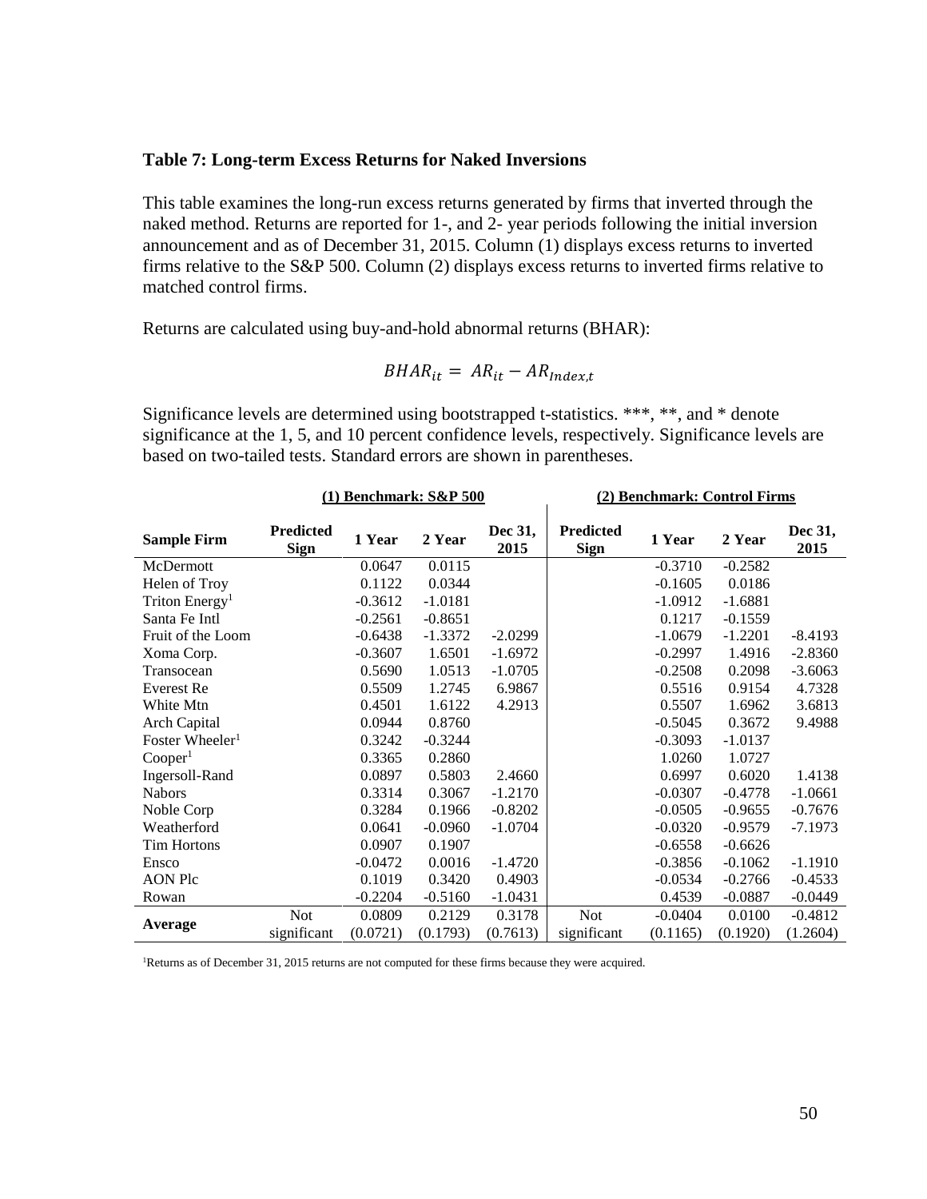**Table 7: Long-term Excess Returns for Naked Inversions**

This table examines the long-run excess returns generated by firms that inverted through the naked method. Returns are reported for 1-, and 2- year periods following the initial inversion announcement and as of December 31, 2015. Column (1) displays excess returns to inverted firms relative to the S&P 500. Column (2) displays excess returns to inverted firms relative to matched control firms.

Returns are calculated using buy-and-hold abnormal returns (BHAR):

$$BHAR_{it} = AR_{it} - AR_{Index,t}$$

Significance levels are determined using bootstrapped t-statistics. ***, **, and * denote significance at the 1, 5, and 10 percent confidence levels, respectively. Significance levels are based on two-tailed tests. Standard errors are shown in parentheses.

| | (1) Benchmark: S&P 500 | | | | (2) Benchmark: Control Firms | | | |
|---|---|---|---|---|---|---|---|---|
| **Sample Firm** | **Predicted Sign** | **1 Year** | **2 Year** | **Dec 31, 2015** | **Predicted Sign** | **1 Year** | **2 Year** | **Dec 31, 2015** |
| McDermott | | 0.0647 | 0.0115 | | | -0.3710 | -0.2582 | |
| Helen of Troy | | 0.1122 | 0.0344 | | | -0.1605 | 0.0186 | |
| Triton Energy[1] | | -0.3612 | -1.0181 | | | -1.0912 | -1.6881 | |
| Santa Fe Intl | | -0.2561 | -0.8651 | | | 0.1217 | -0.1559 | |
| Fruit of the Loom | | -0.6438 | -1.3372 | -2.0299 | | -1.0679 | -1.2201 | -8.4193 |
| Xoma Corp. | | -0.3607 | 1.6501 | -1.6972 | | -0.2997 | 1.4916 | -2.8360 |
| Transocean | | 0.5690 | 1.0513 | -1.0705 | | -0.2508 | 0.2098 | -3.6063 |
| Everest Re | | 0.5509 | 1.2745 | 6.9867 | | 0.5516 | 0.9154 | 4.7328 |
| White Mtn | | 0.4501 | 1.6122 | 4.2913 | | 0.5507 | 1.6962 | 3.6813 |
| Arch Capital | | 0.0944 | 0.8760 | | | -0.5045 | 0.3672 | 9.4988 |
| Foster Wheeler[1] | | 0.3242 | -0.3244 | | | -0.3093 | -1.0137 | |
| Cooper[1] | | 0.3365 | 0.2860 | | | 1.0260 | 1.0727 | |
| Ingersoll-Rand | | 0.0897 | 0.5803 | 2.4660 | | 0.6997 | 0.6020 | 1.4138 |
| Nabors | | 0.3314 | 0.3067 | -1.2170 | | -0.0307 | -0.4778 | -1.0661 |
| Noble Corp | | 0.3284 | 0.1966 | -0.8202 | | -0.0505 | -0.9655 | -0.7676 |
| Weatherford | | 0.0641 | -0.0960 | -1.0704 | | -0.0320 | -0.9579 | -7.1973 |
| Tim Hortons | | 0.0907 | 0.1907 | | | -0.6558 | -0.6626 | |
| Ensco | | -0.0472 | 0.0016 | -1.4720 | | -0.3856 | -0.1062 | -1.1910 |
| AON Plc | | 0.1019 | 0.3420 | 0.4903 | | -0.0534 | -0.2766 | -0.4533 |
| Rowan | | -0.2204 | -0.5160 | -1.0431 | | 0.4539 | -0.0887 | -0.0449 |
| **Average** | Not significant | 0.0809<br>(0.0721) | 0.2129<br>(0.1793) | 0.3178<br>(0.7613) | Not significant | -0.0404<br>(0.1165) | 0.0100<br>(0.1920) | -0.4812<br>(1.2604) |

[1]Returns as of December 31, 2015 returns are not computed for these firms because they were acquired.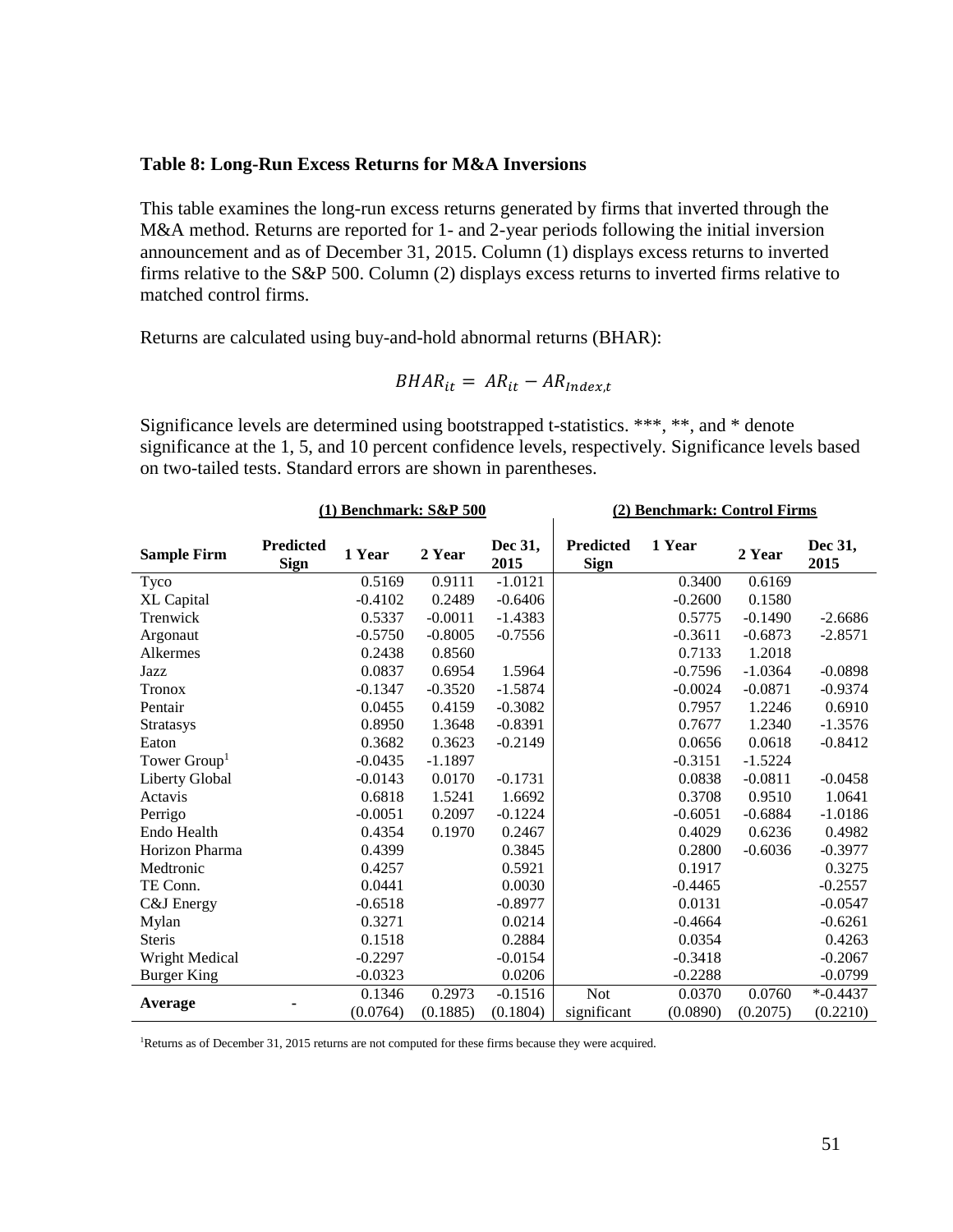**Table 8: Long-Run Excess Returns for M&A Inversions**

This table examines the long-run excess returns generated by firms that inverted through the M&A method. Returns are reported for 1- and 2-year periods following the initial inversion announcement and as of December 31, 2015. Column (1) displays excess returns to inverted firms relative to the S&P 500. Column (2) displays excess returns to inverted firms relative to matched control firms.

Returns are calculated using buy-and-hold abnormal returns (BHAR):

$$BHAR_{it} = AR_{it} - AR_{Index,t}$$

Significance levels are determined using bootstrapped t-statistics. ***, **, and * denote significance at the 1, 5, and 10 percent confidence levels, respectively. Significance levels based on two-tailed tests. Standard errors are shown in parentheses.

| | (1) Benchmark: S&P 500 | | | | (2) Benchmark: Control Firms | | | |
|---|---|---|---|---|---|---|---|---|
| **Sample Firm** | **Predicted Sign** | **1 Year** | **2 Year** | **Dec 31, 2015** | **Predicted Sign** | **1 Year** | **2 Year** | **Dec 31, 2015** |
| Tyco | | 0.5169 | 0.9111 | -1.0121 | | 0.3400 | 0.6169 | |
| XL Capital | | -0.4102 | 0.2489 | -0.6406 | | -0.2600 | 0.1580 | |
| Trenwick | | 0.5337 | -0.0011 | -1.4383 | | 0.5775 | -0.1490 | -2.6686 |
| Argonaut | | -0.5750 | -0.8005 | -0.7556 | | -0.3611 | -0.6873 | -2.8571 |
| Alkermes | | 0.2438 | 0.8560 | | | 0.7133 | 1.2018 | |
| Jazz | | 0.0837 | 0.6954 | 1.5964 | | -0.7596 | -1.0364 | -0.0898 |
| Tronox | | -0.1347 | -0.3520 | -1.5874 | | -0.0024 | -0.0871 | -0.9374 |
| Pentair | | 0.0455 | 0.4159 | -0.3082 | | 0.7957 | 1.2246 | 0.6910 |
| Stratasys | | 0.8950 | 1.3648 | -0.8391 | | 0.7677 | 1.2340 | -1.3576 |
| Eaton | | 0.3682 | 0.3623 | -0.2149 | | 0.0656 | 0.0618 | -0.8412 |
| Tower Group[1] | | -0.0435 | -1.1897 | | | -0.3151 | -1.5224 | |
| Liberty Global | | -0.0143 | 0.0170 | -0.1731 | | 0.0838 | -0.0811 | -0.0458 |
| Actavis | | 0.6818 | 1.5241 | 1.6692 | | 0.3708 | 0.9510 | 1.0641 |
| Perrigo | | -0.0051 | 0.2097 | -0.1224 | | -0.6051 | -0.6884 | -1.0186 |
| Endo Health | | 0.4354 | 0.1970 | 0.2467 | | 0.4029 | 0.6236 | 0.4982 |
| Horizon Pharma | | 0.4399 | | 0.3845 | | 0.2800 | -0.6036 | -0.3977 |
| Medtronic | | 0.4257 | | 0.5921 | | 0.1917 | | 0.3275 |
| TE Conn. | | 0.0441 | | 0.0030 | | -0.4465 | | -0.2557 |
| C&J Energy | | -0.6518 | | -0.8977 | | 0.0131 | | -0.0547 |
| Mylan | | 0.3271 | | 0.0214 | | -0.4664 | | -0.6261 |
| Steris | | 0.1518 | | 0.2884 | | 0.0354 | | 0.4263 |
| Wright Medical | | -0.2297 | | -0.0154 | | -0.3418 | | -0.2067 |
| Burger King | | -0.0323 | | 0.0206 | | -0.2288 | | -0.0799 |
| **Average** | - | 0.1346 (0.0764) | 0.2973 (0.1885) | -0.1516 (0.1804) | Not significant | 0.0370 (0.0890) | 0.0760 (0.2075) | *-0.4437 (0.2210) |

[1]Returns as of December 31, 2015 returns are not computed for these firms because they were acquired.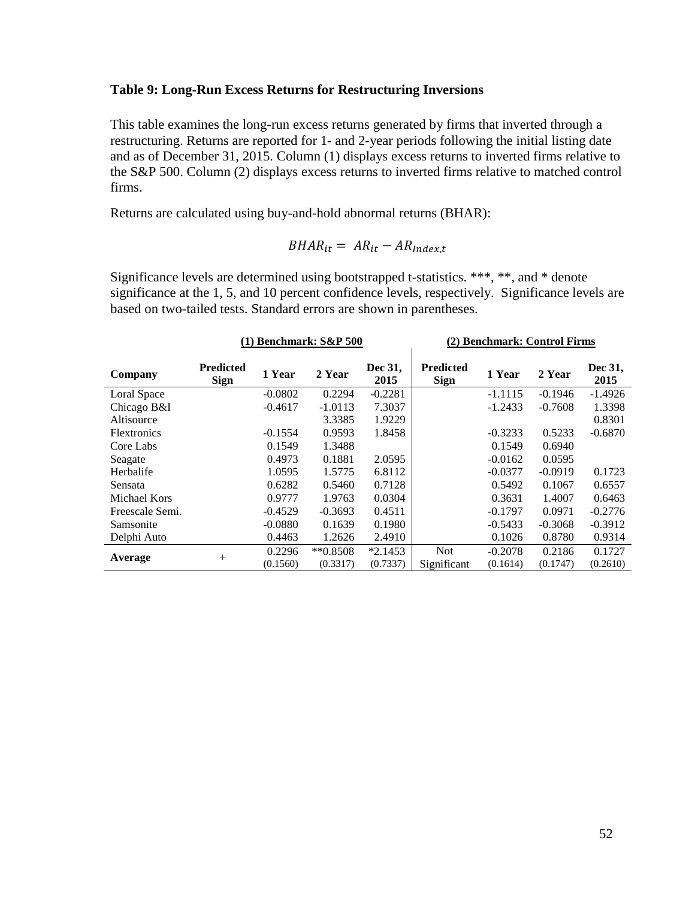**Table 9: Long-Run Excess Returns for Restructuring Inversions**

This table examines the long-run excess returns generated by firms that inverted through a restructuring. Returns are reported for 1- and 2-year periods following the initial listing date and as of December 31, 2015. Column (1) displays excess returns to inverted firms relative to the S&P 500. Column (2) displays excess returns to inverted firms relative to matched control firms.

Returns are calculated using buy-and-hold abnormal returns (BHAR):

$$BHAR_{it} = AR_{it} - AR_{Index,t}$$

Significance levels are determined using bootstrapped t-statistics. ***, **, and * denote significance at the 1, 5, and 10 percent confidence levels, respectively. Significance levels are based on two-tailed tests. Standard errors are shown in parentheses.

| | (1) Benchmark: S&P 500 | | | | (2) Benchmark: Control Firms | | | |
|---|---|---|---|---|---|---|---|---|
| **Company** | **Predicted Sign** | **1 Year** | **2 Year** | **Dec 31, 2015** | **Predicted Sign** | **1 Year** | **2 Year** | **Dec 31, 2015** |
| Loral Space | | -0.0802 | 0.2294 | -0.2281 | | -1.1115 | -0.1946 | -1.4926 |
| Chicago B&I | | -0.4617 | -1.0113 | 7.3037 | | -1.2433 | -0.7608 | 1.3398 |
| Altisource | | | 3.3385 | 1.9229 | | | | 0.8301 |
| Flextronics | | -0.1554 | 0.9593 | 1.8458 | | -0.3233 | 0.5233 | -0.6870 |
| Core Labs | | 0.1549 | 1.3488 | | | 0.1549 | 0.6940 | |
| Seagate | | 0.4973 | 0.1881 | 2.0595 | | -0.0162 | 0.0595 | |
| Herbalife | | 1.0595 | 1.5775 | 6.8112 | | -0.0377 | -0.0919 | 0.1723 |
| Sensata | | 0.6282 | 0.5460 | 0.7128 | | 0.5492 | 0.1067 | 0.6557 |
| Michael Kors | | 0.9777 | 1.9763 | 0.0304 | | 0.3631 | 1.4007 | 0.6463 |
| Freescale Semi. | | -0.4529 | -0.3693 | 0.4511 | | -0.1797 | 0.0971 | -0.2776 |
| Samsonite | | -0.0880 | 0.1639 | 0.1980 | | -0.5433 | -0.3068 | -0.3912 |
| Delphi Auto | | 0.4463 | 1.2626 | 2.4910 | | 0.1026 | 0.8780 | 0.9314 |
| **Average** | + | 0.2296 | **0.8508 | *2.1453 | Not | -0.2078 | 0.2186 | 0.1727 |
| | | (0.1560) | (0.3317) | (0.7337) | Significant | (0.1614) | (0.1747) | (0.2610) |